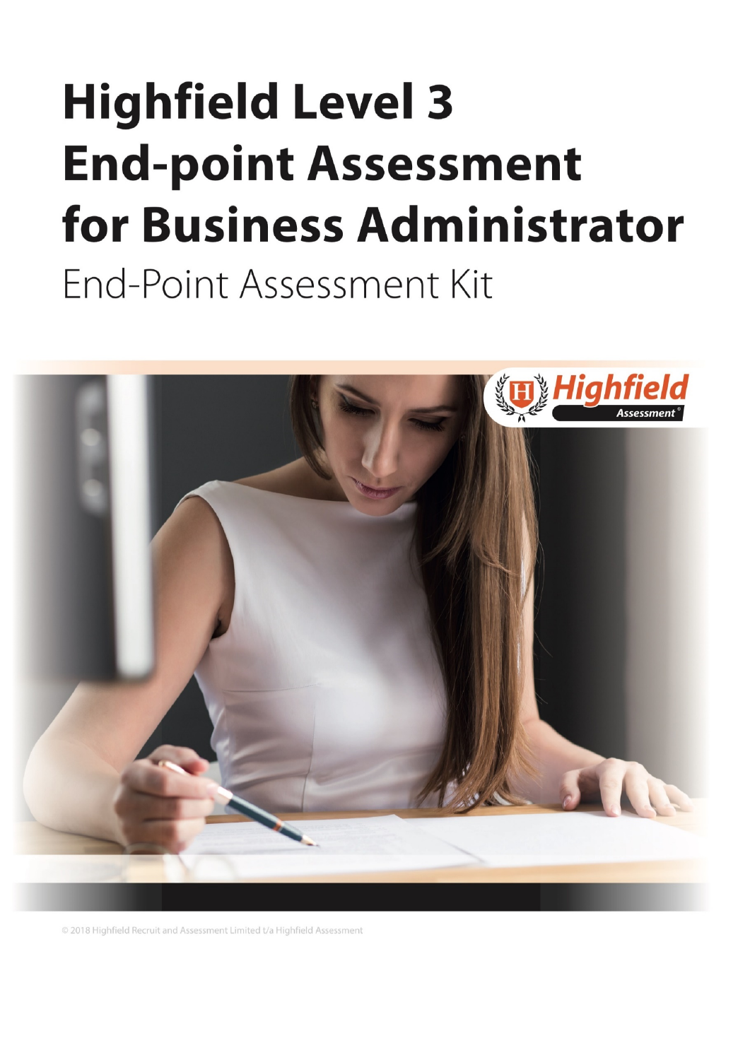# Highfield Level 3 End-point Assessment for Business Administrator

End-Point Assessment Kit

© 2018 Highfield Recruit and Assessment Limited t/a Highfield Assessment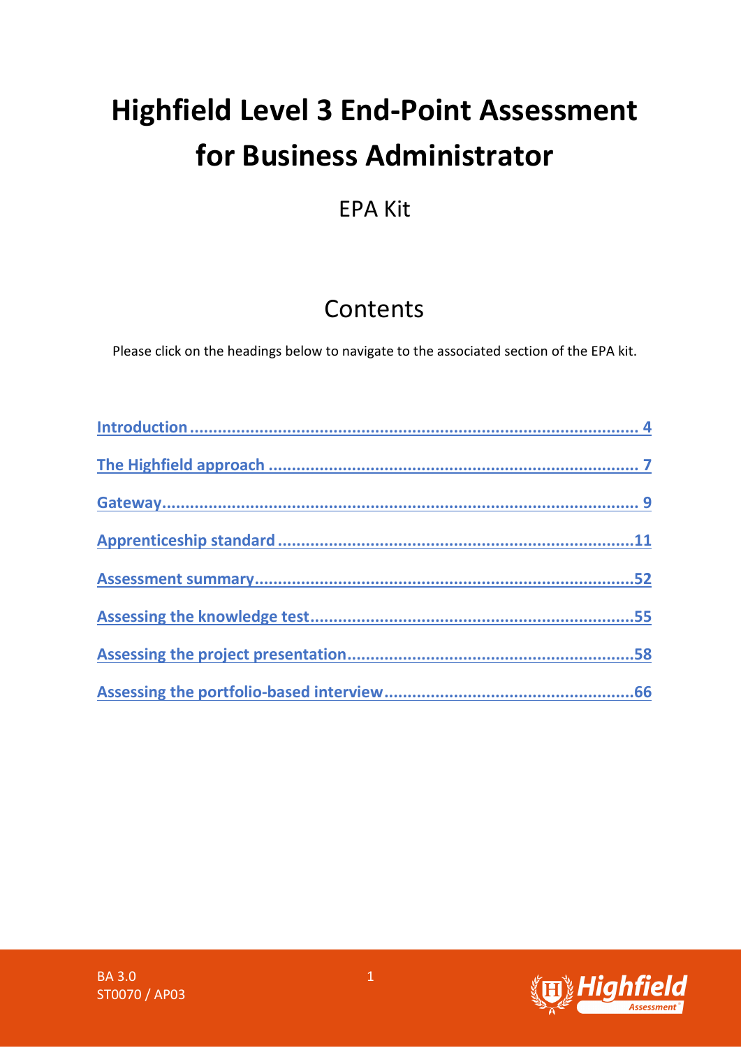# Highfield Level 3 End-Point Assessment for Business Administrator

EPA Kit

## Contents

Please click on the headings below to navigate to the associated section of the EPA kit.

[Introduction ... 4](#)

[The Highfield approach ... 7](#)

[Gateway ... 9](#)

[Apprenticeship standard ... 11](#)

[Assessment summary ... 52](#)

[Assessing the knowledge test ... 55](#)

[Assessing the project presentation ... 58](#)

[Assessing the portfolio-based interview ... 66](#)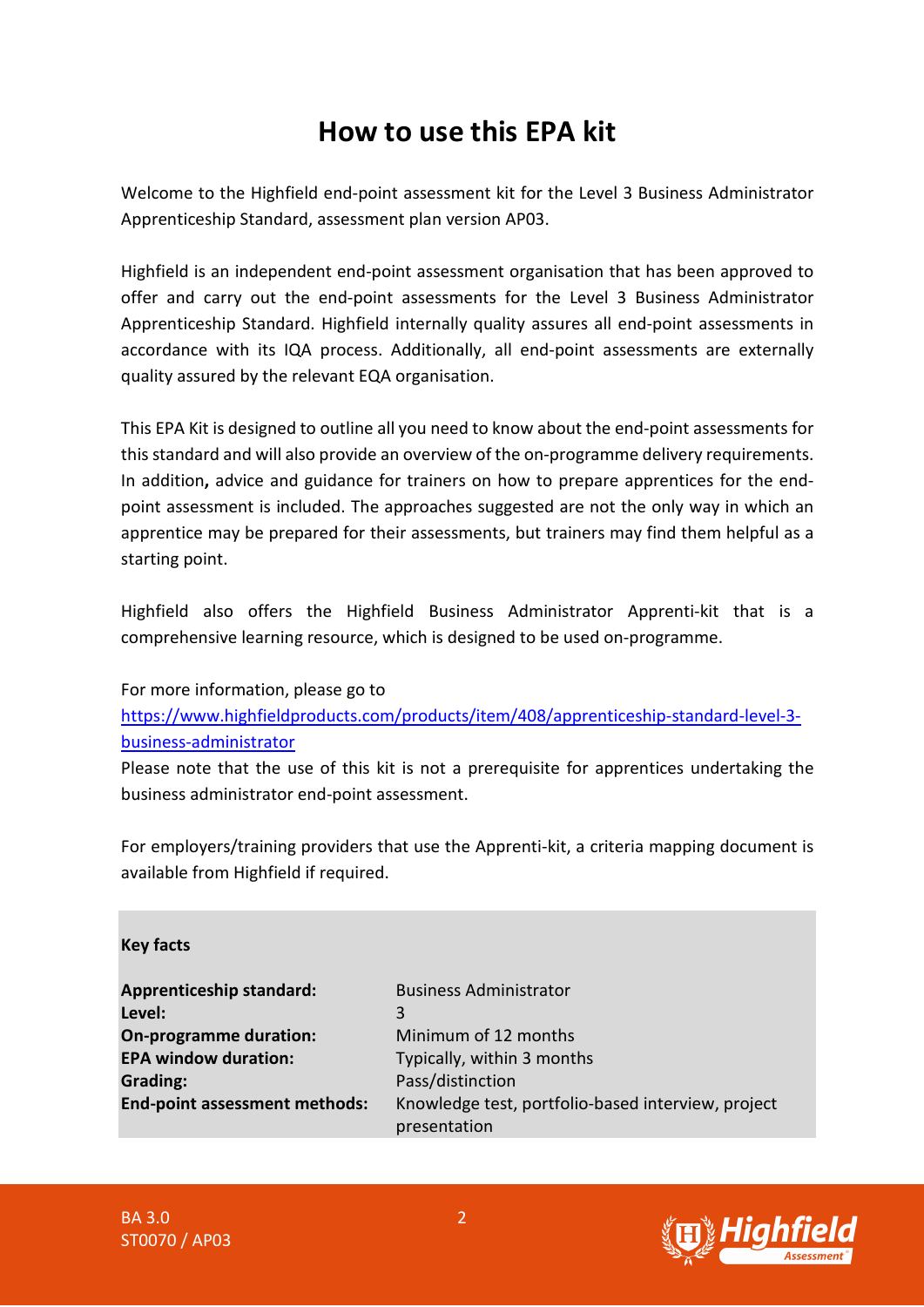# How to use this EPA kit

Welcome to the Highfield end-point assessment kit for the Level 3 Business Administrator Apprenticeship Standard, assessment plan version AP03.

Highfield is an independent end-point assessment organisation that has been approved to offer and carry out the end-point assessments for the Level 3 Business Administrator Apprenticeship Standard. Highfield internally quality assures all end-point assessments in accordance with its IQA process. Additionally, all end-point assessments are externally quality assured by the relevant EQA organisation.

This EPA Kit is designed to outline all you need to know about the end-point assessments for this standard and will also provide an overview of the on-programme delivery requirements. In addition**,** advice and guidance for trainers on how to prepare apprentices for the end-point assessment is included. The approaches suggested are not the only way in which an apprentice may be prepared for their assessments, but trainers may find them helpful as a starting point.

Highfield also offers the Highfield Business Administrator Apprenti-kit that is a comprehensive learning resource, which is designed to be used on-programme.

For more information, please go to
[https://www.highfieldproducts.com/products/item/408/apprenticeship-standard-level-3-business-administrator](https://www.highfieldproducts.com/products/item/408/apprenticeship-standard-level-3-business-administrator)
Please note that the use of this kit is not a prerequisite for apprentices undertaking the business administrator end-point assessment.

For employers/training providers that use the Apprenti-kit, a criteria mapping document is available from Highfield if required.

**Key facts**

| | |
|---|---|
| **Apprenticeship standard:** | Business Administrator |
| **Level:** | 3 |
| **On-programme duration:** | Minimum of 12 months |
| **EPA window duration:** | Typically, within 3 months |
| **Grading:** | Pass/distinction |
| **End-point assessment methods:** | Knowledge test, portfolio-based interview, project presentation |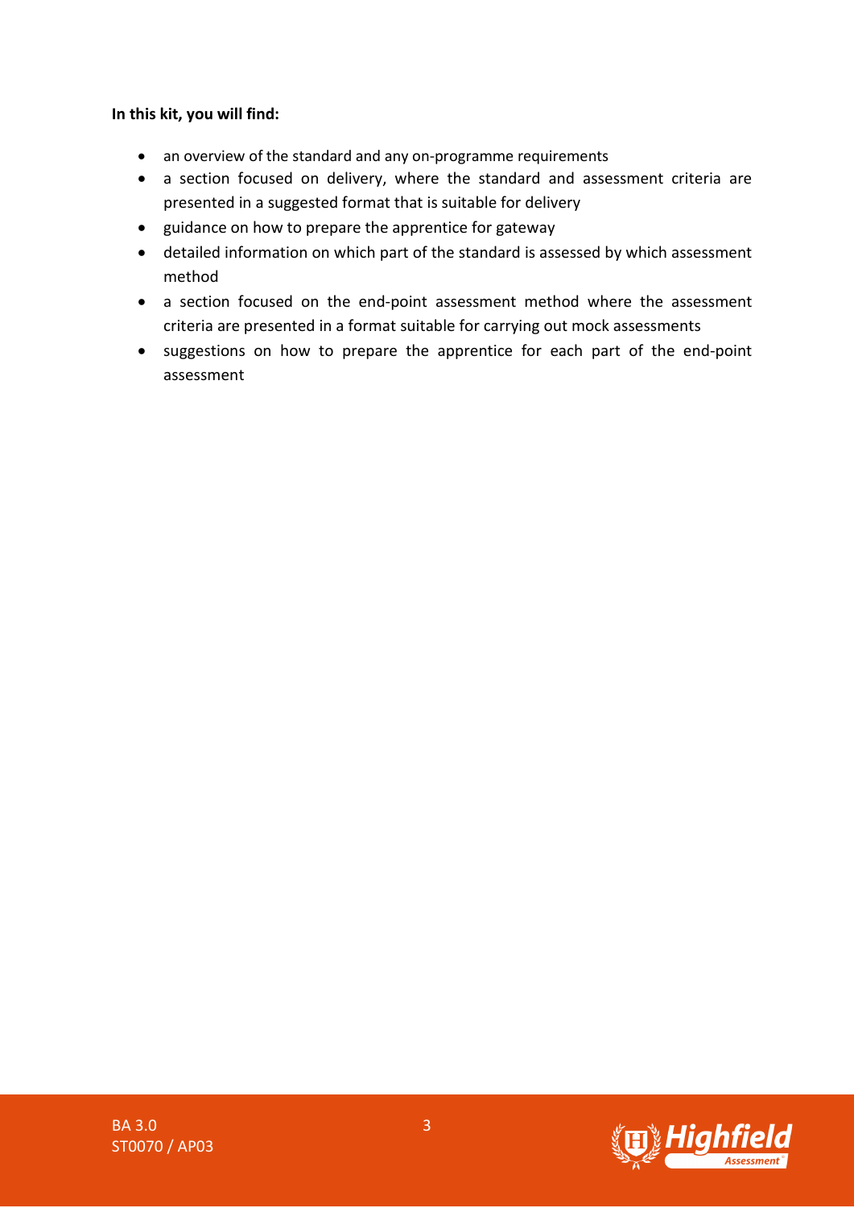**In this kit, you will find:**

- an overview of the standard and any on-programme requirements
- a section focused on delivery, where the standard and assessment criteria are presented in a suggested format that is suitable for delivery
- guidance on how to prepare the apprentice for gateway
- detailed information on which part of the standard is assessed by which assessment method
- a section focused on the end-point assessment method where the assessment criteria are presented in a format suitable for carrying out mock assessments
- suggestions on how to prepare the apprentice for each part of the end-point assessment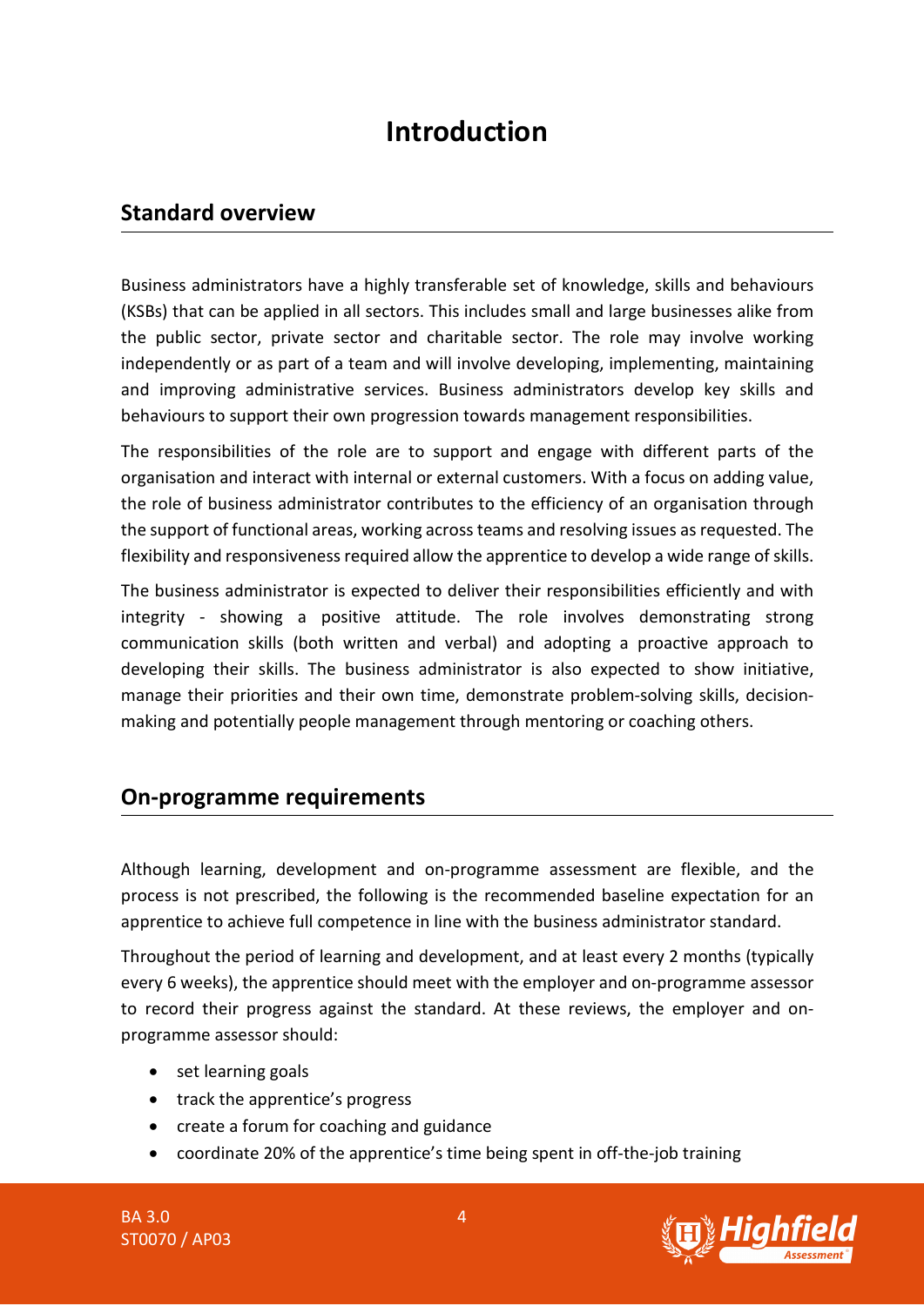# Introduction

## Standard overview

Business administrators have a highly transferable set of knowledge, skills and behaviours (KSBs) that can be applied in all sectors. This includes small and large businesses alike from the public sector, private sector and charitable sector. The role may involve working independently or as part of a team and will involve developing, implementing, maintaining and improving administrative services. Business administrators develop key skills and behaviours to support their own progression towards management responsibilities.

The responsibilities of the role are to support and engage with different parts of the organisation and interact with internal or external customers. With a focus on adding value, the role of business administrator contributes to the efficiency of an organisation through the support of functional areas, working across teams and resolving issues as requested. The flexibility and responsiveness required allow the apprentice to develop a wide range of skills.

The business administrator is expected to deliver their responsibilities efficiently and with integrity - showing a positive attitude. The role involves demonstrating strong communication skills (both written and verbal) and adopting a proactive approach to developing their skills. The business administrator is also expected to show initiative, manage their priorities and their own time, demonstrate problem-solving skills, decision-making and potentially people management through mentoring or coaching others.

## On-programme requirements

Although learning, development and on-programme assessment are flexible, and the process is not prescribed, the following is the recommended baseline expectation for an apprentice to achieve full competence in line with the business administrator standard.

Throughout the period of learning and development, and at least every 2 months (typically every 6 weeks), the apprentice should meet with the employer and on-programme assessor to record their progress against the standard. At these reviews, the employer and on-programme assessor should:

- set learning goals
- track the apprentice's progress
- create a forum for coaching and guidance
- coordinate 20% of the apprentice's time being spent in off-the-job training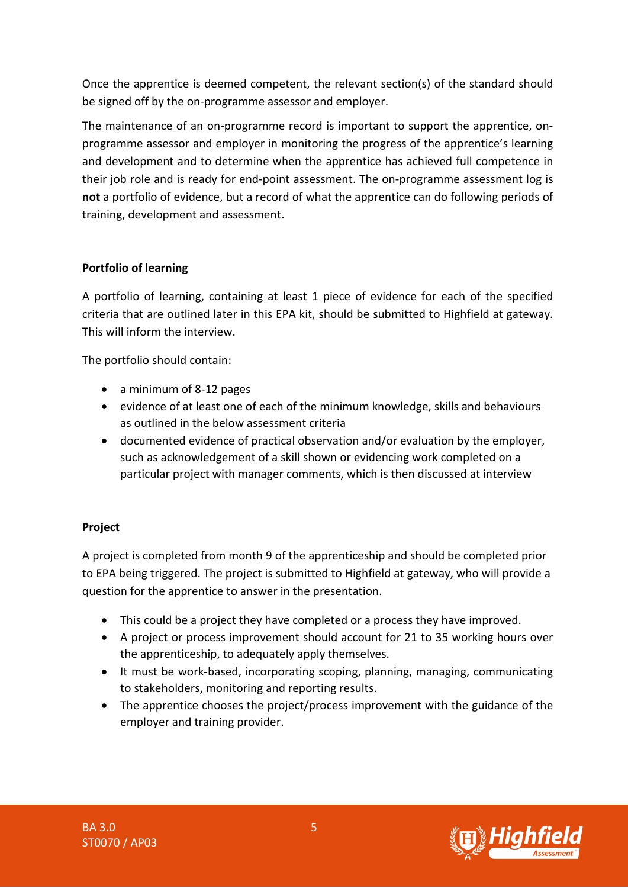Once the apprentice is deemed competent, the relevant section(s) of the standard should be signed off by the on-programme assessor and employer.

The maintenance of an on-programme record is important to support the apprentice, on-programme assessor and employer in monitoring the progress of the apprentice's learning and development and to determine when the apprentice has achieved full competence in their job role and is ready for end-point assessment. The on-programme assessment log is **not** a portfolio of evidence, but a record of what the apprentice can do following periods of training, development and assessment.

**Portfolio of learning**

A portfolio of learning, containing at least 1 piece of evidence for each of the specified criteria that are outlined later in this EPA kit, should be submitted to Highfield at gateway. This will inform the interview.

The portfolio should contain:

- a minimum of 8-12 pages
- evidence of at least one of each of the minimum knowledge, skills and behaviours as outlined in the below assessment criteria
- documented evidence of practical observation and/or evaluation by the employer, such as acknowledgement of a skill shown or evidencing work completed on a particular project with manager comments, which is then discussed at interview

**Project**

A project is completed from month 9 of the apprenticeship and should be completed prior to EPA being triggered. The project is submitted to Highfield at gateway, who will provide a question for the apprentice to answer in the presentation.

- This could be a project they have completed or a process they have improved.
- A project or process improvement should account for 21 to 35 working hours over the apprenticeship, to adequately apply themselves.
- It must be work-based, incorporating scoping, planning, managing, communicating to stakeholders, monitoring and reporting results.
- The apprentice chooses the project/process improvement with the guidance of the employer and training provider.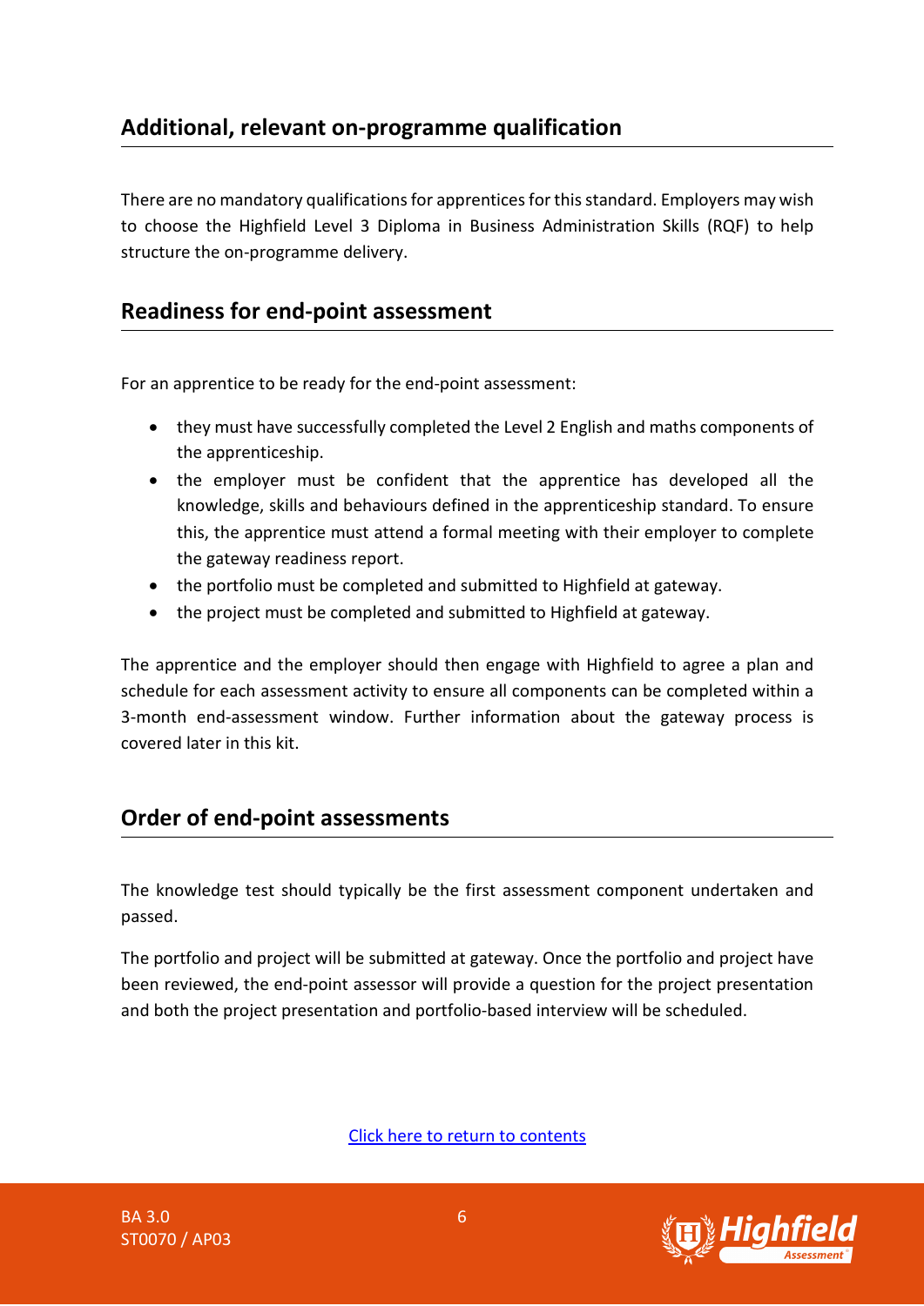## Additional, relevant on-programme qualification

There are no mandatory qualifications for apprentices for this standard. Employers may wish to choose the Highfield Level 3 Diploma in Business Administration Skills (RQF) to help structure the on-programme delivery.

## Readiness for end-point assessment

For an apprentice to be ready for the end-point assessment:

- they must have successfully completed the Level 2 English and maths components of the apprenticeship.
- the employer must be confident that the apprentice has developed all the knowledge, skills and behaviours defined in the apprenticeship standard. To ensure this, the apprentice must attend a formal meeting with their employer to complete the gateway readiness report.
- the portfolio must be completed and submitted to Highfield at gateway.
- the project must be completed and submitted to Highfield at gateway.

The apprentice and the employer should then engage with Highfield to agree a plan and schedule for each assessment activity to ensure all components can be completed within a 3-month end-assessment window. Further information about the gateway process is covered later in this kit.

## Order of end-point assessments

The knowledge test should typically be the first assessment component undertaken and passed.

The portfolio and project will be submitted at gateway. Once the portfolio and project have been reviewed, the end-point assessor will provide a question for the project presentation and both the project presentation and portfolio-based interview will be scheduled.

Click here to return to contents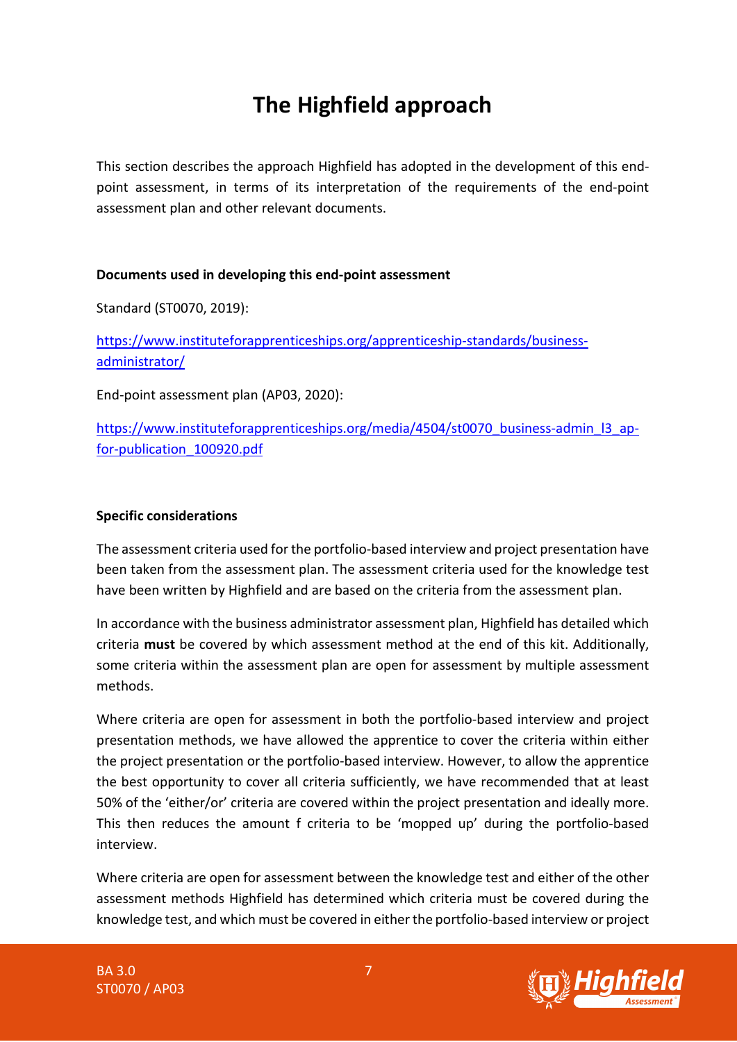# The Highfield approach

This section describes the approach Highfield has adopted in the development of this end-point assessment, in terms of its interpretation of the requirements of the end-point assessment plan and other relevant documents.

**Documents used in developing this end-point assessment**

Standard (ST0070, 2019):

https://www.instituteforapprenticeships.org/apprenticeship-standards/business-administrator/

End-point assessment plan (AP03, 2020):

https://www.instituteforapprenticeships.org/media/4504/st0070_business-admin_l3_ap-for-publication_100920.pdf

**Specific considerations**

The assessment criteria used for the portfolio-based interview and project presentation have been taken from the assessment plan. The assessment criteria used for the knowledge test have been written by Highfield and are based on the criteria from the assessment plan.

In accordance with the business administrator assessment plan, Highfield has detailed which criteria **must** be covered by which assessment method at the end of this kit. Additionally, some criteria within the assessment plan are open for assessment by multiple assessment methods.

Where criteria are open for assessment in both the portfolio-based interview and project presentation methods, we have allowed the apprentice to cover the criteria within either the project presentation or the portfolio-based interview. However, to allow the apprentice the best opportunity to cover all criteria sufficiently, we have recommended that at least 50% of the 'either/or' criteria are covered within the project presentation and ideally more. This then reduces the amount f criteria to be 'mopped up' during the portfolio-based interview.

Where criteria are open for assessment between the knowledge test and either of the other assessment methods Highfield has determined which criteria must be covered during the knowledge test, and which must be covered in either the portfolio-based interview or project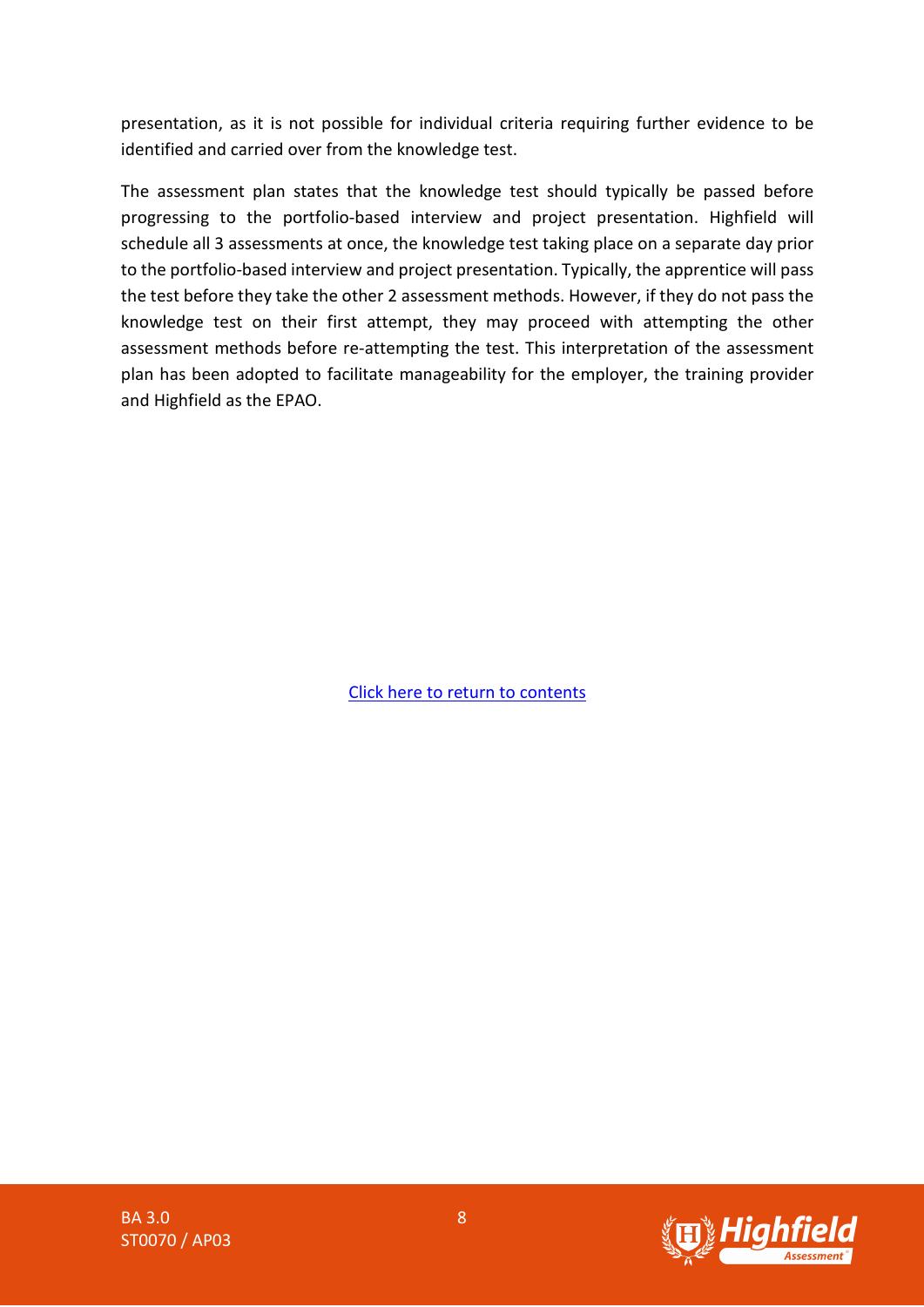presentation, as it is not possible for individual criteria requiring further evidence to be identified and carried over from the knowledge test.

The assessment plan states that the knowledge test should typically be passed before progressing to the portfolio-based interview and project presentation. Highfield will schedule all 3 assessments at once, the knowledge test taking place on a separate day prior to the portfolio-based interview and project presentation. Typically, the apprentice will pass the test before they take the other 2 assessment methods. However, if they do not pass the knowledge test on their first attempt, they may proceed with attempting the other assessment methods before re-attempting the test. This interpretation of the assessment plan has been adopted to facilitate manageability for the employer, the training provider and Highfield as the EPAO.

Click here to return to contents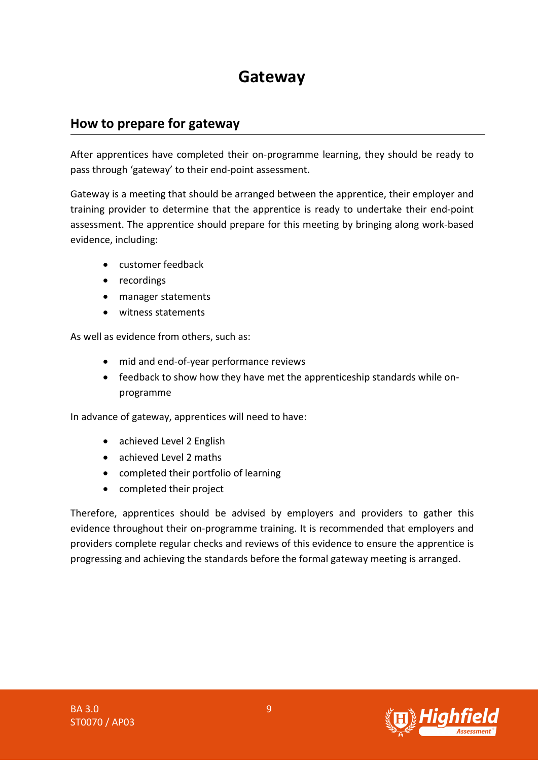# Gateway

## How to prepare for gateway

After apprentices have completed their on-programme learning, they should be ready to pass through 'gateway' to their end-point assessment.

Gateway is a meeting that should be arranged between the apprentice, their employer and training provider to determine that the apprentice is ready to undertake their end-point assessment. The apprentice should prepare for this meeting by bringing along work-based evidence, including:

- customer feedback
- recordings
- manager statements
- witness statements

As well as evidence from others, such as:

- mid and end-of-year performance reviews
- feedback to show how they have met the apprenticeship standards while on-programme

In advance of gateway, apprentices will need to have:

- achieved Level 2 English
- achieved Level 2 maths
- completed their portfolio of learning
- completed their project

Therefore, apprentices should be advised by employers and providers to gather this evidence throughout their on-programme training. It is recommended that employers and providers complete regular checks and reviews of this evidence to ensure the apprentice is progressing and achieving the standards before the formal gateway meeting is arranged.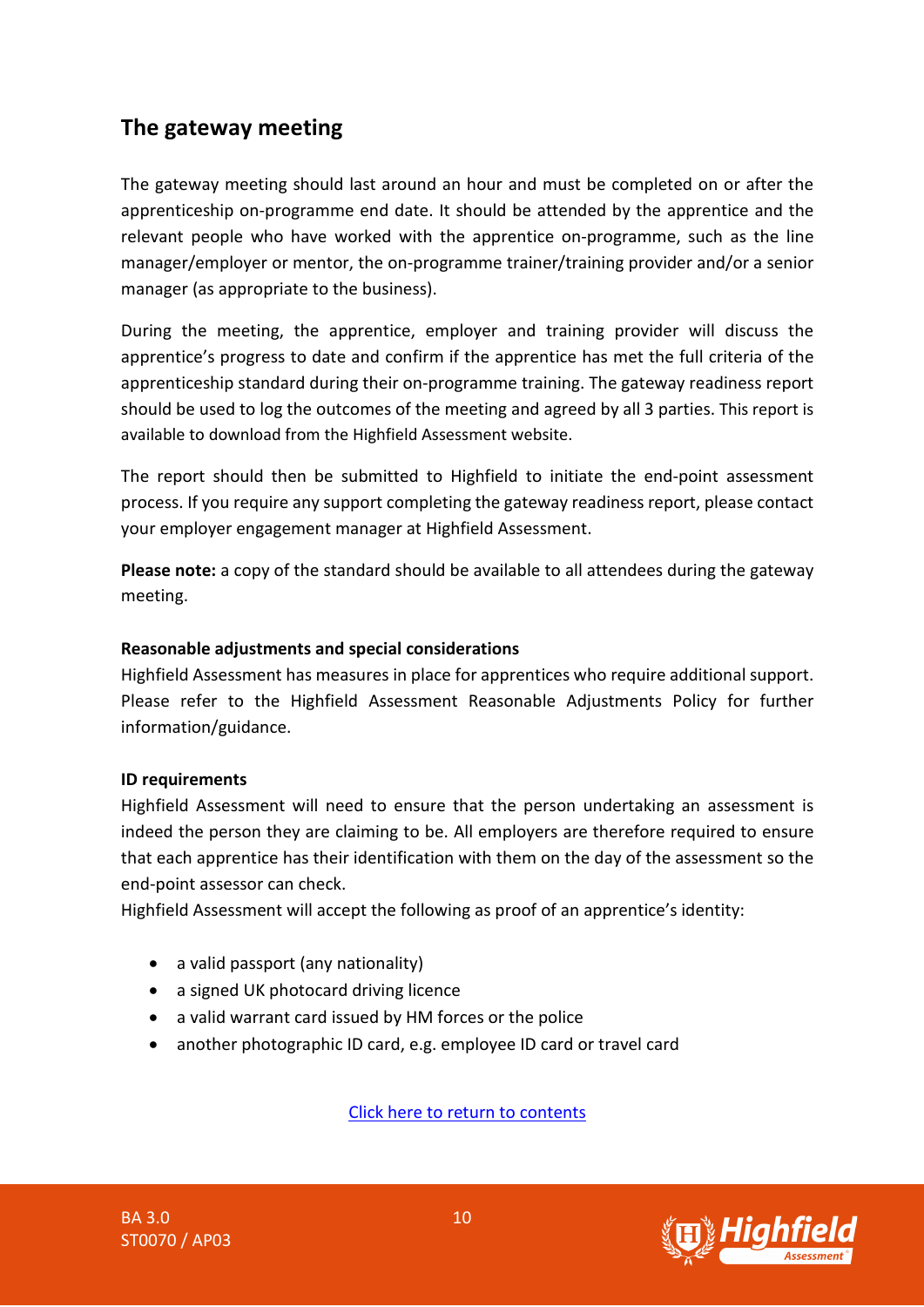## The gateway meeting

The gateway meeting should last around an hour and must be completed on or after the apprenticeship on-programme end date. It should be attended by the apprentice and the relevant people who have worked with the apprentice on-programme, such as the line manager/employer or mentor, the on-programme trainer/training provider and/or a senior manager (as appropriate to the business).

During the meeting, the apprentice, employer and training provider will discuss the apprentice's progress to date and confirm if the apprentice has met the full criteria of the apprenticeship standard during their on-programme training. The gateway readiness report should be used to log the outcomes of the meeting and agreed by all 3 parties. This report is available to download from the Highfield Assessment website.

The report should then be submitted to Highfield to initiate the end-point assessment process. If you require any support completing the gateway readiness report, please contact your employer engagement manager at Highfield Assessment.

**Please note:** a copy of the standard should be available to all attendees during the gateway meeting.

**Reasonable adjustments and special considerations**

Highfield Assessment has measures in place for apprentices who require additional support. Please refer to the Highfield Assessment Reasonable Adjustments Policy for further information/guidance.

**ID requirements**

Highfield Assessment will need to ensure that the person undertaking an assessment is indeed the person they are claiming to be. All employers are therefore required to ensure that each apprentice has their identification with them on the day of the assessment so the end-point assessor can check.

Highfield Assessment will accept the following as proof of an apprentice's identity:

- a valid passport (any nationality)
- a signed UK photocard driving licence
- a valid warrant card issued by HM forces or the police
- another photographic ID card, e.g. employee ID card or travel card

Click here to return to contents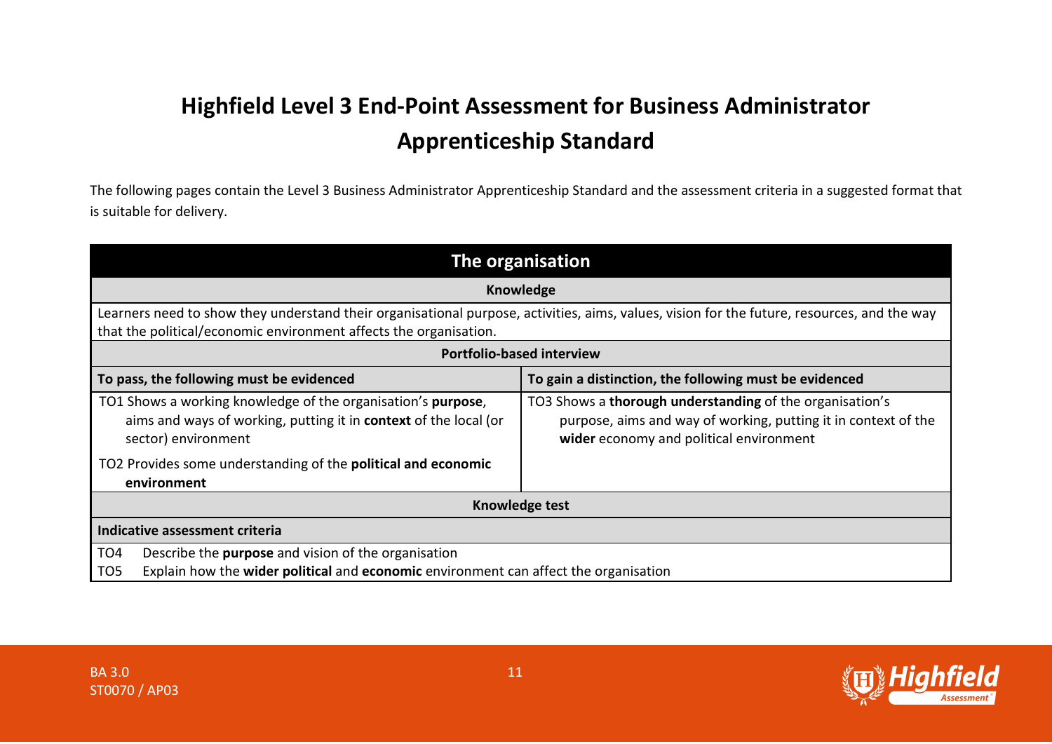# Highfield Level 3 End-Point Assessment for Business Administrator Apprenticeship Standard

The following pages contain the Level 3 Business Administrator Apprenticeship Standard and the assessment criteria in a suggested format that is suitable for delivery.

| **The organisation** | |
|---|---|
| **Knowledge** | |
| Learners need to show they understand their organisational purpose, activities, aims, values, vision for the future, resources, and the way that the political/economic environment affects the organisation. | |
| **Portfolio-based interview** | |
| **To pass, the following must be evidenced** | **To gain a distinction, the following must be evidenced** |
| TO1 Shows a working knowledge of the organisation's **purpose**, aims and ways of working, putting it in **context** of the local (or sector) environment<br><br>TO2 Provides some understanding of the **political and economic environment** | TO3 Shows a **thorough understanding** of the organisation's purpose, aims and way of working, putting it in context of the **wider** economy and political environment |
| **Knowledge test** | |
| **Indicative assessment criteria** | |
| TO4 Describe the **purpose** and vision of the organisation<br>TO5 Explain how the **wider political** and **economic** environment can affect the organisation | |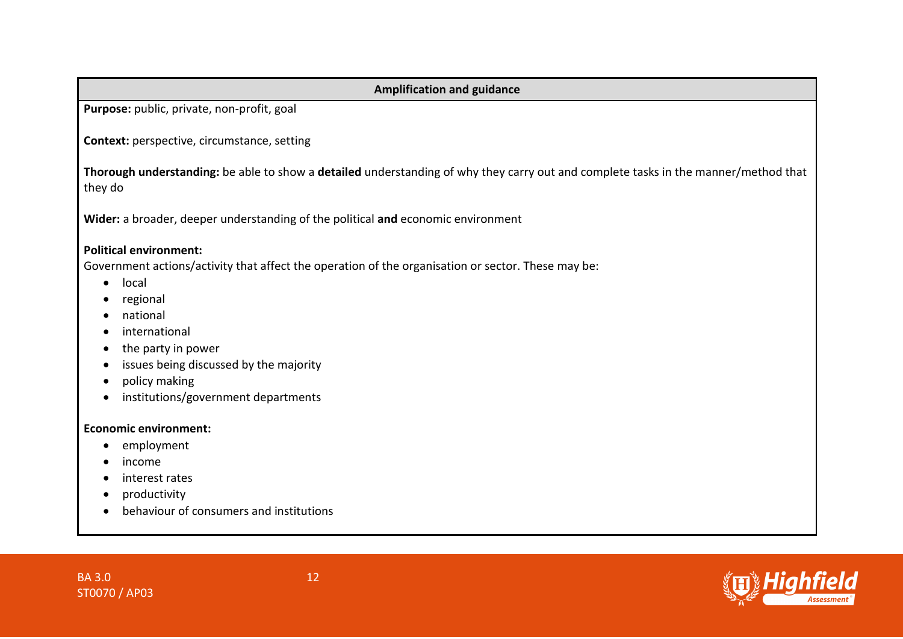| Amplification and guidance |
| --- |
| **Purpose:** public, private, non-profit, goal<br><br>**Context:** perspective, circumstance, setting<br><br>**Thorough understanding:** be able to show a **detailed** understanding of why they carry out and complete tasks in the manner/method that they do<br><br>**Wider:** a broader, deeper understanding of the political **and** economic environment<br><br>**Political environment:**<br>Government actions/activity that affect the operation of the organisation or sector. These may be:<br>• local<br>• regional<br>• national<br>• international<br>• the party in power<br>• issues being discussed by the majority<br>• policy making<br>• institutions/government departments<br><br>**Economic environment:**<br>• employment<br>• income<br>• interest rates<br>• productivity<br>• behaviour of consumers and institutions |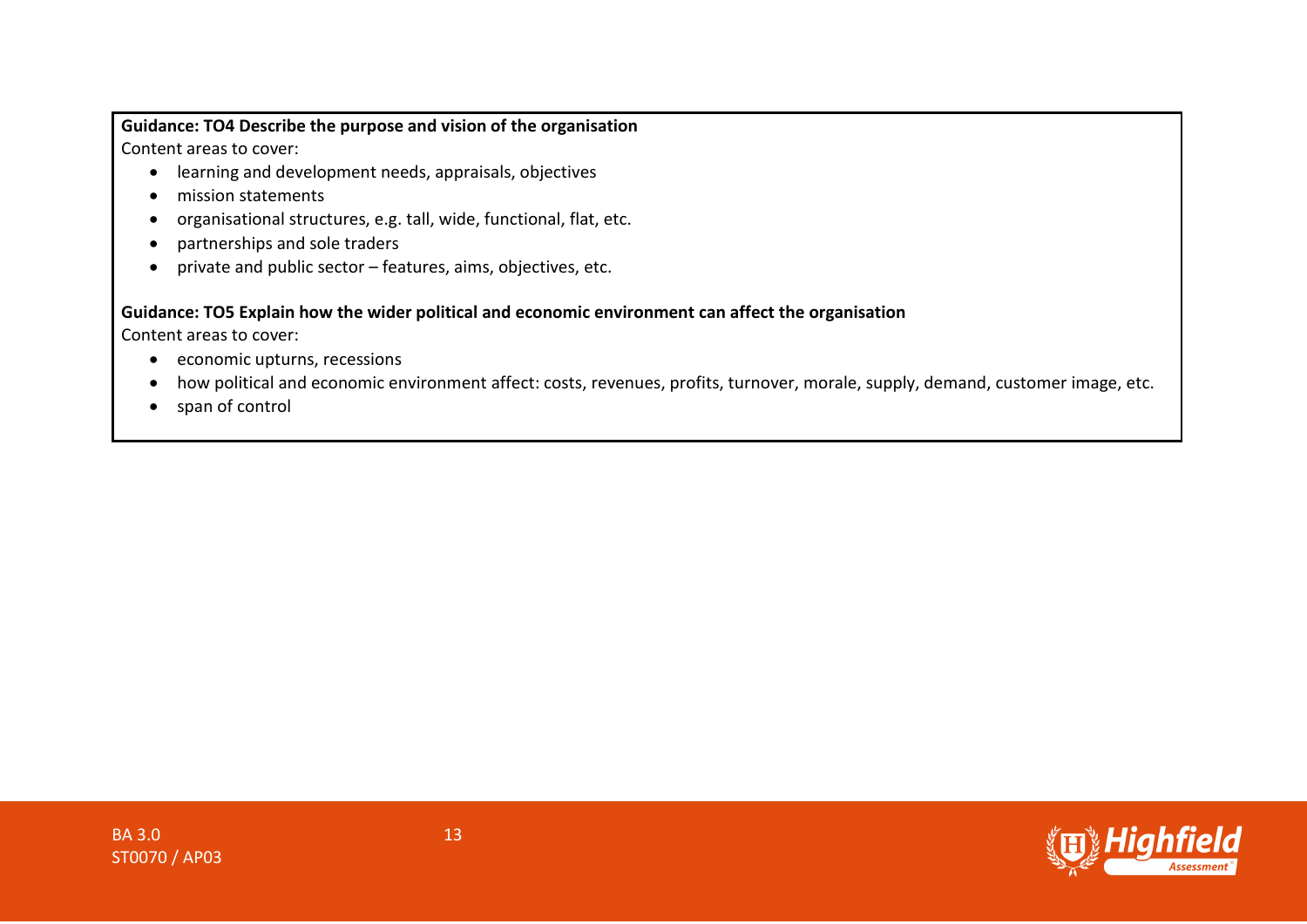**Guidance: TO4 Describe the purpose and vision of the organisation**

Content areas to cover:

- learning and development needs, appraisals, objectives
- mission statements
- organisational structures, e.g. tall, wide, functional, flat, etc.
- partnerships and sole traders
- private and public sector – features, aims, objectives, etc.

**Guidance: TO5 Explain how the wider political and economic environment can affect the organisation**

Content areas to cover:

- economic upturns, recessions
- how political and economic environment affect: costs, revenues, profits, turnover, morale, supply, demand, customer image, etc.
- span of control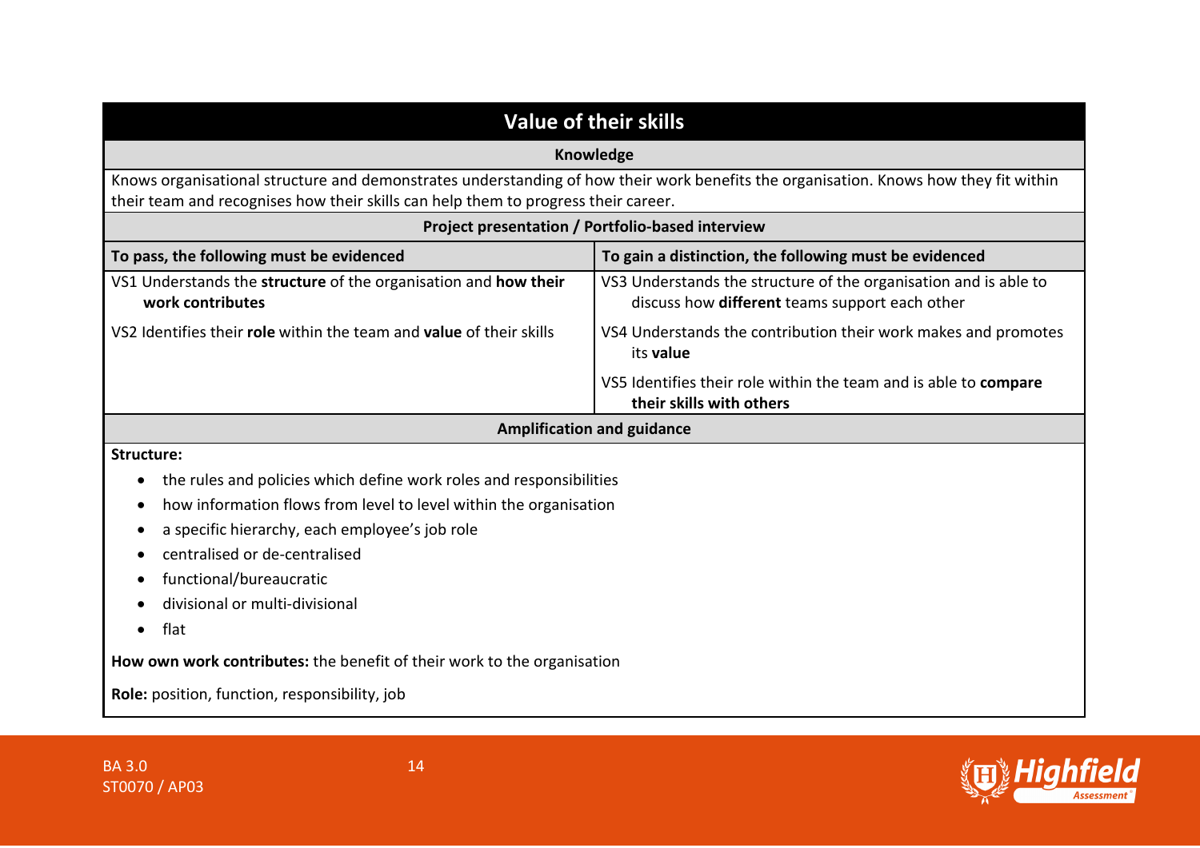## Value of their skills

**Knowledge**

Knows organisational structure and demonstrates understanding of how their work benefits the organisation. Knows how they fit within their team and recognises how their skills can help them to progress their career.

**Project presentation / Portfolio-based interview**

| To pass, the following must be evidenced | To gain a distinction, the following must be evidenced |
| --- | --- |
| VS1 Understands the **structure** of the organisation and **how their work contributes** | VS3 Understands the structure of the organisation and is able to discuss how **different** teams support each other |
| VS2 Identifies their **role** within the team and **value** of their skills | VS4 Understands the contribution their work makes and promotes its **value** |
| | VS5 Identifies their role within the team and is able to **compare their skills with others** |

**Amplification and guidance**

**Structure:**

- the rules and policies which define work roles and responsibilities
- how information flows from level to level within the organisation
- a specific hierarchy, each employee's job role
- centralised or de-centralised
- functional/bureaucratic
- divisional or multi-divisional
- flat

**How own work contributes:** the benefit of their work to the organisation

**Role:** position, function, responsibility, job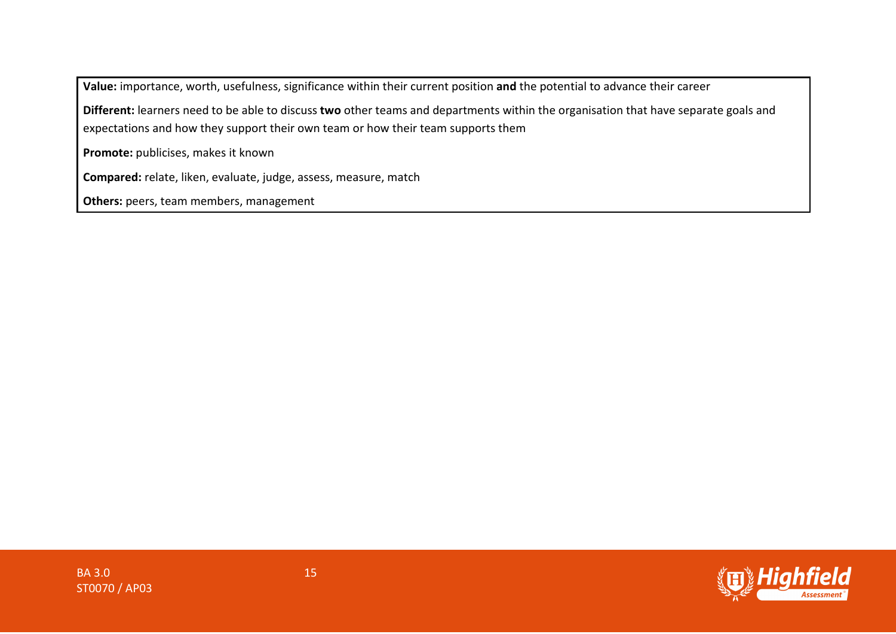**Value:** importance, worth, usefulness, significance within their current position **and** the potential to advance their career

**Different:** learners need to be able to discuss **two** other teams and departments within the organisation that have separate goals and expectations and how they support their own team or how their team supports them

**Promote:** publicises, makes it known

**Compared:** relate, liken, evaluate, judge, assess, measure, match

**Others:** peers, team members, management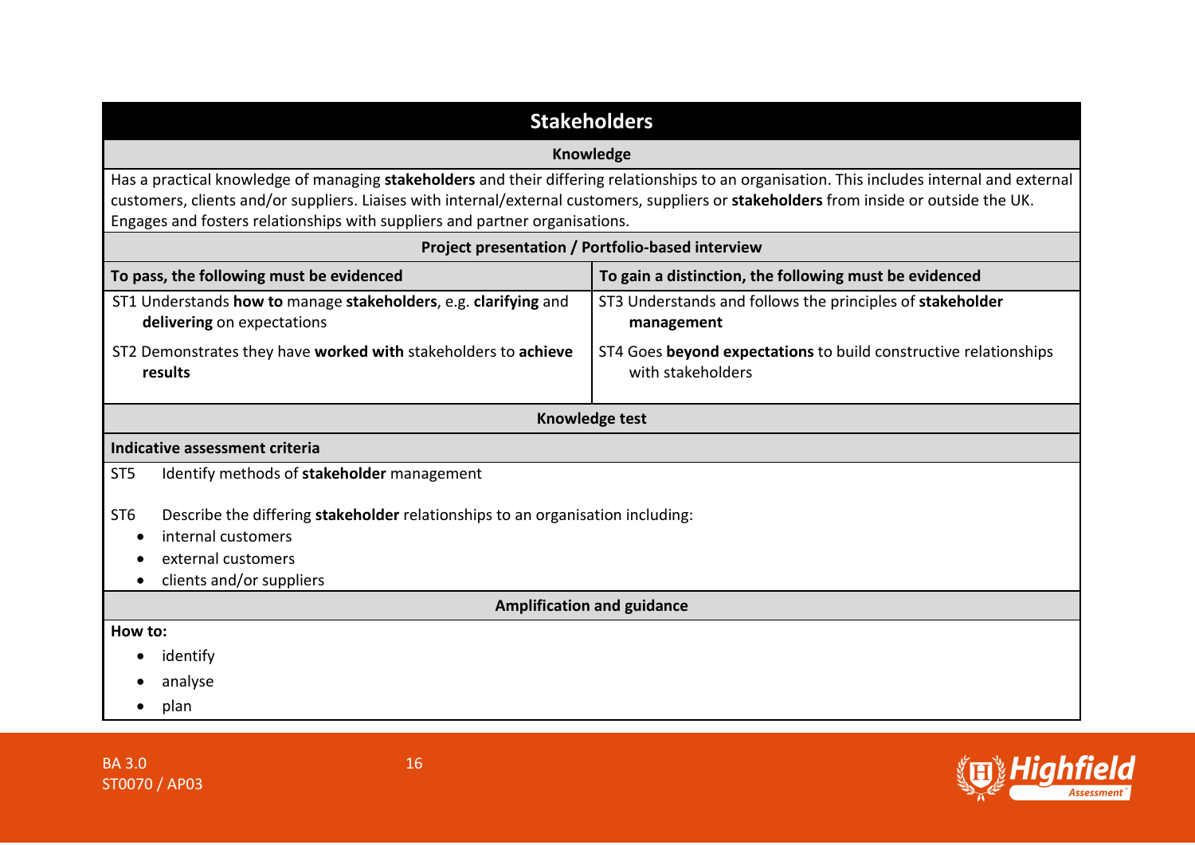## Stakeholders

### Knowledge

Has a practical knowledge of managing **stakeholders** and their differing relationships to an organisation. This includes internal and external customers, clients and/or suppliers. Liaises with internal/external customers, suppliers or **stakeholders** from inside or outside the UK. Engages and fosters relationships with suppliers and partner organisations.

### Project presentation / Portfolio-based interview

| To pass, the following must be evidenced | To gain a distinction, the following must be evidenced |
|---|---|
| ST1 Understands **how to** manage **stakeholders**, e.g. **clarifying** and **delivering** on expectations | ST3 Understands and follows the principles of **stakeholder management** |
| ST2 Demonstrates they have **worked with** stakeholders to **achieve results** | ST4 Goes **beyond expectations** to build constructive relationships with stakeholders |

### Knowledge test

**Indicative assessment criteria**

ST5 Identify methods of **stakeholder** management

ST6 Describe the differing **stakeholder** relationships to an organisation including:

- internal customers
- external customers
- clients and/or suppliers

### Amplification and guidance

**How to:**

- identify
- analyse
- plan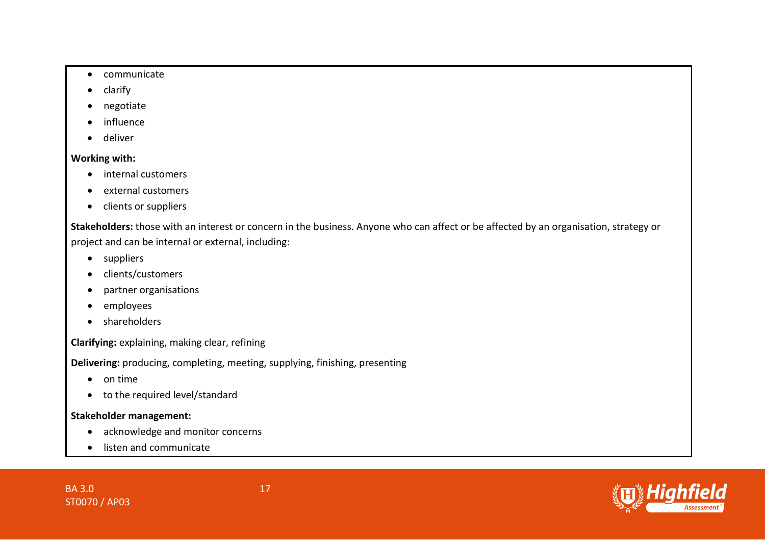- communicate
- clarify
- negotiate
- influence
- deliver

**Working with:**

- internal customers
- external customers
- clients or suppliers

**Stakeholders:** those with an interest or concern in the business. Anyone who can affect or be affected by an organisation, strategy or project and can be internal or external, including:

- suppliers
- clients/customers
- partner organisations
- employees
- shareholders

**Clarifying:** explaining, making clear, refining

**Delivering:** producing, completing, meeting, supplying, finishing, presenting

- on time
- to the required level/standard

**Stakeholder management:**

- acknowledge and monitor concerns
- listen and communicate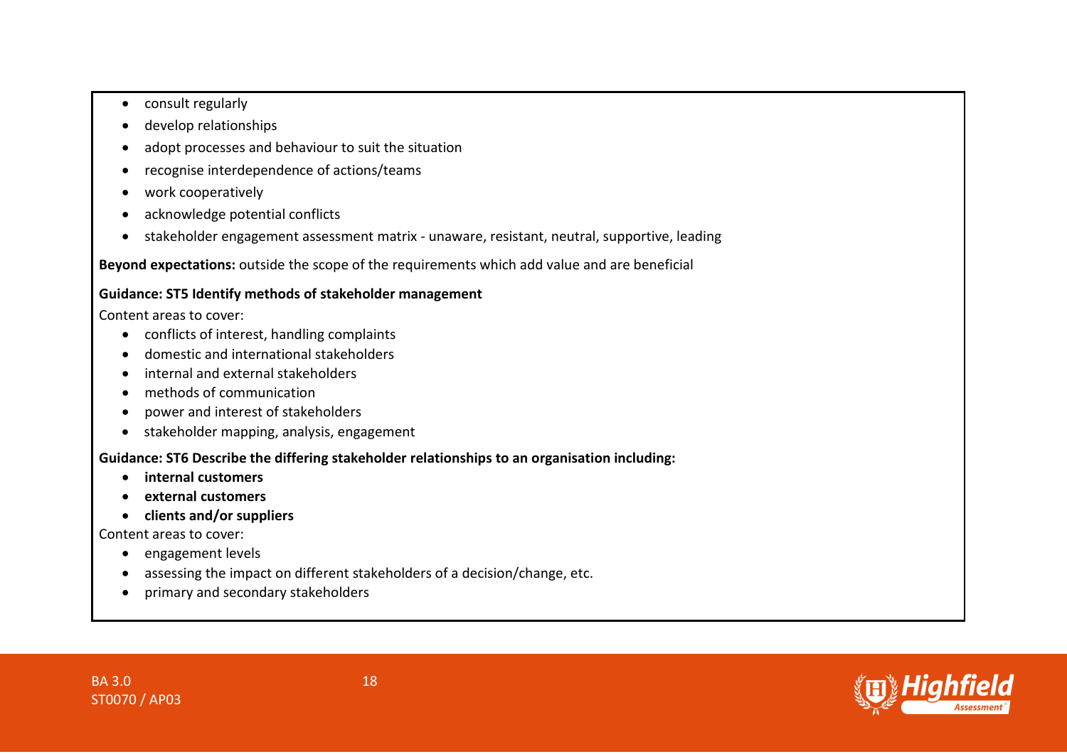- consult regularly
- develop relationships
- adopt processes and behaviour to suit the situation
- recognise interdependence of actions/teams
- work cooperatively
- acknowledge potential conflicts
- stakeholder engagement assessment matrix - unaware, resistant, neutral, supportive, leading

**Beyond expectations:** outside the scope of the requirements which add value and are beneficial

**Guidance: ST5 Identify methods of stakeholder management**

Content areas to cover:

- conflicts of interest, handling complaints
- domestic and international stakeholders
- internal and external stakeholders
- methods of communication
- power and interest of stakeholders
- stakeholder mapping, analysis, engagement

**Guidance: ST6 Describe the differing stakeholder relationships to an organisation including:**

- **internal customers**
- **external customers**
- **clients and/or suppliers**

Content areas to cover:

- engagement levels
- assessing the impact on different stakeholders of a decision/change, etc.
- primary and secondary stakeholders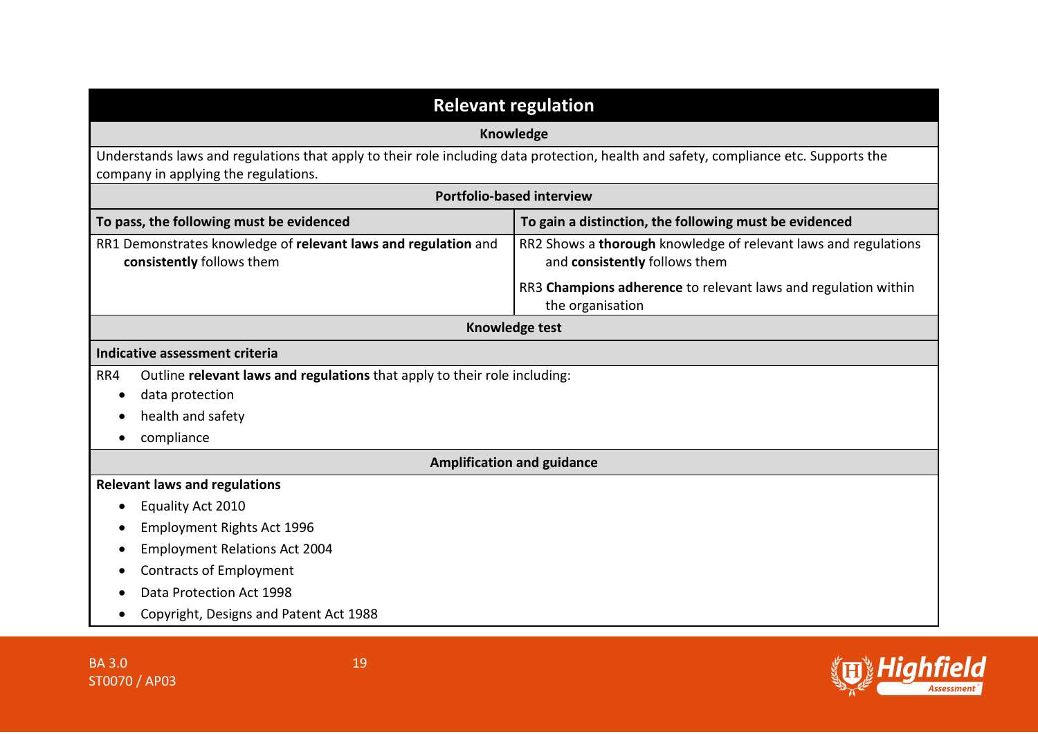## Relevant regulation

### Knowledge

Understands laws and regulations that apply to their role including data protection, health and safety, compliance etc. Supports the company in applying the regulations.

### Portfolio-based interview

| To pass, the following must be evidenced | To gain a distinction, the following must be evidenced |
|---|---|
| RR1 Demonstrates knowledge of **relevant laws and regulation** and **consistently** follows them | RR2 Shows a **thorough** knowledge of relevant laws and regulations and **consistently** follows them |
| | RR3 **Champions adherence** to relevant laws and regulation within the organisation |

### Knowledge test

**Indicative assessment criteria**

RR4 Outline **relevant laws and regulations** that apply to their role including:

- data protection
- health and safety
- compliance

### Amplification and guidance

**Relevant laws and regulations**

- Equality Act 2010
- Employment Rights Act 1996
- Employment Relations Act 2004
- Contracts of Employment
- Data Protection Act 1998
- Copyright, Designs and Patent Act 1988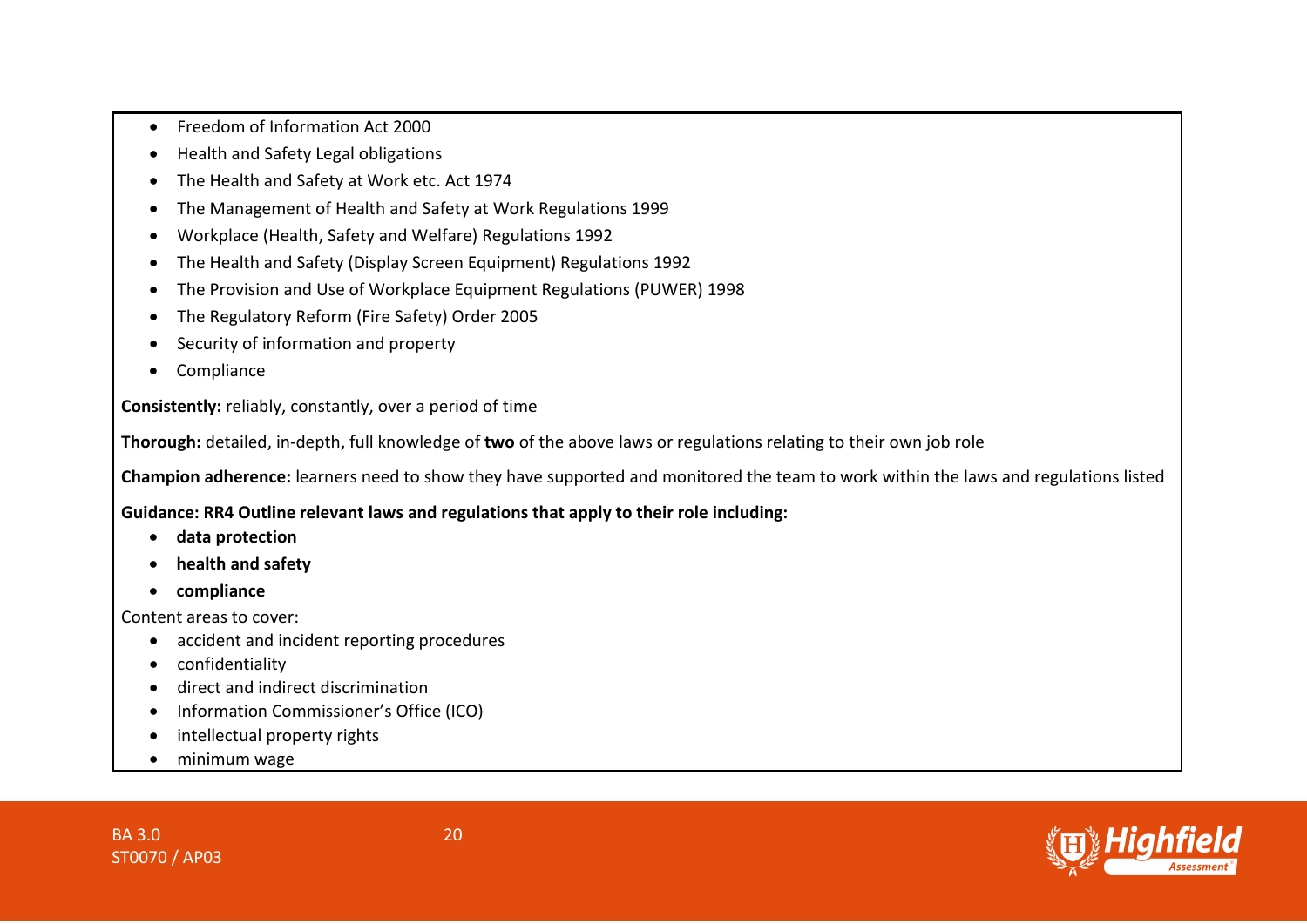- Freedom of Information Act 2000
- Health and Safety Legal obligations
- The Health and Safety at Work etc. Act 1974
- The Management of Health and Safety at Work Regulations 1999
- Workplace (Health, Safety and Welfare) Regulations 1992
- The Health and Safety (Display Screen Equipment) Regulations 1992
- The Provision and Use of Workplace Equipment Regulations (PUWER) 1998
- The Regulatory Reform (Fire Safety) Order 2005
- Security of information and property
- Compliance

**Consistently:** reliably, constantly, over a period of time

**Thorough:** detailed, in-depth, full knowledge of **two** of the above laws or regulations relating to their own job role

**Champion adherence:** learners need to show they have supported and monitored the team to work within the laws and regulations listed

**Guidance: RR4 Outline relevant laws and regulations that apply to their role including:**

- **data protection**
- **health and safety**
- **compliance**

Content areas to cover:

- accident and incident reporting procedures
- confidentiality
- direct and indirect discrimination
- Information Commissioner's Office (ICO)
- intellectual property rights
- minimum wage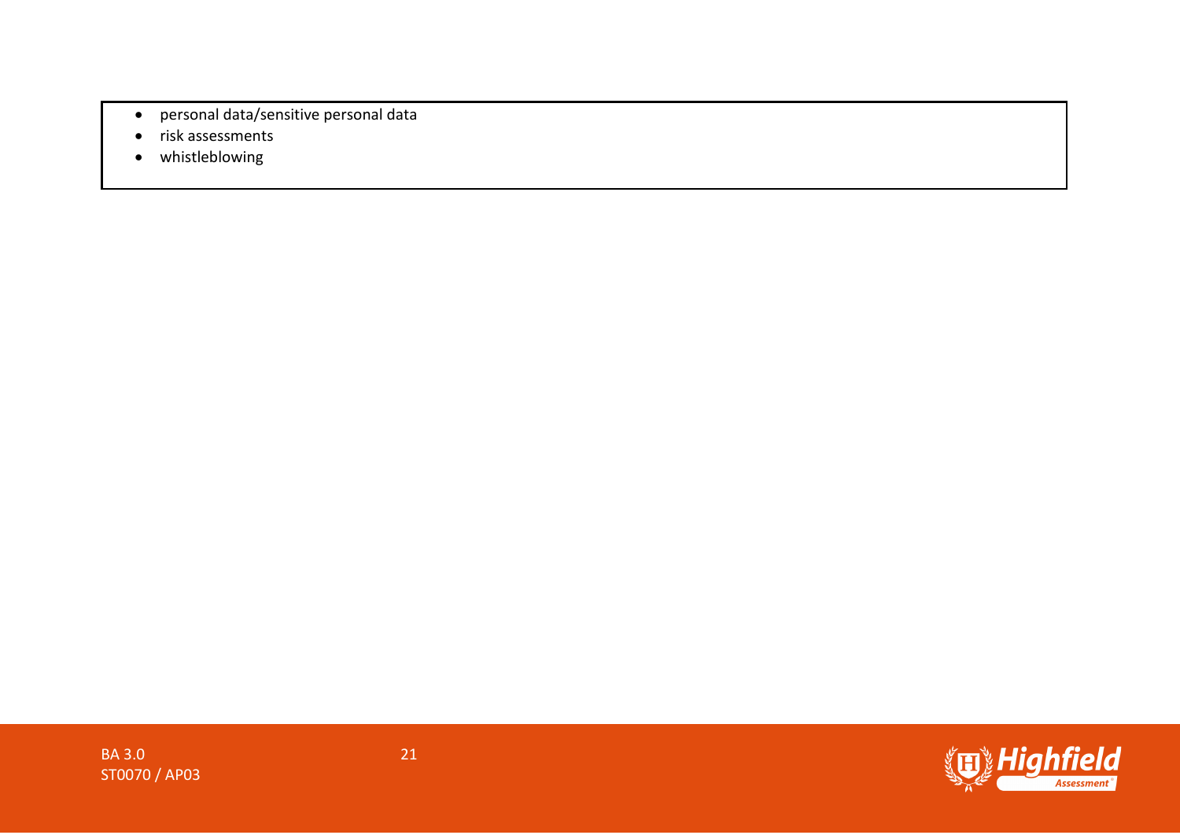- personal data/sensitive personal data
- risk assessments
- whistleblowing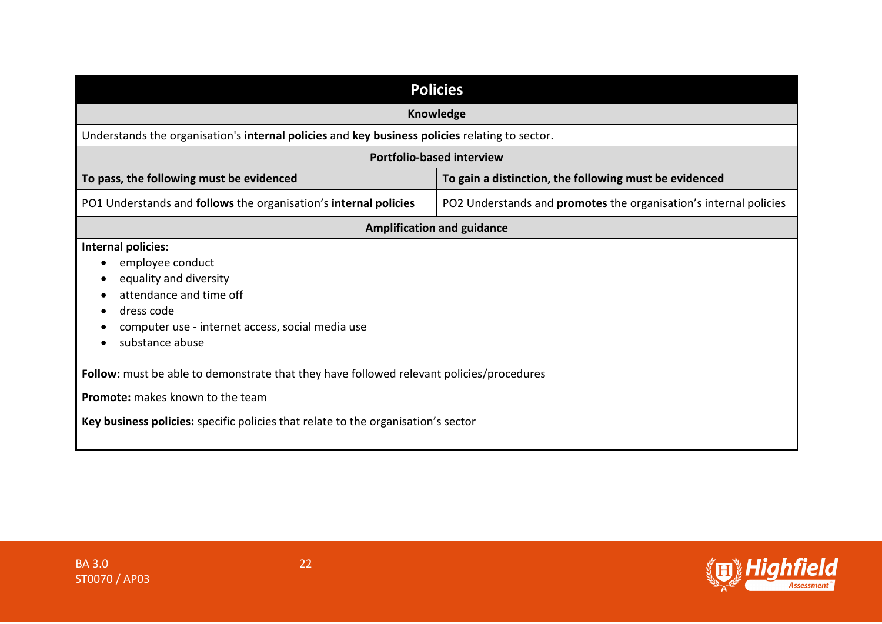## Policies

### Knowledge

Understands the organisation's **internal policies** and **key business policies** relating to sector.

### Portfolio-based interview

| To pass, the following must be evidenced | To gain a distinction, the following must be evidenced |
|---|---|
| PO1 Understands and **follows** the organisation's **internal policies** | PO2 Understands and **promotes** the organisation's internal policies |

### Amplification and guidance

**Internal policies:**

- employee conduct
- equality and diversity
- attendance and time off
- dress code
- computer use - internet access, social media use
- substance abuse

**Follow:** must be able to demonstrate that they have followed relevant policies/procedures

**Promote:** makes known to the team

**Key business policies:** specific policies that relate to the organisation's sector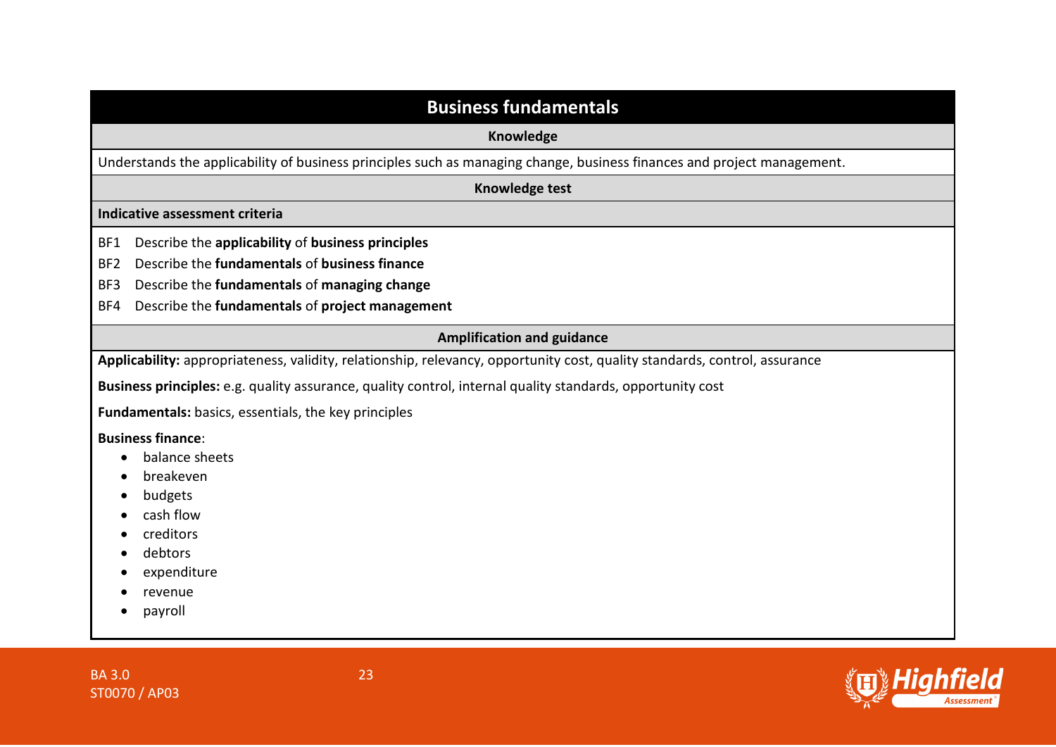## Business fundamentals

**Knowledge**

Understands the applicability of business principles such as managing change, business finances and project management.

**Knowledge test**

**Indicative assessment criteria**

- BF1 Describe the **applicability** of **business principles**
- BF2 Describe the **fundamentals** of **business finance**
- BF3 Describe the **fundamentals** of **managing change**
- BF4 Describe the **fundamentals** of **project management**

**Amplification and guidance**

**Applicability:** appropriateness, validity, relationship, relevancy, opportunity cost, quality standards, control, assurance

**Business principles:** e.g. quality assurance, quality control, internal quality standards, opportunity cost

**Fundamentals:** basics, essentials, the key principles

**Business finance**:

- balance sheets
- breakeven
- budgets
- cash flow
- creditors
- debtors
- expenditure
- revenue
- payroll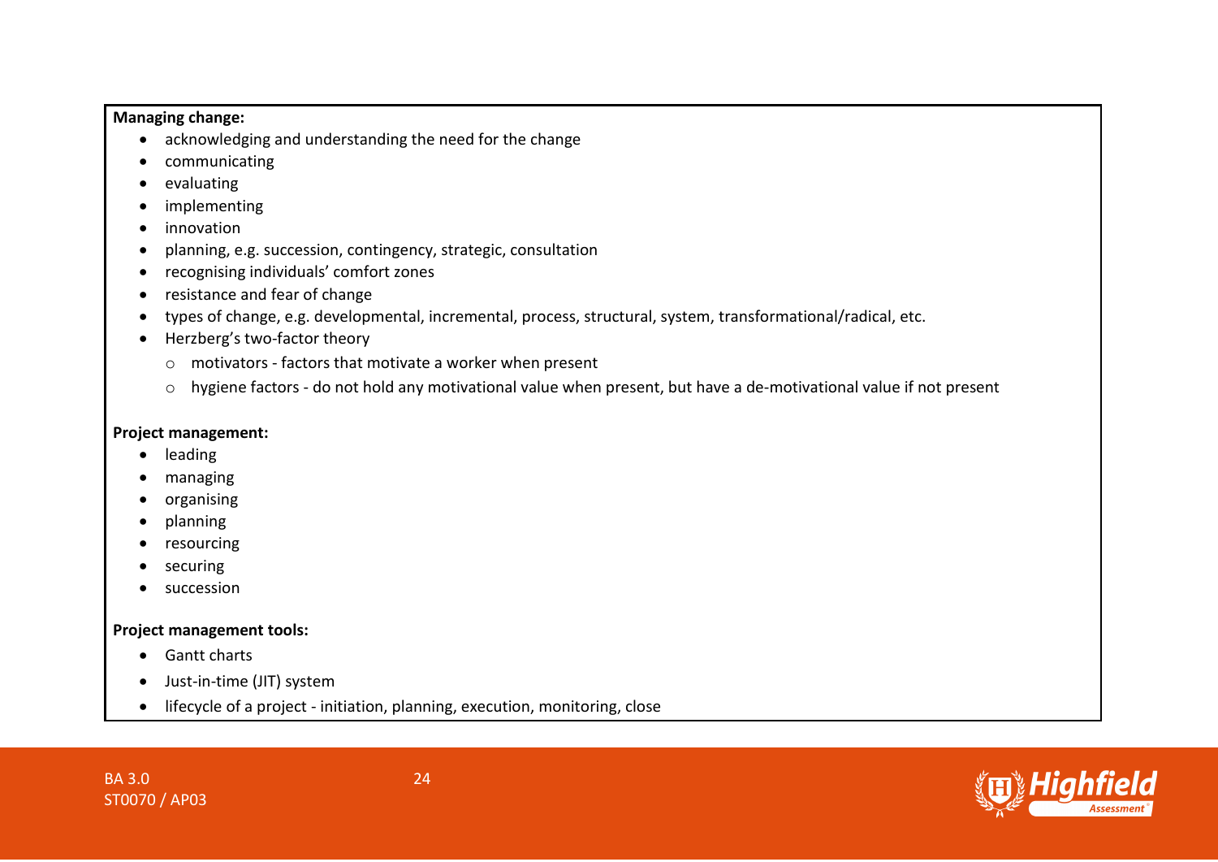**Managing change:**

- acknowledging and understanding the need for the change
- communicating
- evaluating
- implementing
- innovation
- planning, e.g. succession, contingency, strategic, consultation
- recognising individuals' comfort zones
- resistance and fear of change
- types of change, e.g. developmental, incremental, process, structural, system, transformational/radical, etc.
- Herzberg's two-factor theory
  - motivators - factors that motivate a worker when present
  - hygiene factors - do not hold any motivational value when present, but have a de-motivational value if not present

**Project management:**

- leading
- managing
- organising
- planning
- resourcing
- securing
- succession

**Project management tools:**

- Gantt charts
- Just-in-time (JIT) system
- lifecycle of a project - initiation, planning, execution, monitoring, close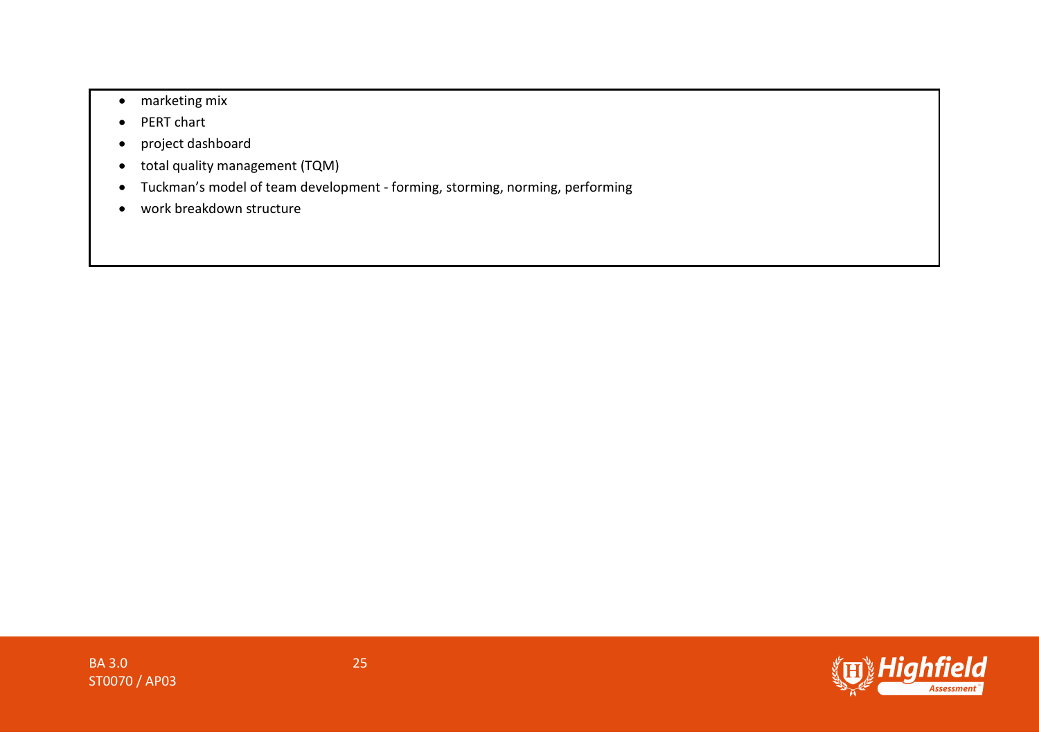- marketing mix
- PERT chart
- project dashboard
- total quality management (TQM)
- Tuckman's model of team development - forming, storming, norming, performing
- work breakdown structure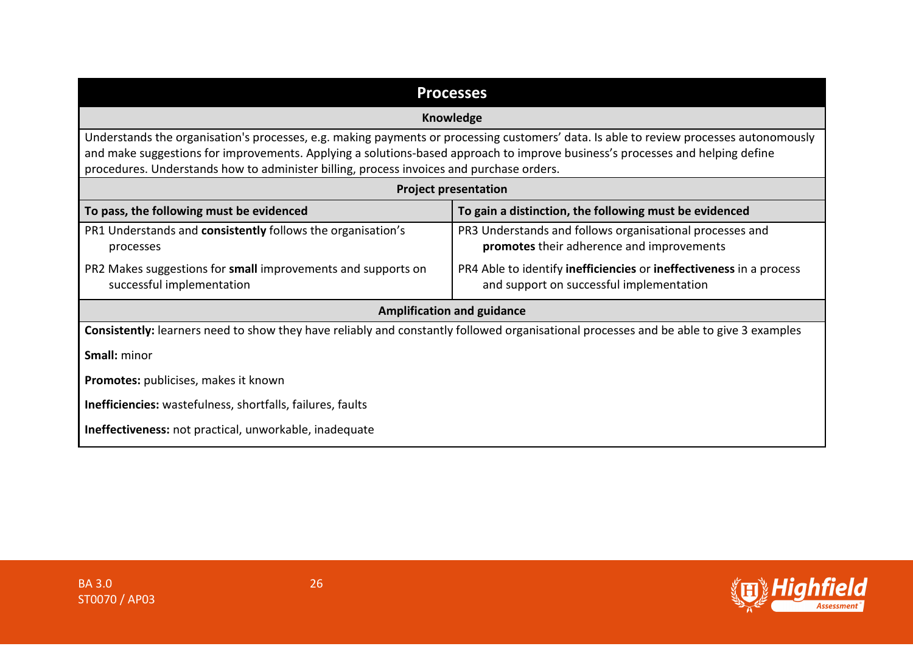## Processes

### Knowledge

Understands the organisation's processes, e.g. making payments or processing customers' data. Is able to review processes autonomously and make suggestions for improvements. Applying a solutions-based approach to improve business's processes and helping define procedures. Understands how to administer billing, process invoices and purchase orders.

### Project presentation

| To pass, the following must be evidenced | To gain a distinction, the following must be evidenced |
| --- | --- |
| PR1 Understands and **consistently** follows the organisation's processes | PR3 Understands and follows organisational processes and **promotes** their adherence and improvements |
| PR2 Makes suggestions for **small** improvements and supports on successful implementation | PR4 Able to identify **inefficiencies** or **ineffectiveness** in a process and support on successful implementation |

### Amplification and guidance

**Consistently:** learners need to show they have reliably and constantly followed organisational processes and be able to give 3 examples

**Small:** minor

**Promotes:** publicises, makes it known

**Inefficiencies:** wastefulness, shortfalls, failures, faults

**Ineffectiveness:** not practical, unworkable, inadequate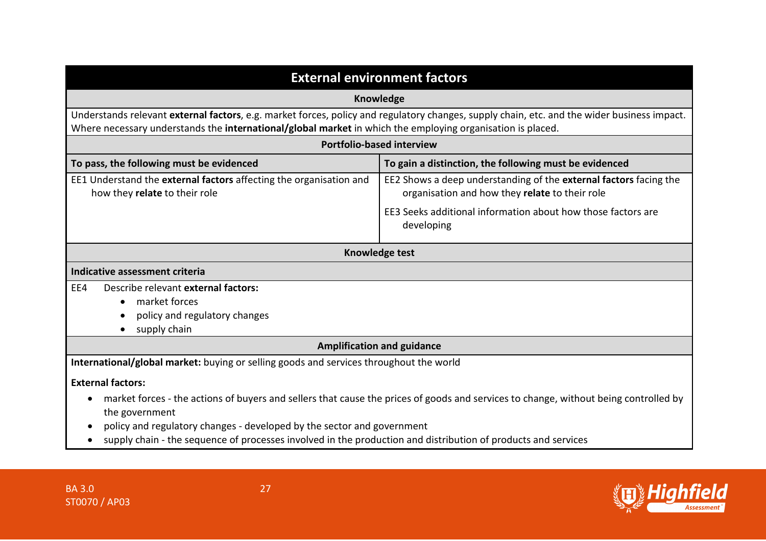## External environment factors

### Knowledge

Understands relevant **external factors**, e.g. market forces, policy and regulatory changes, supply chain, etc. and the wider business impact. Where necessary understands the **international/global market** in which the employing organisation is placed.

### Portfolio-based interview

| To pass, the following must be evidenced | To gain a distinction, the following must be evidenced |
|---|---|
| EE1 Understand the **external factors** affecting the organisation and how they **relate** to their role | EE2 Shows a deep understanding of the **external factors** facing the organisation and how they **relate** to their role |
| | EE3 Seeks additional information about how those factors are developing |

### Knowledge test

**Indicative assessment criteria**

EE4 Describe relevant **external factors:**

- market forces
- policy and regulatory changes
- supply chain

### Amplification and guidance

**International/global market:** buying or selling goods and services throughout the world

**External factors:**

- market forces - the actions of buyers and sellers that cause the prices of goods and services to change, without being controlled by the government
- policy and regulatory changes - developed by the sector and government
- supply chain - the sequence of processes involved in the production and distribution of products and services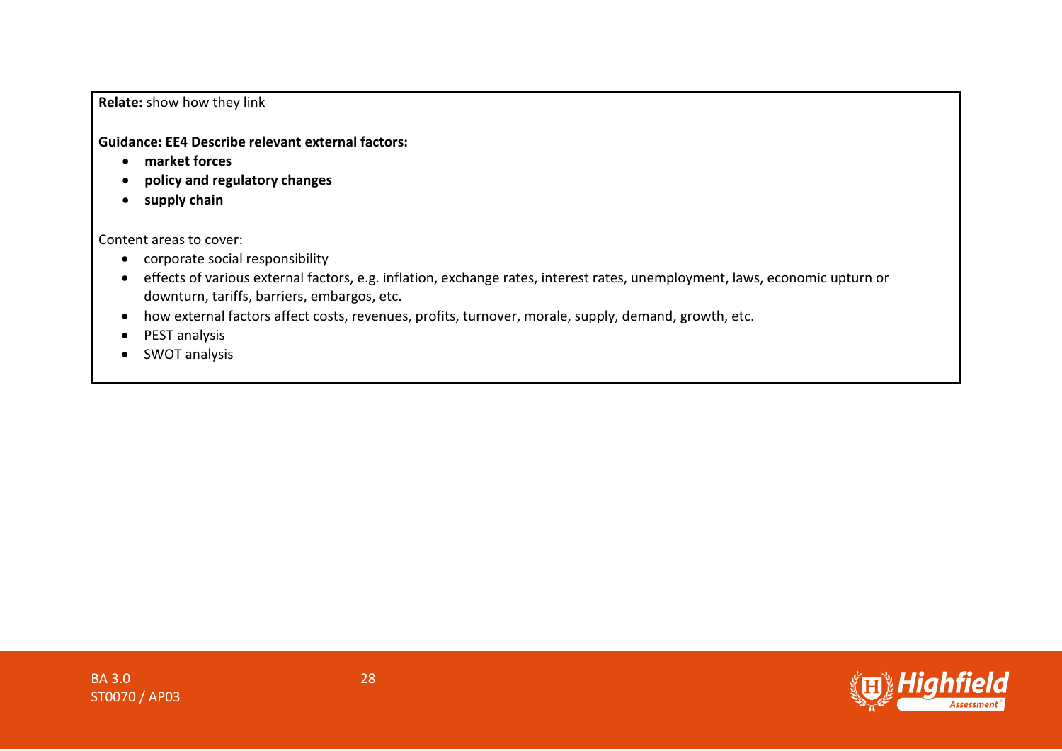**Relate:** show how they link

**Guidance: EE4 Describe relevant external factors:**

- **market forces**
- **policy and regulatory changes**
- **supply chain**

Content areas to cover:

- corporate social responsibility
- effects of various external factors, e.g. inflation, exchange rates, interest rates, unemployment, laws, economic upturn or downturn, tariffs, barriers, embargos, etc.
- how external factors affect costs, revenues, profits, turnover, morale, supply, demand, growth, etc.
- PEST analysis
- SWOT analysis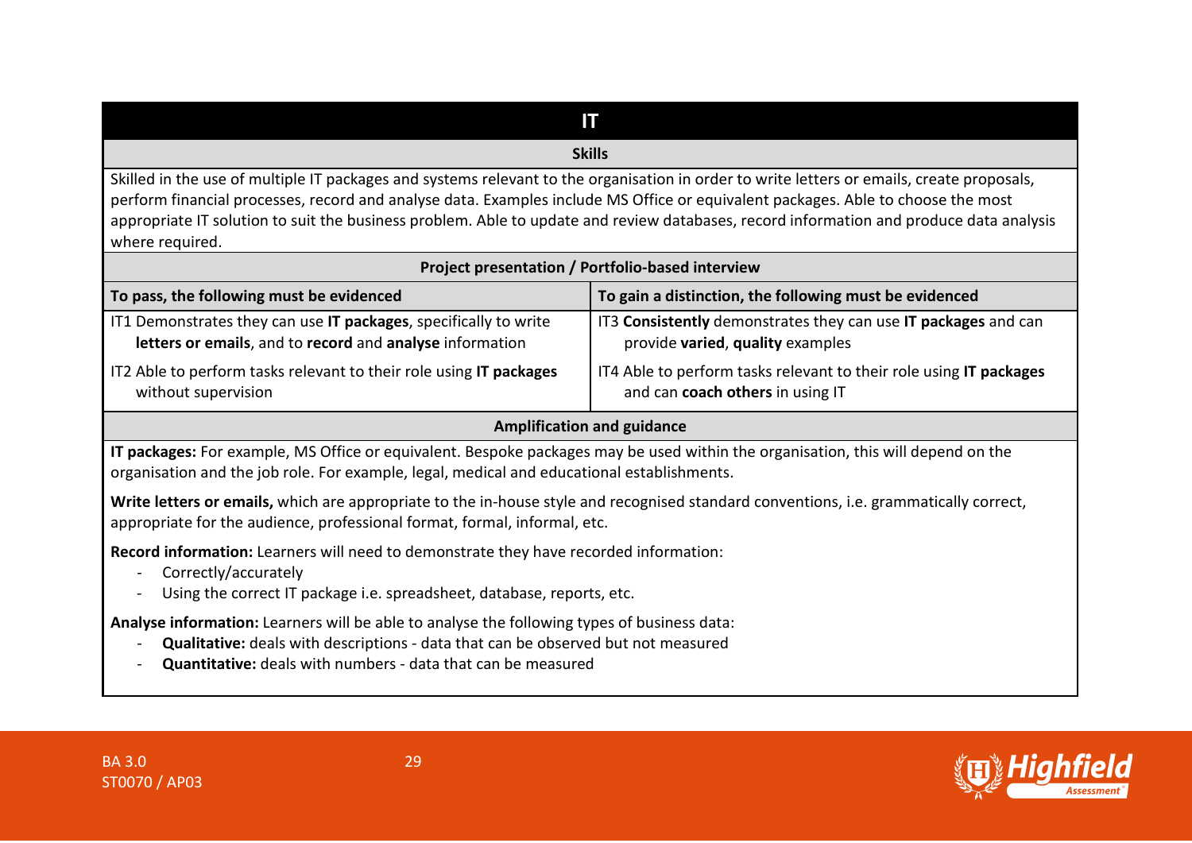## IT

### Skills

Skilled in the use of multiple IT packages and systems relevant to the organisation in order to write letters or emails, create proposals, perform financial processes, record and analyse data. Examples include MS Office or equivalent packages. Able to choose the most appropriate IT solution to suit the business problem. Able to update and review databases, record information and produce data analysis where required.

### Project presentation / Portfolio-based interview

| To pass, the following must be evidenced | To gain a distinction, the following must be evidenced |
|---|---|
| IT1 Demonstrates they can use **IT packages**, specifically to write **letters or emails**, and to **record** and **analyse** information | IT3 **Consistently** demonstrates they can use **IT packages** and can provide **varied**, **quality** examples |
| IT2 Able to perform tasks relevant to their role using **IT packages** without supervision | IT4 Able to perform tasks relevant to their role using **IT packages** and can **coach others** in using IT |

### Amplification and guidance

**IT packages:** For example, MS Office or equivalent. Bespoke packages may be used within the organisation, this will depend on the organisation and the job role. For example, legal, medical and educational establishments.

**Write letters or emails,** which are appropriate to the in-house style and recognised standard conventions, i.e. grammatically correct, appropriate for the audience, professional format, formal, informal, etc.

**Record information:** Learners will need to demonstrate they have recorded information:

- Correctly/accurately
- Using the correct IT package i.e. spreadsheet, database, reports, etc.

**Analyse information:** Learners will be able to analyse the following types of business data:

- **Qualitative:** deals with descriptions - data that can be observed but not measured
- **Quantitative:** deals with numbers - data that can be measured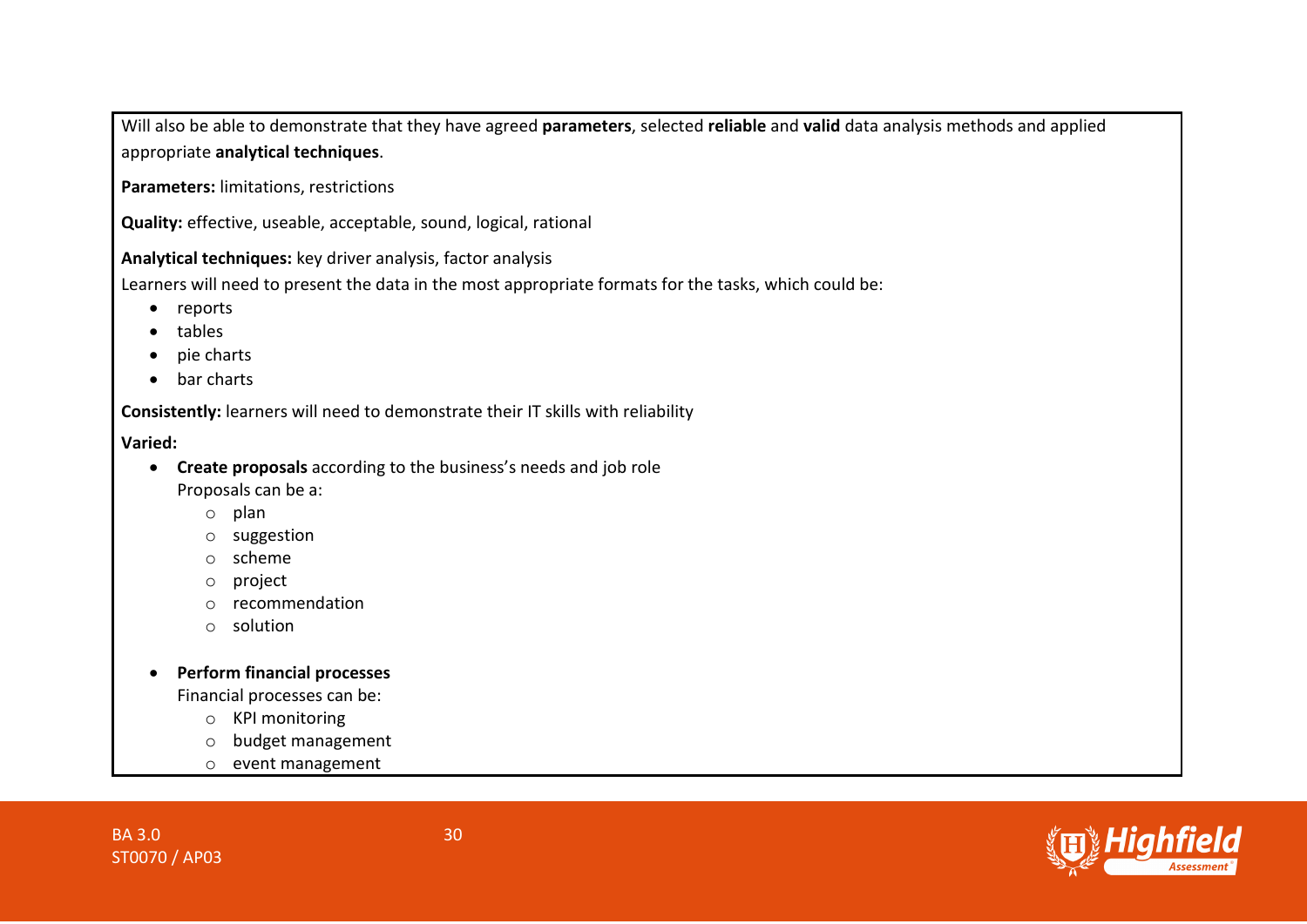Will also be able to demonstrate that they have agreed **parameters**, selected **reliable** and **valid** data analysis methods and applied appropriate **analytical techniques**.

**Parameters:** limitations, restrictions

**Quality:** effective, useable, acceptable, sound, logical, rational

**Analytical techniques:** key driver analysis, factor analysis

Learners will need to present the data in the most appropriate formats for the tasks, which could be:

- reports
- tables
- pie charts
- bar charts

**Consistently:** learners will need to demonstrate their IT skills with reliability

**Varied:**

- **Create proposals** according to the business's needs and job role
  Proposals can be a:
  - plan
  - suggestion
  - scheme
  - project
  - recommendation
  - solution

- **Perform financial processes**
  Financial processes can be:
  - KPI monitoring
  - budget management
  - event management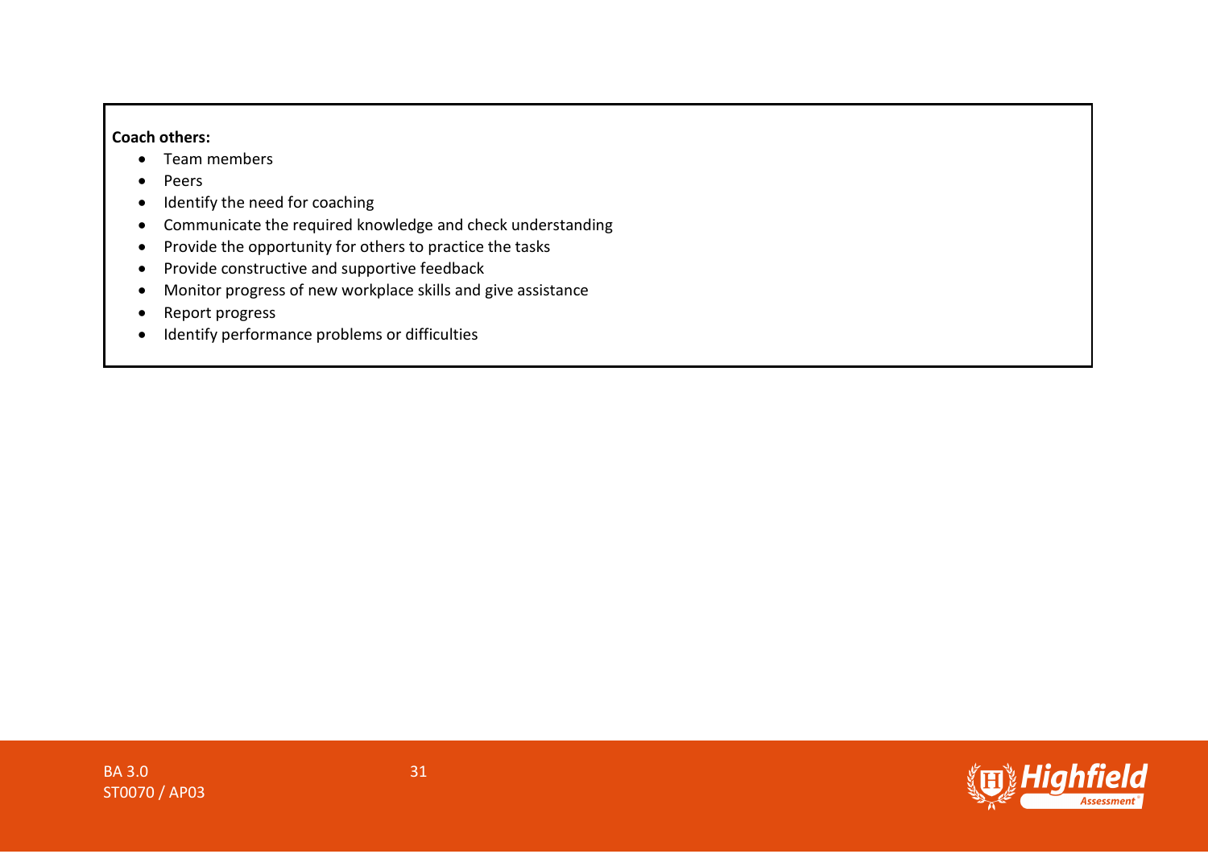**Coach others:**

- Team members
- Peers
- Identify the need for coaching
- Communicate the required knowledge and check understanding
- Provide the opportunity for others to practice the tasks
- Provide constructive and supportive feedback
- Monitor progress of new workplace skills and give assistance
- Report progress
- Identify performance problems or difficulties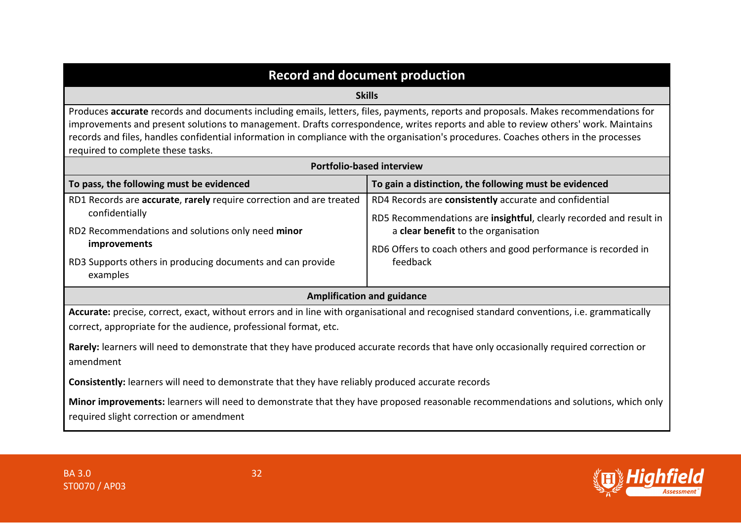## Record and document production

### Skills

Produces **accurate** records and documents including emails, letters, files, payments, reports and proposals. Makes recommendations for improvements and present solutions to management. Drafts correspondence, writes reports and able to review others' work. Maintains records and files, handles confidential information in compliance with the organisation's procedures. Coaches others in the processes required to complete these tasks.

### Portfolio-based interview

| To pass, the following must be evidenced | To gain a distinction, the following must be evidenced |
|---|---|
| RD1 Records are **accurate**, **rarely** require correction and are treated confidentially<br><br>RD2 Recommendations and solutions only need **minor improvements**<br><br>RD3 Supports others in producing documents and can provide examples | RD4 Records are **consistently** accurate and confidential<br><br>RD5 Recommendations are **insightful**, clearly recorded and result in a **clear benefit** to the organisation<br><br>RD6 Offers to coach others and good performance is recorded in feedback |

### Amplification and guidance

**Accurate:** precise, correct, exact, without errors and in line with organisational and recognised standard conventions, i.e. grammatically correct, appropriate for the audience, professional format, etc.

**Rarely:** learners will need to demonstrate that they have produced accurate records that have only occasionally required correction or amendment

**Consistently:** learners will need to demonstrate that they have reliably produced accurate records

**Minor improvements:** learners will need to demonstrate that they have proposed reasonable recommendations and solutions, which only required slight correction or amendment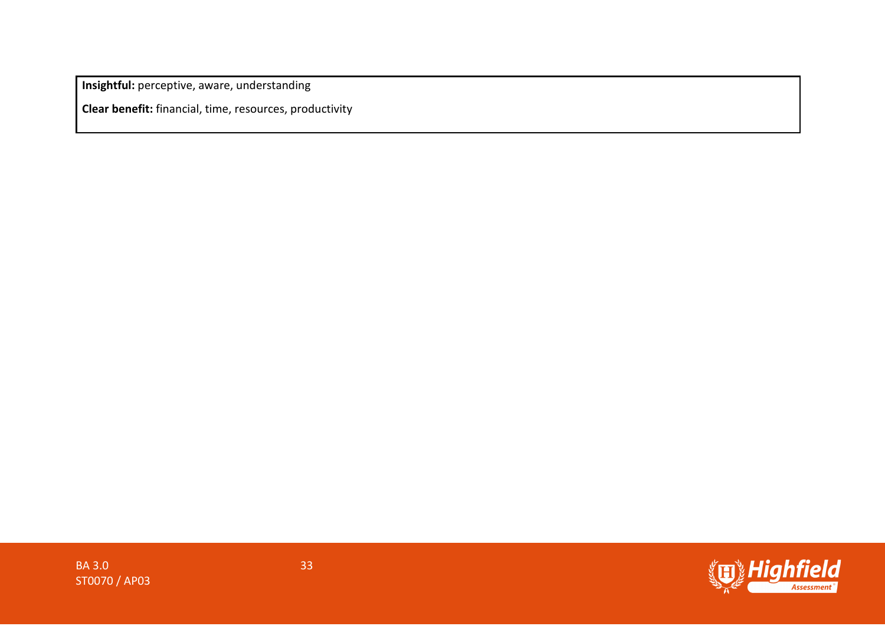**Insightful:** perceptive, aware, understanding

**Clear benefit:** financial, time, resources, productivity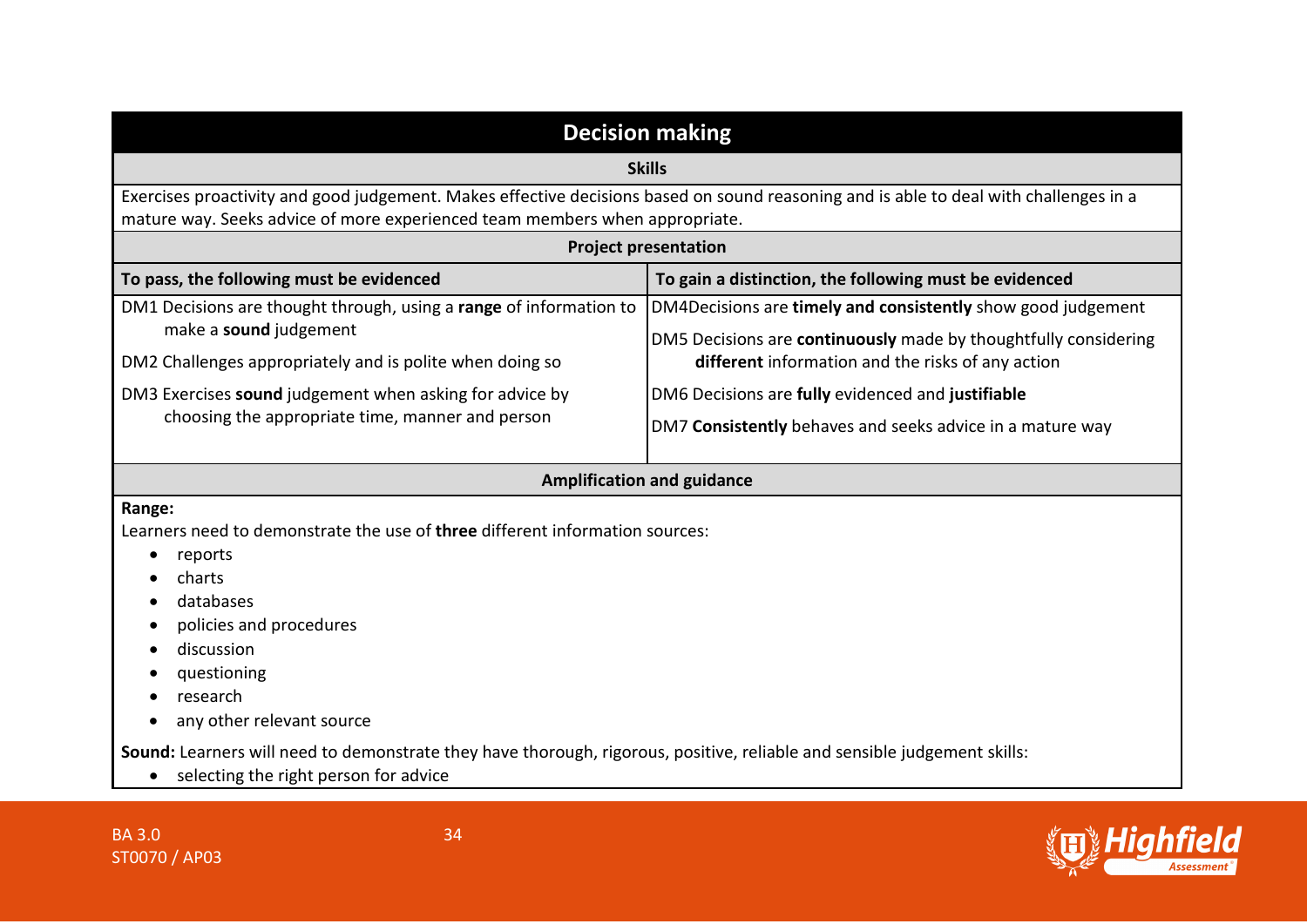## Decision making

**Skills**

Exercises proactivity and good judgement. Makes effective decisions based on sound reasoning and is able to deal with challenges in a mature way. Seeks advice of more experienced team members when appropriate.

**Project presentation**

| To pass, the following must be evidenced | To gain a distinction, the following must be evidenced |
|---|---|
| DM1 Decisions are thought through, using a **range** of information to make a **sound** judgement<br><br>DM2 Challenges appropriately and is polite when doing so<br><br>DM3 Exercises **sound** judgement when asking for advice by choosing the appropriate time, manner and person | DM4Decisions are **timely and consistently** show good judgement<br><br>DM5 Decisions are **continuously** made by thoughtfully considering **different** information and the risks of any action<br><br>DM6 Decisions are **fully** evidenced and **justifiable**<br><br>DM7 **Consistently** behaves and seeks advice in a mature way |

**Amplification and guidance**

**Range:**

Learners need to demonstrate the use of **three** different information sources:

- reports
- charts
- databases
- policies and procedures
- discussion
- questioning
- research
- any other relevant source

**Sound:** Learners will need to demonstrate they have thorough, rigorous, positive, reliable and sensible judgement skills:

- selecting the right person for advice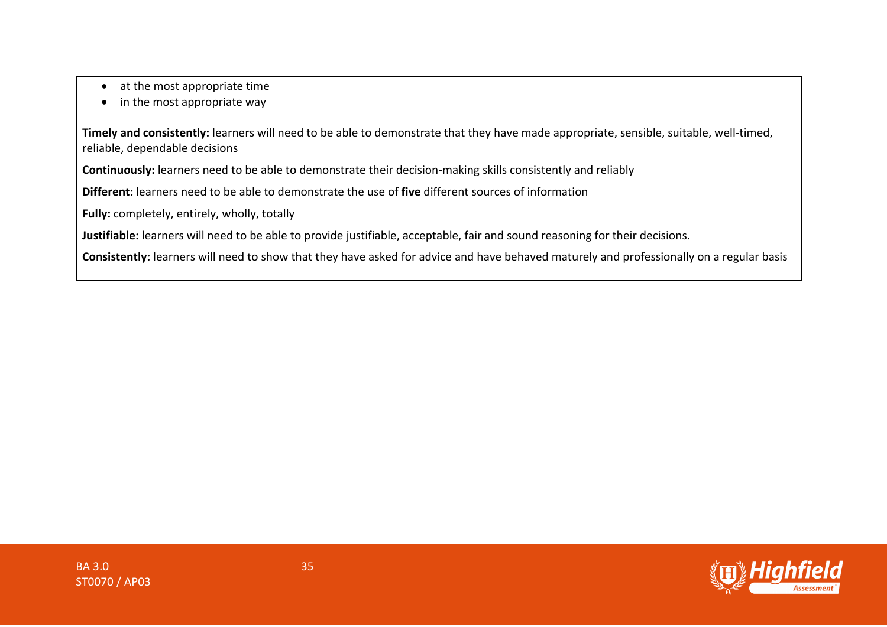- at the most appropriate time
- in the most appropriate way

**Timely and consistently:** learners will need to be able to demonstrate that they have made appropriate, sensible, suitable, well-timed, reliable, dependable decisions

**Continuously:** learners need to be able to demonstrate their decision-making skills consistently and reliably

**Different:** learners need to be able to demonstrate the use of **five** different sources of information

**Fully:** completely, entirely, wholly, totally

**Justifiable:** learners will need to be able to provide justifiable, acceptable, fair and sound reasoning for their decisions.

**Consistently:** learners will need to show that they have asked for advice and have behaved maturely and professionally on a regular basis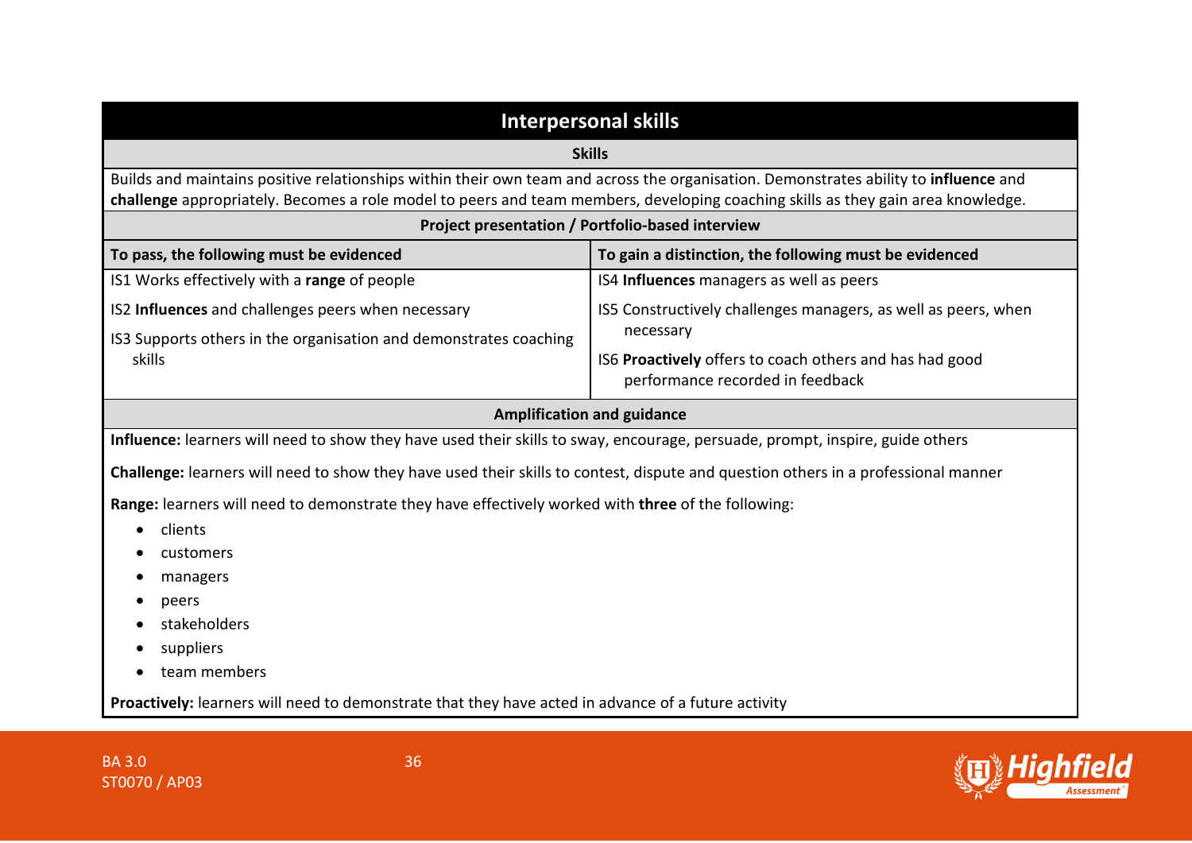## Interpersonal skills

**Skills**

Builds and maintains positive relationships within their own team and across the organisation. Demonstrates ability to **influence** and **challenge** appropriately. Becomes a role model to peers and team members, developing coaching skills as they gain area knowledge.

**Project presentation / Portfolio-based interview**

| To pass, the following must be evidenced | To gain a distinction, the following must be evidenced |
|---|---|
| IS1 Works effectively with a **range** of people<br><br>IS2 **Influences** and challenges peers when necessary<br><br>IS3 Supports others in the organisation and demonstrates coaching skills | IS4 **Influences** managers as well as peers<br><br>IS5 Constructively challenges managers, as well as peers, when necessary<br><br>IS6 **Proactively** offers to coach others and has had good performance recorded in feedback |

**Amplification and guidance**

**Influence:** learners will need to show they have used their skills to sway, encourage, persuade, prompt, inspire, guide others

**Challenge:** learners will need to show they have used their skills to contest, dispute and question others in a professional manner

**Range:** learners will need to demonstrate they have effectively worked with **three** of the following:

- clients
- customers
- managers
- peers
- stakeholders
- suppliers
- team members

**Proactively:** learners will need to demonstrate that they have acted in advance of a future activity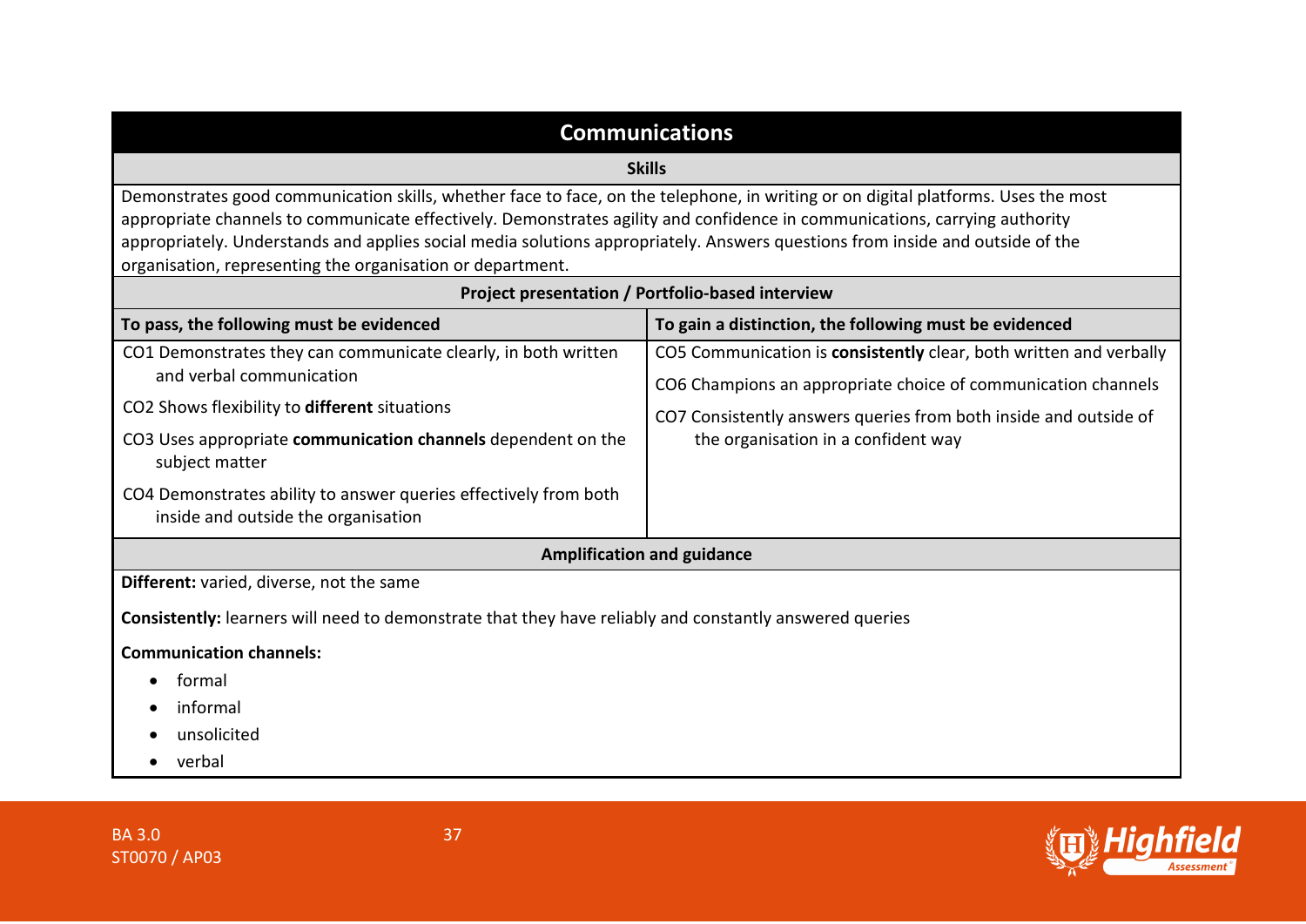## Communications

### Skills

Demonstrates good communication skills, whether face to face, on the telephone, in writing or on digital platforms. Uses the most appropriate channels to communicate effectively. Demonstrates agility and confidence in communications, carrying authority appropriately. Understands and applies social media solutions appropriately. Answers questions from inside and outside of the organisation, representing the organisation or department.

### Project presentation / Portfolio-based interview

| To pass, the following must be evidenced | To gain a distinction, the following must be evidenced |
|---|---|
| CO1 Demonstrates they can communicate clearly, in both written and verbal communication<br><br>CO2 Shows flexibility to **different** situations<br><br>CO3 Uses appropriate **communication channels** dependent on the subject matter<br><br>CO4 Demonstrates ability to answer queries effectively from both inside and outside the organisation | CO5 Communication is **consistently** clear, both written and verbally<br><br>CO6 Champions an appropriate choice of communication channels<br><br>CO7 Consistently answers queries from both inside and outside of the organisation in a confident way |

### Amplification and guidance

**Different:** varied, diverse, not the same

**Consistently:** learners will need to demonstrate that they have reliably and constantly answered queries

**Communication channels:**

- formal
- informal
- unsolicited
- verbal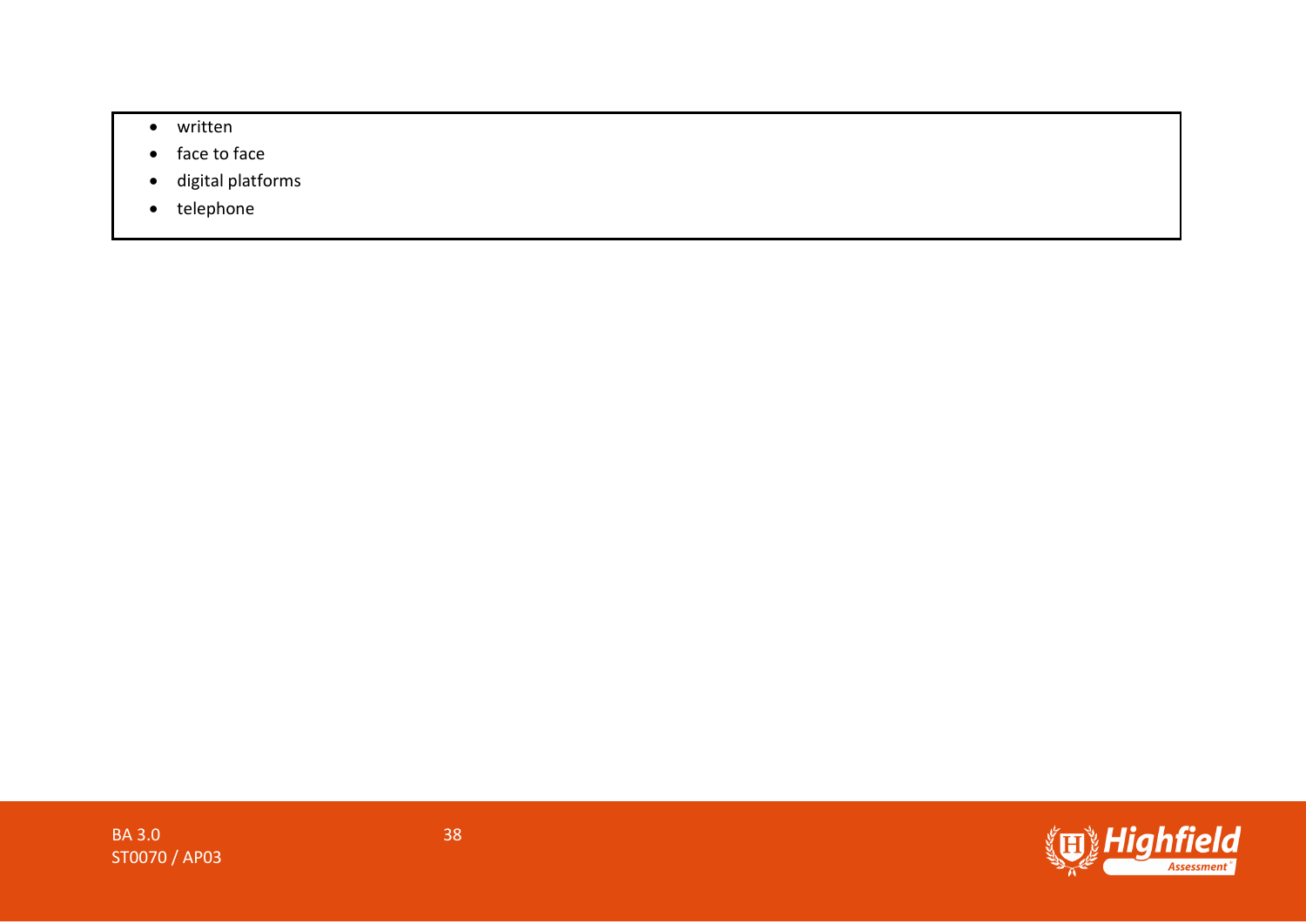- written
- face to face
- digital platforms
- telephone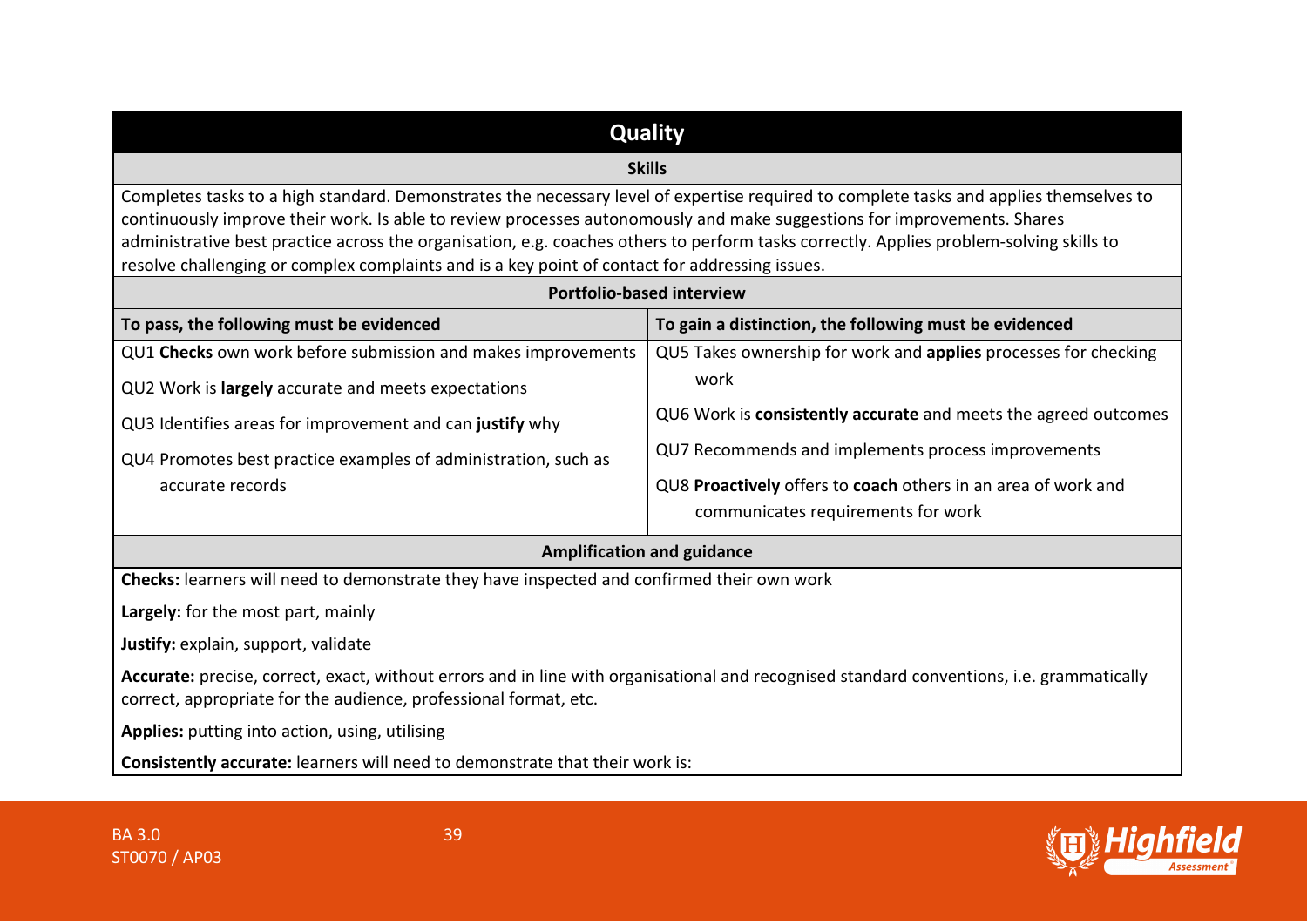## Quality

### Skills

Completes tasks to a high standard. Demonstrates the necessary level of expertise required to complete tasks and applies themselves to continuously improve their work. Is able to review processes autonomously and make suggestions for improvements. Shares administrative best practice across the organisation, e.g. coaches others to perform tasks correctly. Applies problem-solving skills to resolve challenging or complex complaints and is a key point of contact for addressing issues.

### Portfolio-based interview

| To pass, the following must be evidenced | To gain a distinction, the following must be evidenced |
|---|---|
| QU1 **Checks** own work before submission and makes improvements | QU5 Takes ownership for work and **applies** processes for checking work |
| QU2 Work is **largely** accurate and meets expectations | QU6 Work is **consistently accurate** and meets the agreed outcomes |
| QU3 Identifies areas for improvement and can **justify** why | QU7 Recommends and implements process improvements |
| QU4 Promotes best practice examples of administration, such as accurate records | QU8 **Proactively** offers to **coach** others in an area of work and communicates requirements for work |

### Amplification and guidance

**Checks:** learners will need to demonstrate they have inspected and confirmed their own work

**Largely:** for the most part, mainly

**Justify:** explain, support, validate

**Accurate:** precise, correct, exact, without errors and in line with organisational and recognised standard conventions, i.e. grammatically correct, appropriate for the audience, professional format, etc.

**Applies:** putting into action, using, utilising

**Consistently accurate:** learners will need to demonstrate that their work is: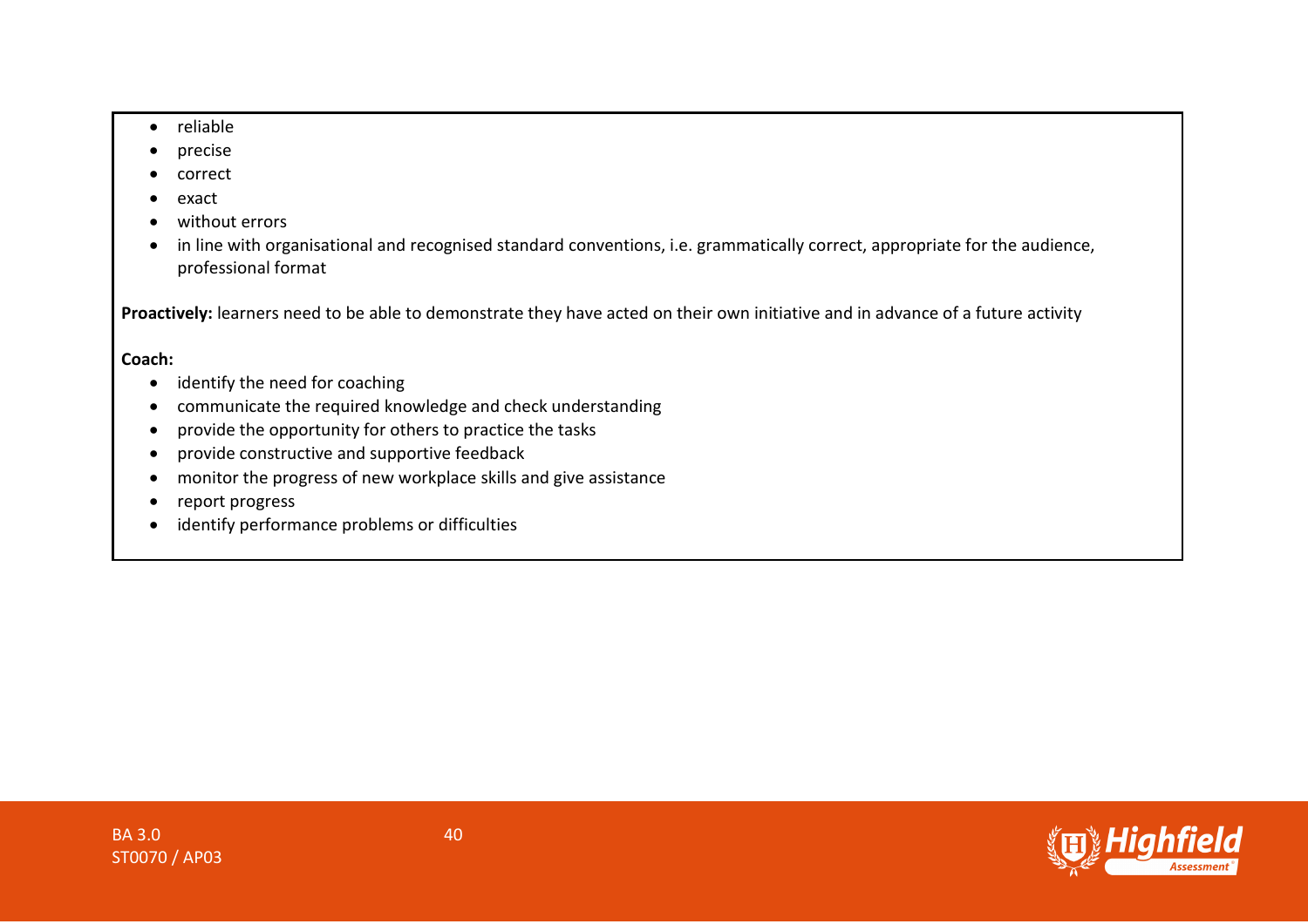- reliable
- precise
- correct
- exact
- without errors
- in line with organisational and recognised standard conventions, i.e. grammatically correct, appropriate for the audience, professional format

**Proactively:** learners need to be able to demonstrate they have acted on their own initiative and in advance of a future activity

**Coach:**

- identify the need for coaching
- communicate the required knowledge and check understanding
- provide the opportunity for others to practice the tasks
- provide constructive and supportive feedback
- monitor the progress of new workplace skills and give assistance
- report progress
- identify performance problems or difficulties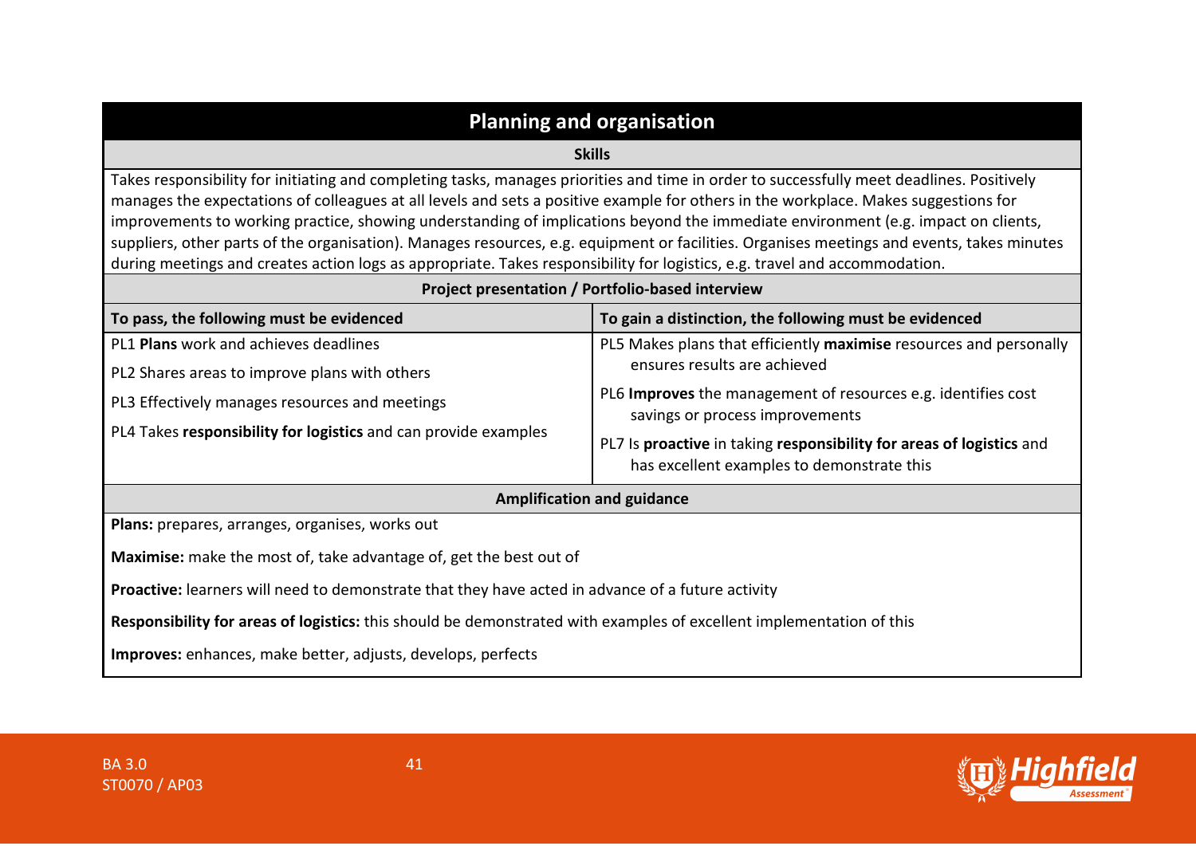## Planning and organisation

**Skills**

Takes responsibility for initiating and completing tasks, manages priorities and time in order to successfully meet deadlines. Positively manages the expectations of colleagues at all levels and sets a positive example for others in the workplace. Makes suggestions for improvements to working practice, showing understanding of implications beyond the immediate environment (e.g. impact on clients, suppliers, other parts of the organisation). Manages resources, e.g. equipment or facilities. Organises meetings and events, takes minutes during meetings and creates action logs as appropriate. Takes responsibility for logistics, e.g. travel and accommodation.

**Project presentation / Portfolio-based interview**

| To pass, the following must be evidenced | To gain a distinction, the following must be evidenced |
|---|---|
| PL1 **Plans** work and achieves deadlines<br>PL2 Shares areas to improve plans with others<br>PL3 Effectively manages resources and meetings<br>PL4 Takes **responsibility for logistics** and can provide examples | PL5 Makes plans that efficiently **maximise** resources and personally ensures results are achieved<br>PL6 **Improves** the management of resources e.g. identifies cost savings or process improvements<br>PL7 Is **proactive** in taking **responsibility for areas of logistics** and has excellent examples to demonstrate this |

**Amplification and guidance**

**Plans:** prepares, arranges, organises, works out

**Maximise:** make the most of, take advantage of, get the best out of

**Proactive:** learners will need to demonstrate that they have acted in advance of a future activity

**Responsibility for areas of logistics:** this should be demonstrated with examples of excellent implementation of this

**Improves:** enhances, make better, adjusts, develops, perfects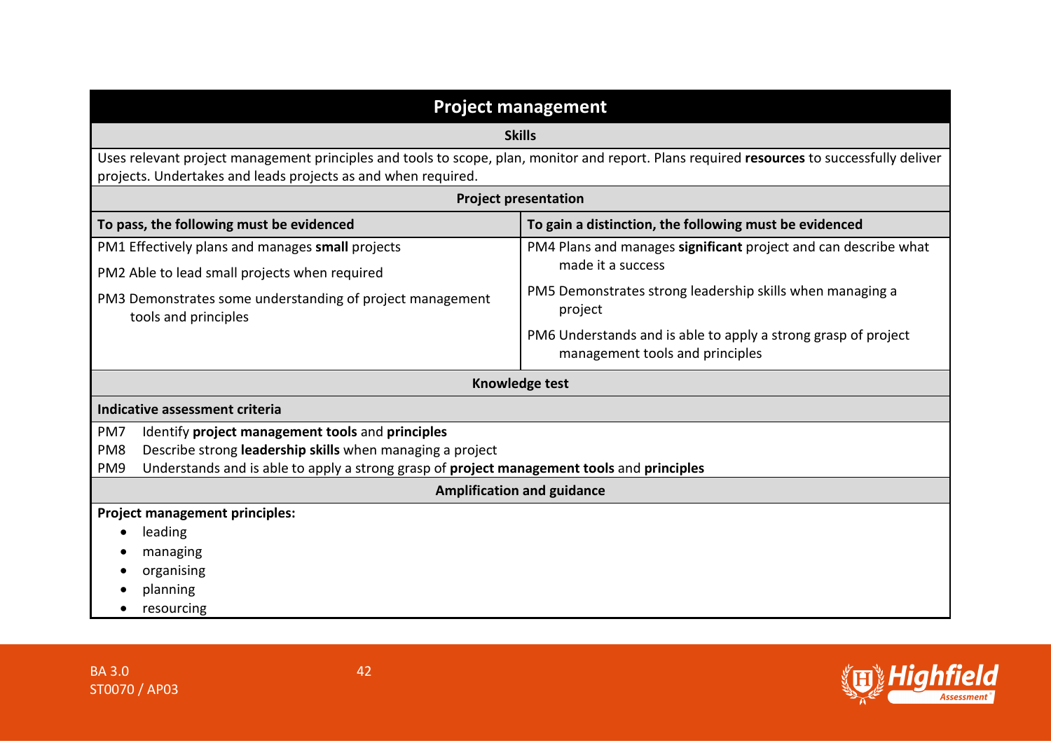## Project management

### Skills

Uses relevant project management principles and tools to scope, plan, monitor and report. Plans required **resources** to successfully deliver projects. Undertakes and leads projects as and when required.

### Project presentation

| To pass, the following must be evidenced | To gain a distinction, the following must be evidenced |
|---|---|
| PM1 Effectively plans and manages **small** projects<br><br>PM2 Able to lead small projects when required<br><br>PM3 Demonstrates some understanding of project management tools and principles | PM4 Plans and manages **significant** project and can describe what made it a success<br><br>PM5 Demonstrates strong leadership skills when managing a project<br><br>PM6 Understands and is able to apply a strong grasp of project management tools and principles |

### Knowledge test

**Indicative assessment criteria**

PM7 Identify **project management tools** and **principles**
PM8 Describe strong **leadership skills** when managing a project
PM9 Understands and is able to apply a strong grasp of **project management tools** and **principles**

### Amplification and guidance

**Project management principles:**

- leading
- managing
- organising
- planning
- resourcing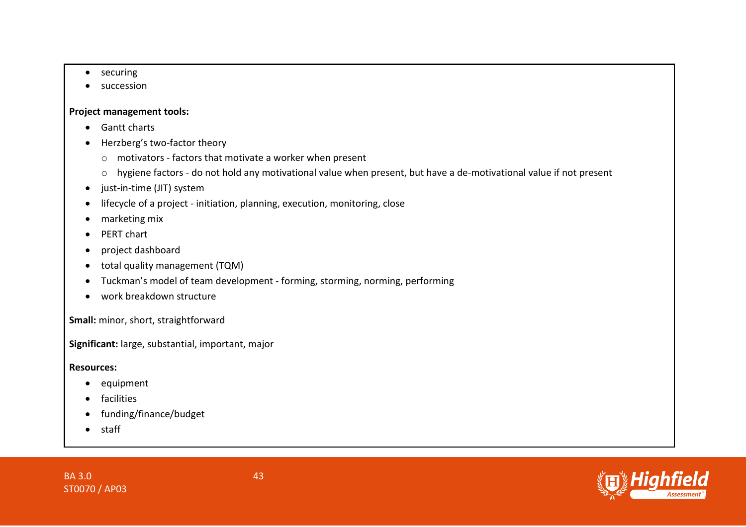- securing
- succession

**Project management tools:**

- Gantt charts
- Herzberg's two-factor theory
  - motivators - factors that motivate a worker when present
  - hygiene factors - do not hold any motivational value when present, but have a de-motivational value if not present
- just-in-time (JIT) system
- lifecycle of a project - initiation, planning, execution, monitoring, close
- marketing mix
- PERT chart
- project dashboard
- total quality management (TQM)
- Tuckman's model of team development - forming, storming, norming, performing
- work breakdown structure

**Small:** minor, short, straightforward

**Significant:** large, substantial, important, major

**Resources:**

- equipment
- facilities
- funding/finance/budget
- staff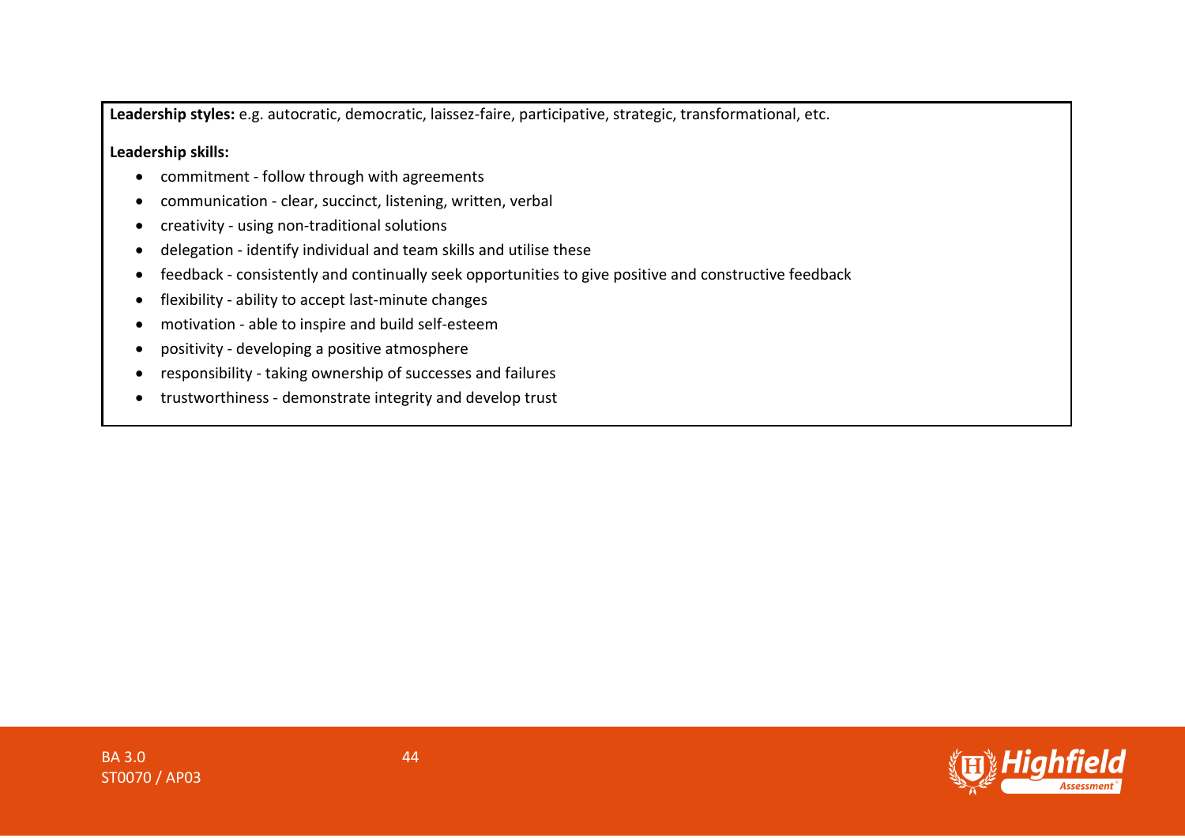**Leadership styles:** e.g. autocratic, democratic, laissez-faire, participative, strategic, transformational, etc.

**Leadership skills:**

- commitment - follow through with agreements
- communication - clear, succinct, listening, written, verbal
- creativity - using non-traditional solutions
- delegation - identify individual and team skills and utilise these
- feedback - consistently and continually seek opportunities to give positive and constructive feedback
- flexibility - ability to accept last-minute changes
- motivation - able to inspire and build self-esteem
- positivity - developing a positive atmosphere
- responsibility - taking ownership of successes and failures
- trustworthiness - demonstrate integrity and develop trust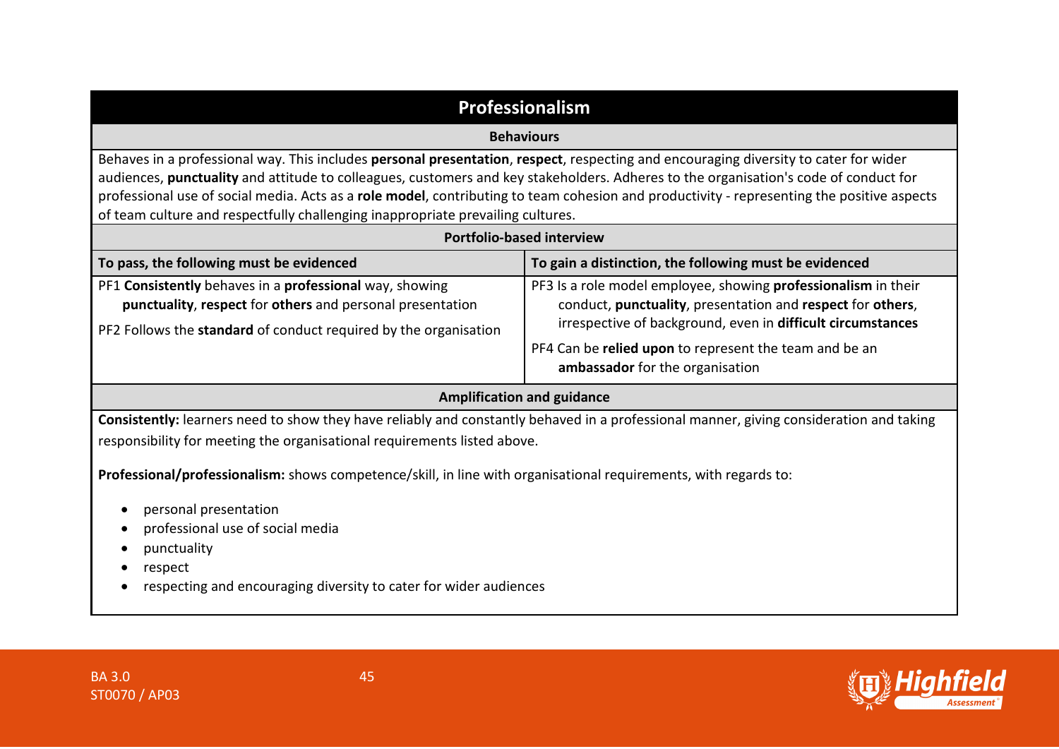## Professionalism

### Behaviours

Behaves in a professional way. This includes **personal presentation**, **respect**, respecting and encouraging diversity to cater for wider audiences, **punctuality** and attitude to colleagues, customers and key stakeholders. Adheres to the organisation's code of conduct for professional use of social media. Acts as a **role model**, contributing to team cohesion and productivity - representing the positive aspects of team culture and respectfully challenging inappropriate prevailing cultures.

### Portfolio-based interview

| To pass, the following must be evidenced | To gain a distinction, the following must be evidenced |
|---|---|
| PF1 **Consistently** behaves in a **professional** way, showing **punctuality**, **respect** for **others** and personal presentation<br><br>PF2 Follows the **standard** of conduct required by the organisation | PF3 Is a role model employee, showing **professionalism** in their conduct, **punctuality**, presentation and **respect** for **others**, irrespective of background, even in **difficult circumstances**<br><br>PF4 Can be **relied upon** to represent the team and be an **ambassador** for the organisation |

### Amplification and guidance

**Consistently:** learners need to show they have reliably and constantly behaved in a professional manner, giving consideration and taking responsibility for meeting the organisational requirements listed above.

**Professional/professionalism:** shows competence/skill, in line with organisational requirements, with regards to:

- personal presentation
- professional use of social media
- punctuality
- respect
- respecting and encouraging diversity to cater for wider audiences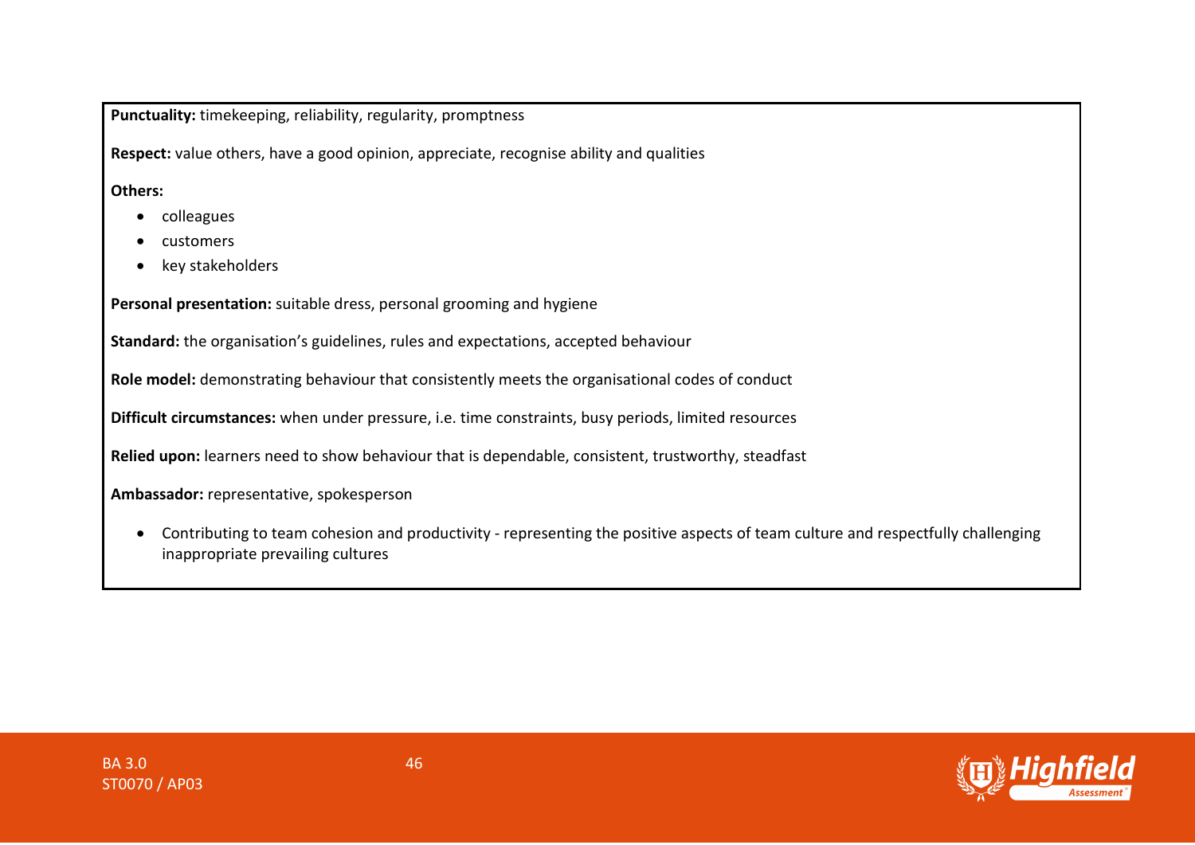**Punctuality:** timekeeping, reliability, regularity, promptness

**Respect:** value others, have a good opinion, appreciate, recognise ability and qualities

**Others:**

- colleagues
- customers
- key stakeholders

**Personal presentation:** suitable dress, personal grooming and hygiene

**Standard:** the organisation's guidelines, rules and expectations, accepted behaviour

**Role model:** demonstrating behaviour that consistently meets the organisational codes of conduct

**Difficult circumstances:** when under pressure, i.e. time constraints, busy periods, limited resources

**Relied upon:** learners need to show behaviour that is dependable, consistent, trustworthy, steadfast

**Ambassador:** representative, spokesperson

- Contributing to team cohesion and productivity - representing the positive aspects of team culture and respectfully challenging inappropriate prevailing cultures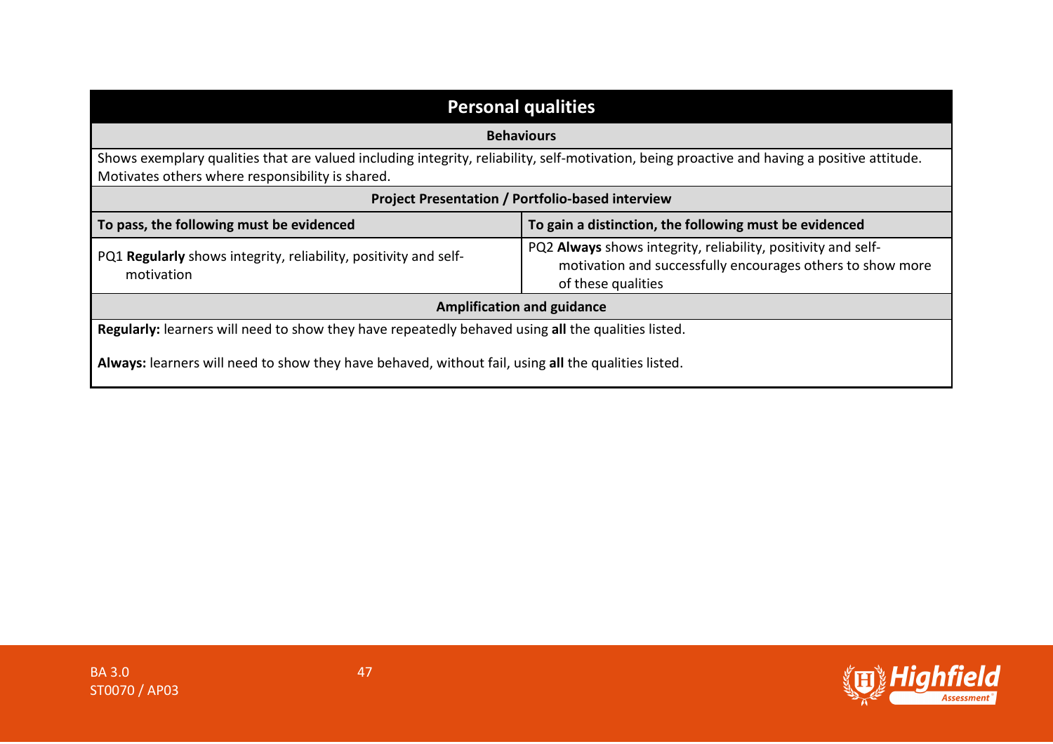| Personal qualities | |
|---|---|
| **Behaviours** | |
| Shows exemplary qualities that are valued including integrity, reliability, self-motivation, being proactive and having a positive attitude. Motivates others where responsibility is shared. | |
| **Project Presentation / Portfolio-based interview** | |
| **To pass, the following must be evidenced** | **To gain a distinction, the following must be evidenced** |
| PQ1 **Regularly** shows integrity, reliability, positivity and self-motivation | PQ2 **Always** shows integrity, reliability, positivity and self-motivation and successfully encourages others to show more of these qualities |
| **Amplification and guidance** | |
| **Regularly:** learners will need to show they have repeatedly behaved using **all** the qualities listed.<br><br>**Always:** learners will need to show they have behaved, without fail, using **all** the qualities listed. | |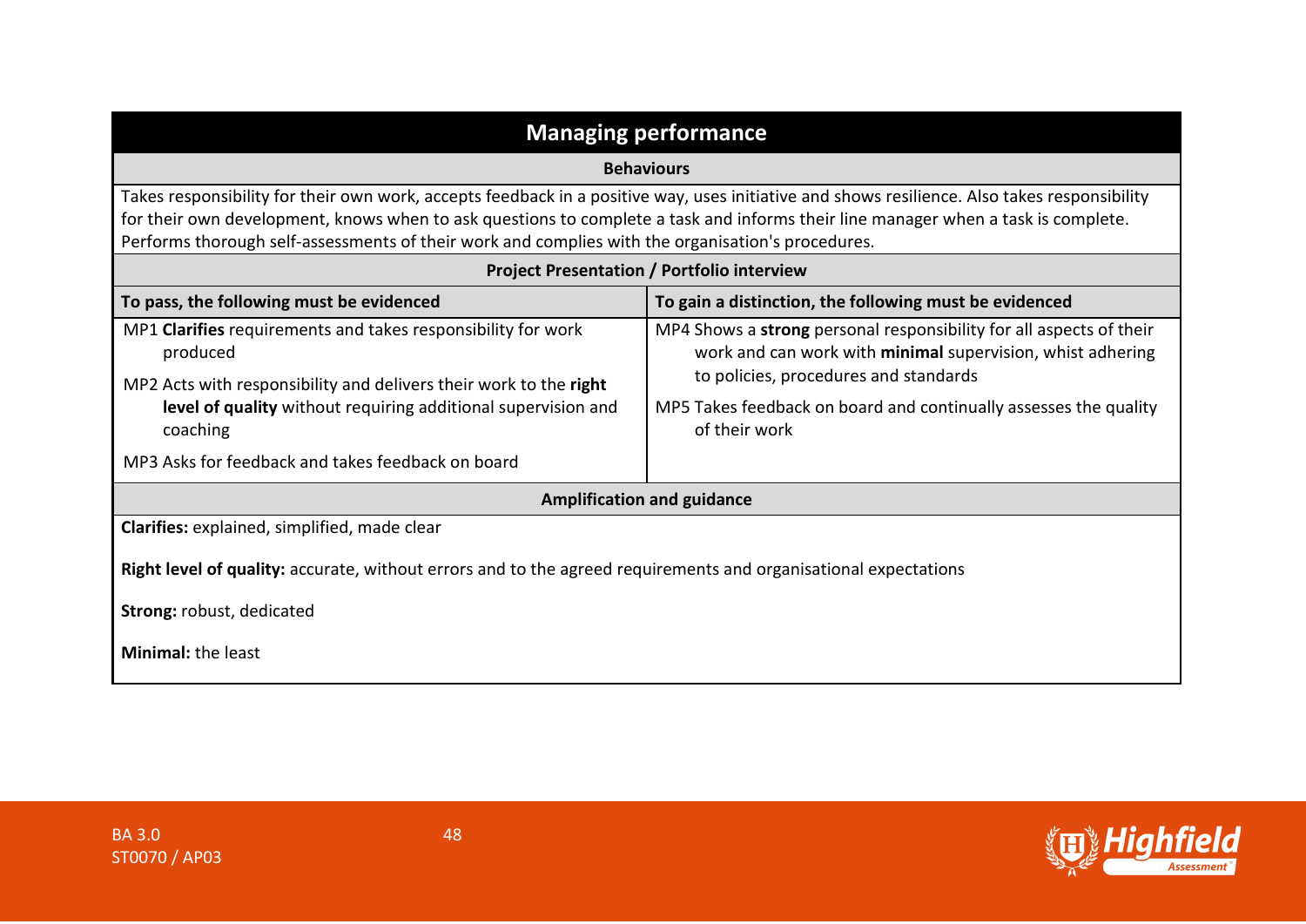## Managing performance

| Behaviours | |
|---|---|
| Takes responsibility for their own work, accepts feedback in a positive way, uses initiative and shows resilience. Also takes responsibility for their own development, knows when to ask questions to complete a task and informs their line manager when a task is complete. Performs thorough self-assessments of their work and complies with the organisation's procedures. | |
| **Project Presentation / Portfolio interview** | |
| **To pass, the following must be evidenced** | **To gain a distinction, the following must be evidenced** |
| MP1 **Clarifies** requirements and takes responsibility for work produced<br><br>MP2 Acts with responsibility and delivers their work to the **right level of quality** without requiring additional supervision and coaching<br><br>MP3 Asks for feedback and takes feedback on board | MP4 Shows a **strong** personal responsibility for all aspects of their work and can work with **minimal** supervision, whist adhering to policies, procedures and standards<br><br>MP5 Takes feedback on board and continually assesses the quality of their work |

**Amplification and guidance**

**Clarifies:** explained, simplified, made clear

**Right level of quality:** accurate, without errors and to the agreed requirements and organisational expectations

**Strong:** robust, dedicated

**Minimal:** the least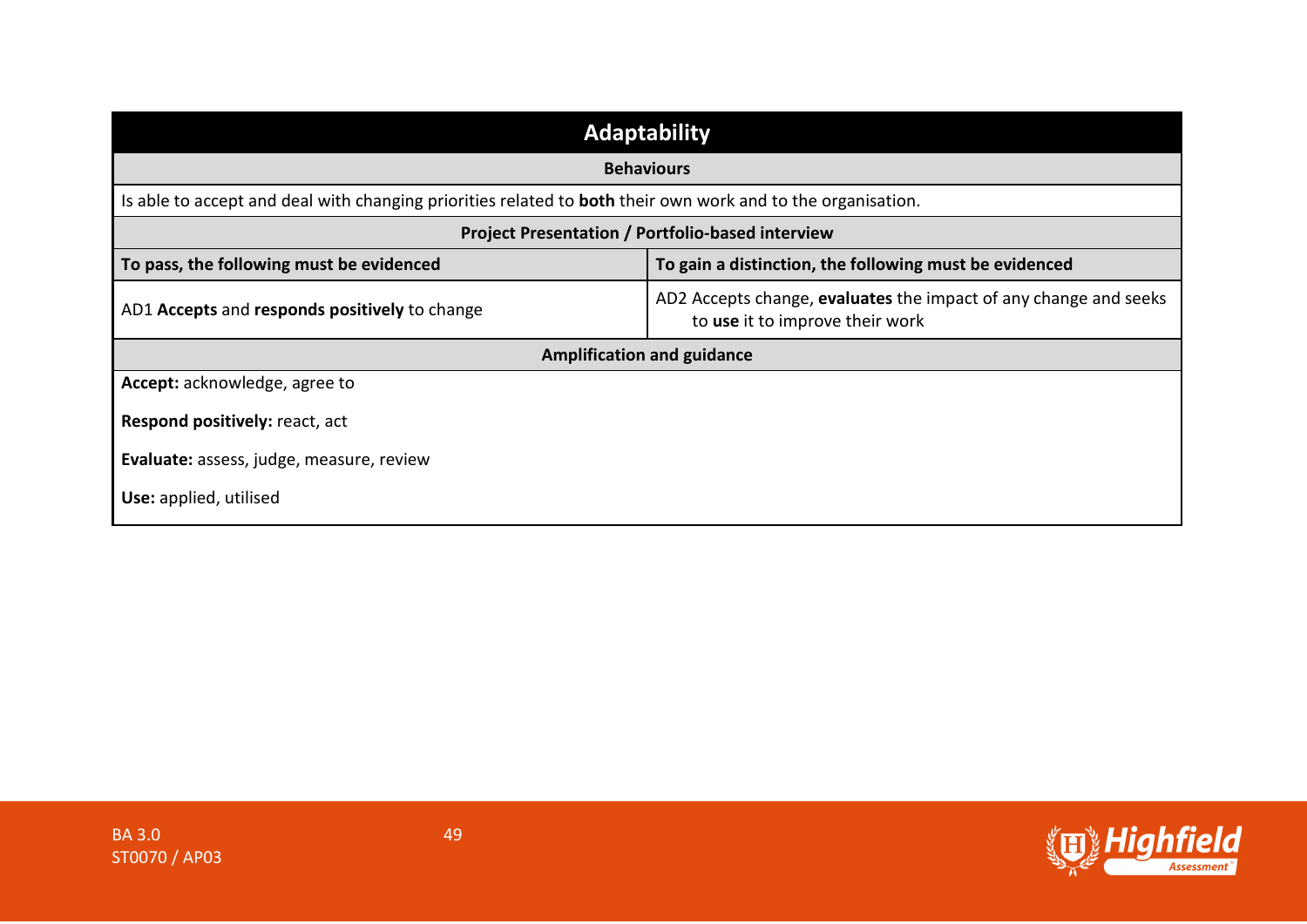## Adaptability

| Behaviours | |
|---|---|
| Is able to accept and deal with changing priorities related to **both** their own work and to the organisation. | |
| **Project Presentation / Portfolio-based interview** | |
| **To pass, the following must be evidenced** | **To gain a distinction, the following must be evidenced** |
| AD1 **Accepts** and **responds positively** to change | AD2 Accepts change, **evaluates** the impact of any change and seeks to **use** it to improve their work |

**Amplification and guidance**

**Accept:** acknowledge, agree to

**Respond positively:** react, act

**Evaluate:** assess, judge, measure, review

**Use:** applied, utilised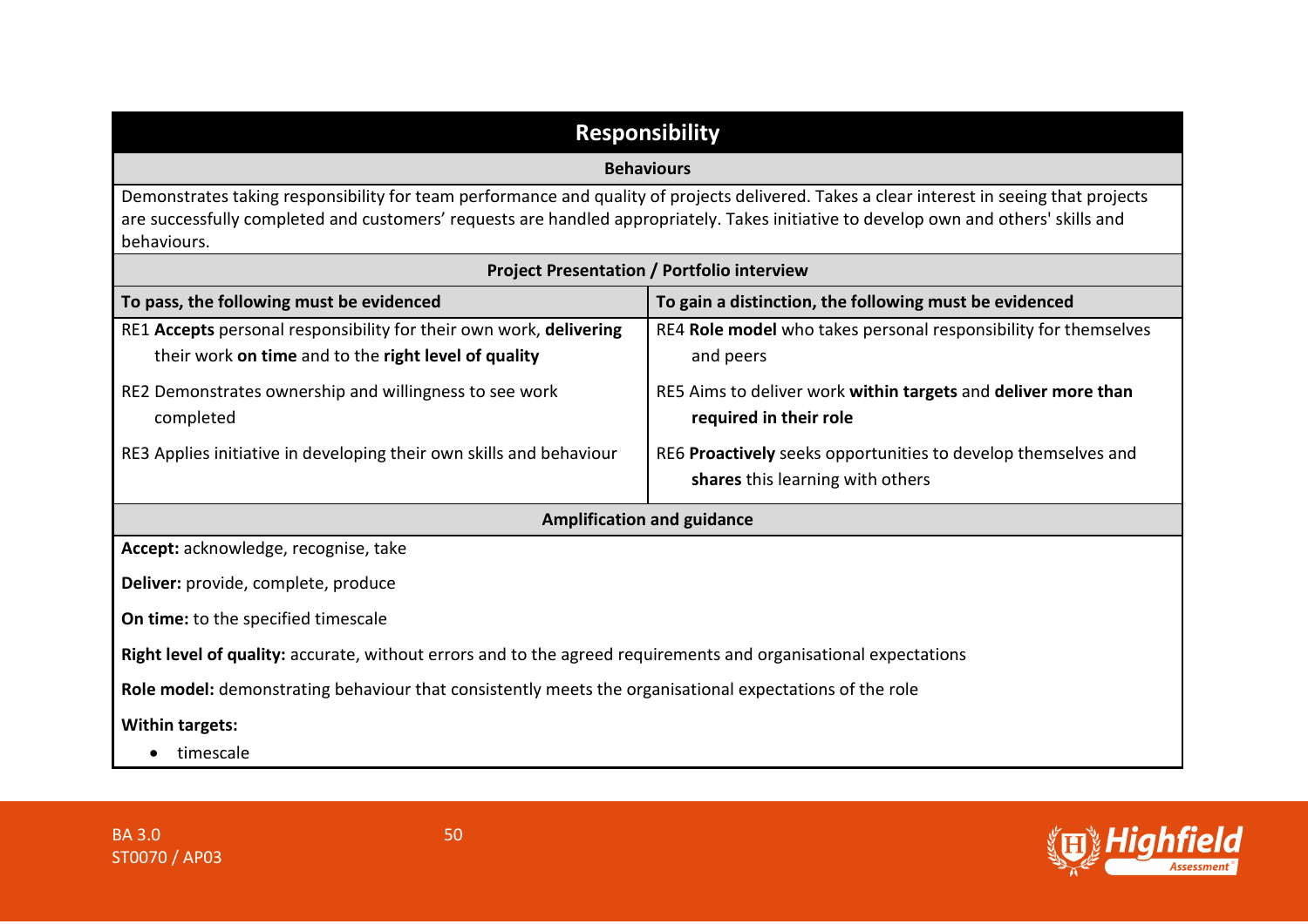## Responsibility

**Behaviours**

Demonstrates taking responsibility for team performance and quality of projects delivered. Takes a clear interest in seeing that projects are successfully completed and customers' requests are handled appropriately. Takes initiative to develop own and others' skills and behaviours.

**Project Presentation / Portfolio interview**

| To pass, the following must be evidenced | To gain a distinction, the following must be evidenced |
|---|---|
| RE1 **Accepts** personal responsibility for their own work, **delivering** their work **on time** and to the **right level of quality** | RE4 **Role model** who takes personal responsibility for themselves and peers |
| RE2 Demonstrates ownership and willingness to see work completed | RE5 Aims to deliver work **within targets** and **deliver more than required in their role** |
| RE3 Applies initiative in developing their own skills and behaviour | RE6 **Proactively** seeks opportunities to develop themselves and **shares** this learning with others |

**Amplification and guidance**

**Accept:** acknowledge, recognise, take

**Deliver:** provide, complete, produce

**On time:** to the specified timescale

**Right level of quality:** accurate, without errors and to the agreed requirements and organisational expectations

**Role model:** demonstrating behaviour that consistently meets the organisational expectations of the role

**Within targets:**

- timescale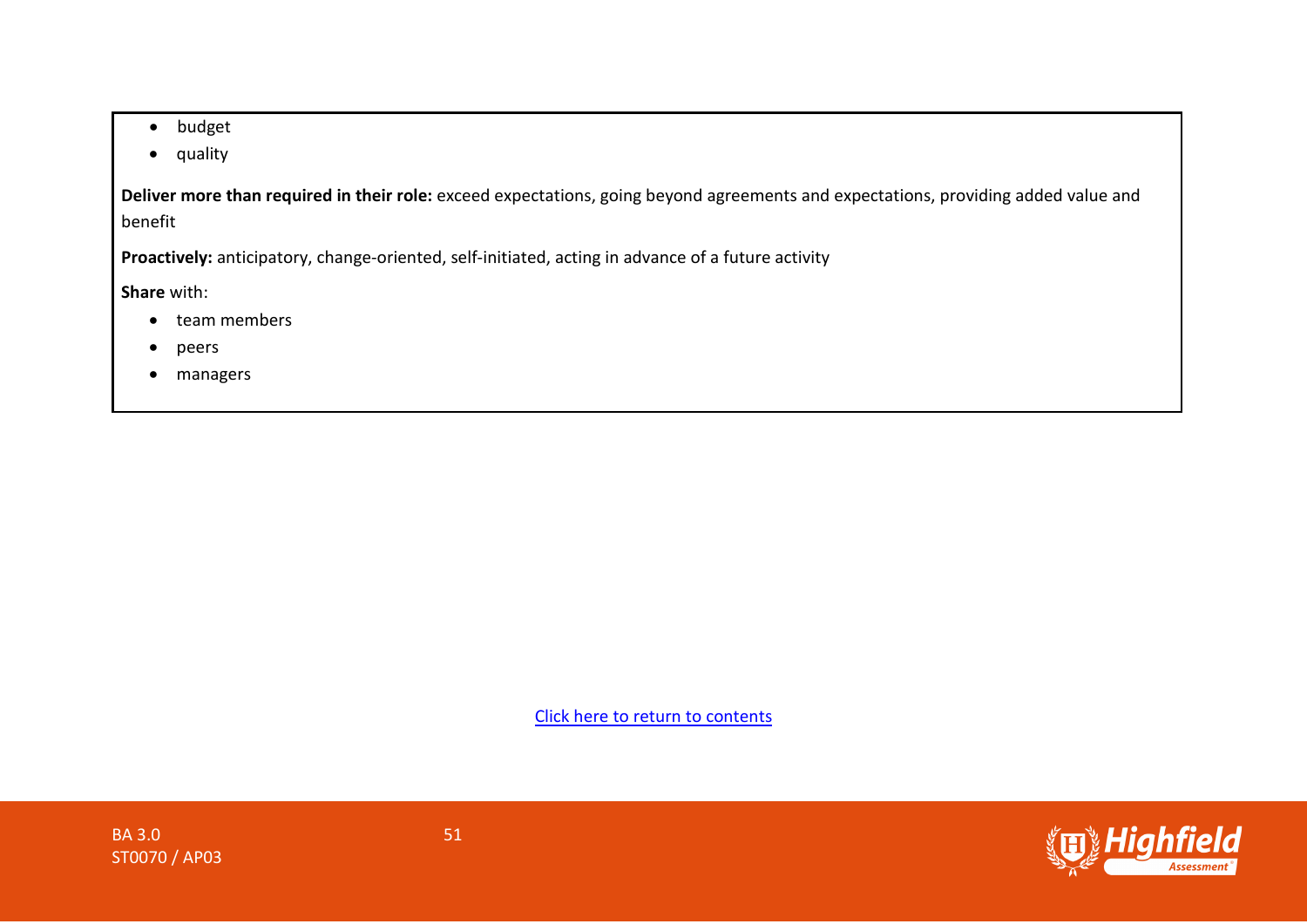- budget
- quality

**Deliver more than required in their role:** exceed expectations, going beyond agreements and expectations, providing added value and benefit

**Proactively:** anticipatory, change-oriented, self-initiated, acting in advance of a future activity

**Share** with:

- team members
- peers
- managers

Click here to return to contents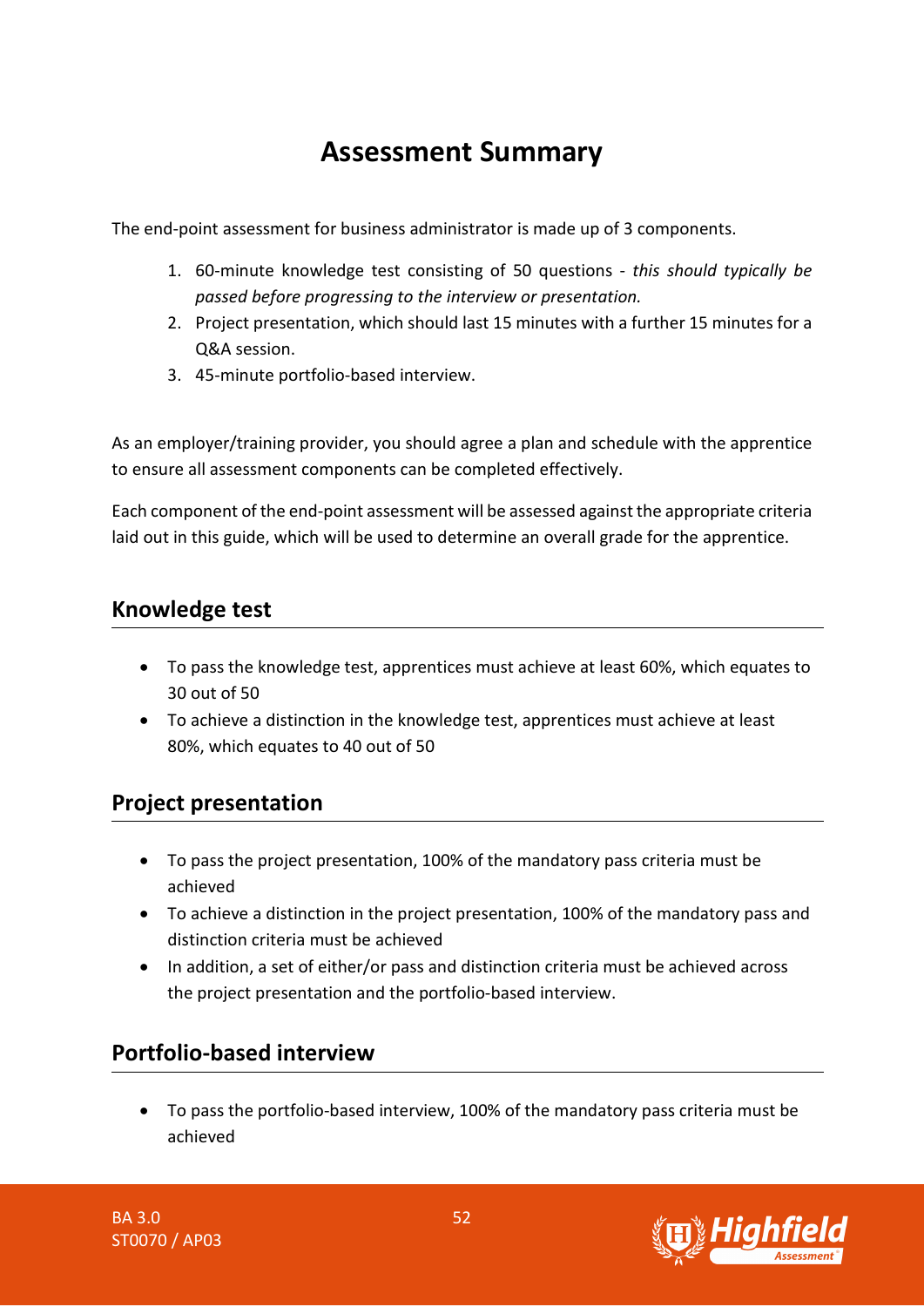# Assessment Summary

The end-point assessment for business administrator is made up of 3 components.

1. 60-minute knowledge test consisting of 50 questions - *this should typically be passed before progressing to the interview or presentation.*
2. Project presentation, which should last 15 minutes with a further 15 minutes for a Q&A session.
3. 45-minute portfolio-based interview.

As an employer/training provider, you should agree a plan and schedule with the apprentice to ensure all assessment components can be completed effectively.

Each component of the end-point assessment will be assessed against the appropriate criteria laid out in this guide, which will be used to determine an overall grade for the apprentice.

## Knowledge test

- To pass the knowledge test, apprentices must achieve at least 60%, which equates to 30 out of 50
- To achieve a distinction in the knowledge test, apprentices must achieve at least 80%, which equates to 40 out of 50

## Project presentation

- To pass the project presentation, 100% of the mandatory pass criteria must be achieved
- To achieve a distinction in the project presentation, 100% of the mandatory pass and distinction criteria must be achieved
- In addition, a set of either/or pass and distinction criteria must be achieved across the project presentation and the portfolio-based interview.

## Portfolio-based interview

- To pass the portfolio-based interview, 100% of the mandatory pass criteria must be achieved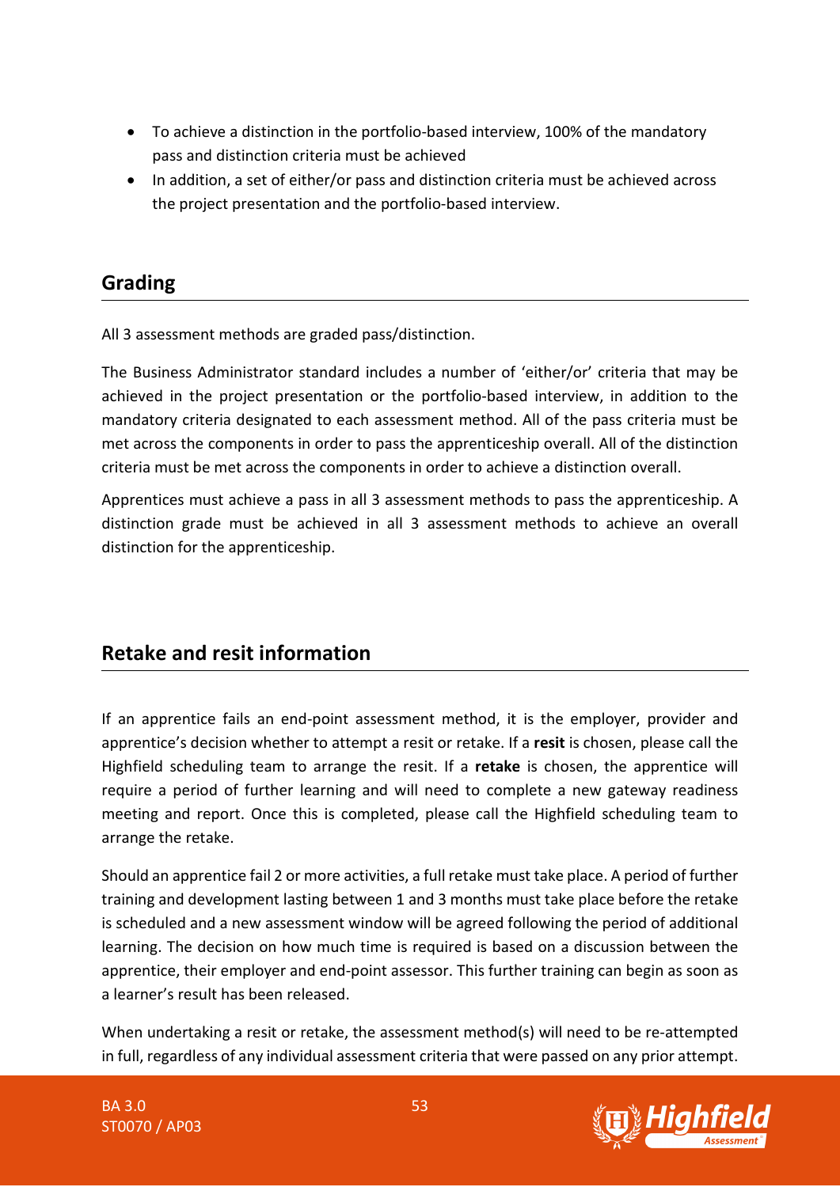- To achieve a distinction in the portfolio-based interview, 100% of the mandatory pass and distinction criteria must be achieved
- In addition, a set of either/or pass and distinction criteria must be achieved across the project presentation and the portfolio-based interview.

## Grading

All 3 assessment methods are graded pass/distinction.

The Business Administrator standard includes a number of 'either/or' criteria that may be achieved in the project presentation or the portfolio-based interview, in addition to the mandatory criteria designated to each assessment method. All of the pass criteria must be met across the components in order to pass the apprenticeship overall. All of the distinction criteria must be met across the components in order to achieve a distinction overall.

Apprentices must achieve a pass in all 3 assessment methods to pass the apprenticeship. A distinction grade must be achieved in all 3 assessment methods to achieve an overall distinction for the apprenticeship.

## Retake and resit information

If an apprentice fails an end-point assessment method, it is the employer, provider and apprentice's decision whether to attempt a resit or retake. If a **resit** is chosen, please call the Highfield scheduling team to arrange the resit. If a **retake** is chosen, the apprentice will require a period of further learning and will need to complete a new gateway readiness meeting and report. Once this is completed, please call the Highfield scheduling team to arrange the retake.

Should an apprentice fail 2 or more activities, a full retake must take place. A period of further training and development lasting between 1 and 3 months must take place before the retake is scheduled and a new assessment window will be agreed following the period of additional learning. The decision on how much time is required is based on a discussion between the apprentice, their employer and end-point assessor. This further training can begin as soon as a learner's result has been released.

When undertaking a resit or retake, the assessment method(s) will need to be re-attempted in full, regardless of any individual assessment criteria that were passed on any prior attempt.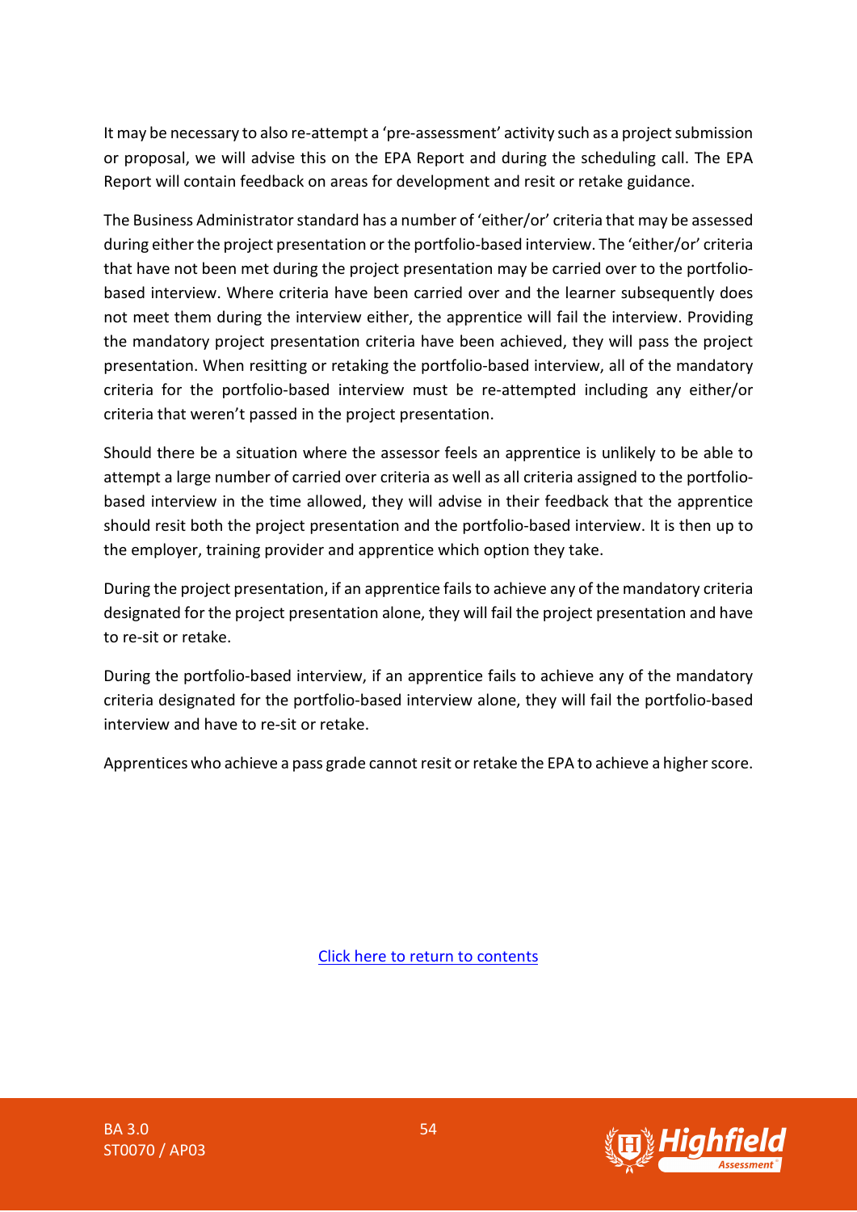It may be necessary to also re-attempt a 'pre-assessment' activity such as a project submission or proposal, we will advise this on the EPA Report and during the scheduling call. The EPA Report will contain feedback on areas for development and resit or retake guidance.

The Business Administrator standard has a number of 'either/or' criteria that may be assessed during either the project presentation or the portfolio-based interview. The 'either/or' criteria that have not been met during the project presentation may be carried over to the portfolio-based interview. Where criteria have been carried over and the learner subsequently does not meet them during the interview either, the apprentice will fail the interview. Providing the mandatory project presentation criteria have been achieved, they will pass the project presentation. When resitting or retaking the portfolio-based interview, all of the mandatory criteria for the portfolio-based interview must be re-attempted including any either/or criteria that weren't passed in the project presentation.

Should there be a situation where the assessor feels an apprentice is unlikely to be able to attempt a large number of carried over criteria as well as all criteria assigned to the portfolio-based interview in the time allowed, they will advise in their feedback that the apprentice should resit both the project presentation and the portfolio-based interview. It is then up to the employer, training provider and apprentice which option they take.

During the project presentation, if an apprentice fails to achieve any of the mandatory criteria designated for the project presentation alone, they will fail the project presentation and have to re-sit or retake.

During the portfolio-based interview, if an apprentice fails to achieve any of the mandatory criteria designated for the portfolio-based interview alone, they will fail the portfolio-based interview and have to re-sit or retake.

Apprentices who achieve a pass grade cannot resit or retake the EPA to achieve a higher score.

[Click here to return to contents](#)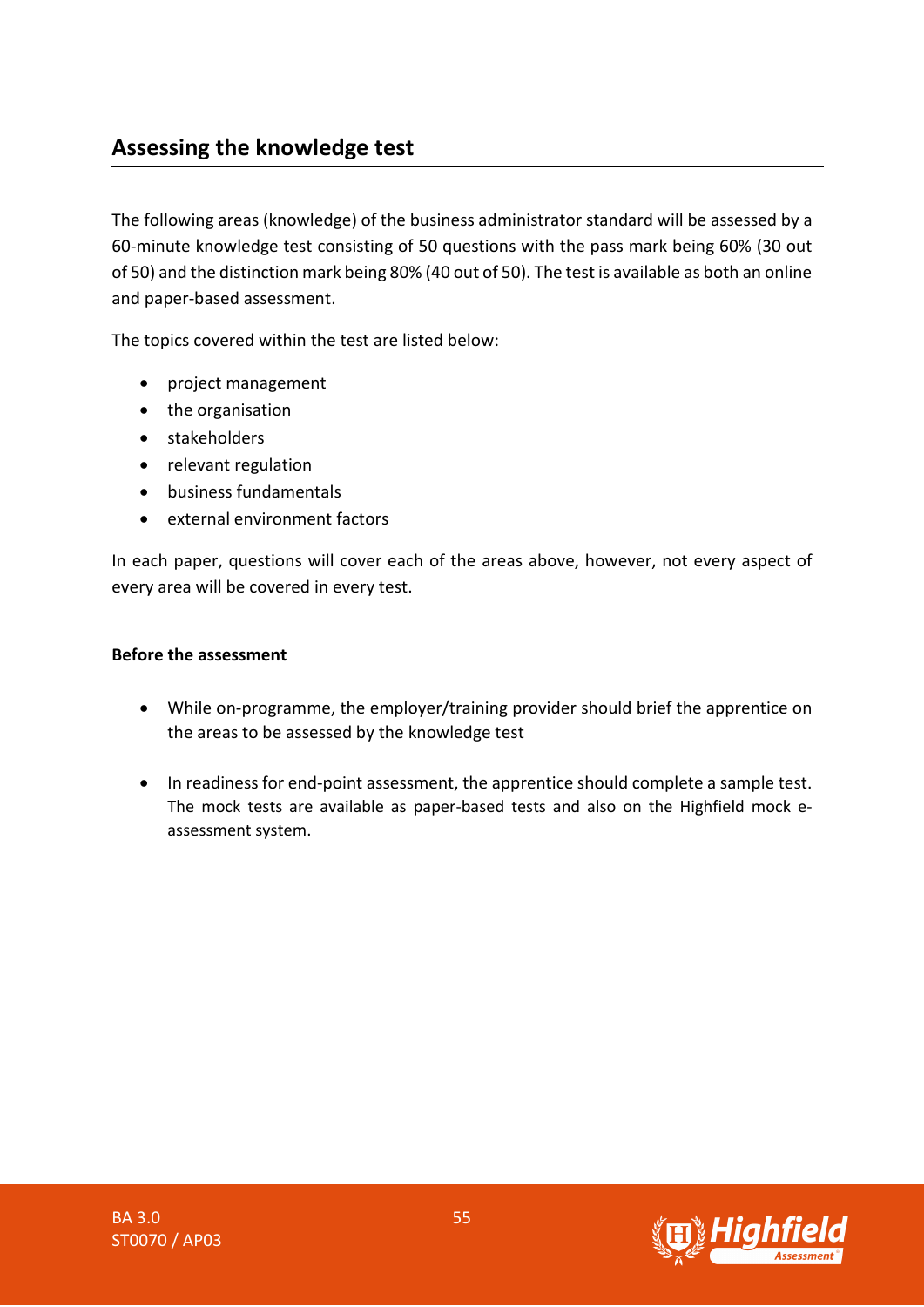## Assessing the knowledge test

The following areas (knowledge) of the business administrator standard will be assessed by a 60-minute knowledge test consisting of 50 questions with the pass mark being 60% (30 out of 50) and the distinction mark being 80% (40 out of 50). The test is available as both an online and paper-based assessment.

The topics covered within the test are listed below:

- project management
- the organisation
- stakeholders
- relevant regulation
- business fundamentals
- external environment factors

In each paper, questions will cover each of the areas above, however, not every aspect of every area will be covered in every test.

**Before the assessment**

- While on-programme, the employer/training provider should brief the apprentice on the areas to be assessed by the knowledge test
- In readiness for end-point assessment, the apprentice should complete a sample test. The mock tests are available as paper-based tests and also on the Highfield mock e-assessment system.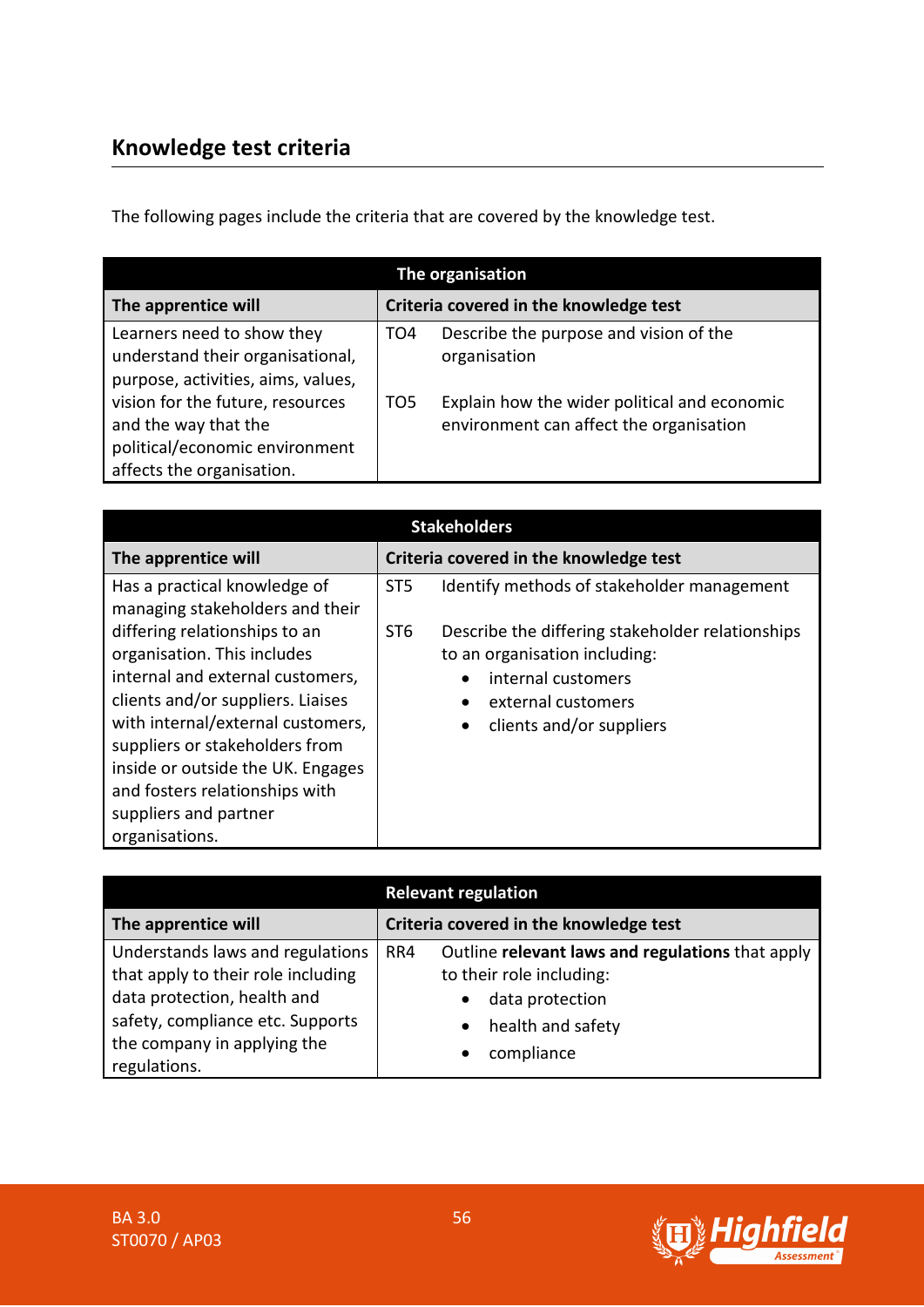## Knowledge test criteria

The following pages include the criteria that are covered by the knowledge test.

| The organisation | | |
|---|---|---|
| **The apprentice will** | **Criteria covered in the knowledge test** | |
| Learners need to show they understand their organisational, purpose, activities, aims, values, vision for the future, resources and the way that the political/economic environment affects the organisation. | TO4 | Describe the purpose and vision of the organisation |
| | TO5 | Explain how the wider political and economic environment can affect the organisation |

| Stakeholders | | |
|---|---|---|
| **The apprentice will** | **Criteria covered in the knowledge test** | |
| Has a practical knowledge of managing stakeholders and their differing relationships to an organisation. This includes internal and external customers, clients and/or suppliers. Liaises with internal/external customers, suppliers or stakeholders from inside or outside the UK. Engages and fosters relationships with suppliers and partner organisations. | ST5 | Identify methods of stakeholder management |
| | ST6 | Describe the differing stakeholder relationships to an organisation including:<br>• internal customers<br>• external customers<br>• clients and/or suppliers |

| Relevant regulation | | |
|---|---|---|
| **The apprentice will** | **Criteria covered in the knowledge test** | |
| Understands laws and regulations that apply to their role including data protection, health and safety, compliance etc. Supports the company in applying the regulations. | RR4 | Outline **relevant laws and regulations** that apply to their role including:<br>• data protection<br>• health and safety<br>• compliance |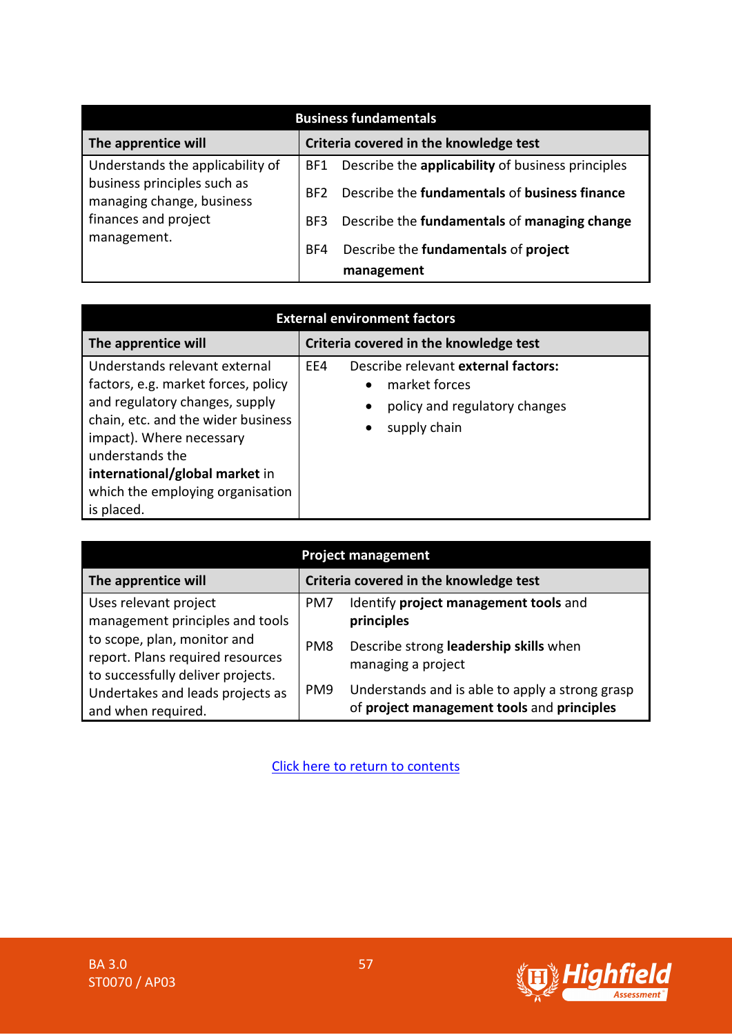| Business fundamentals | |
|---|---|
| **The apprentice will** | **Criteria covered in the knowledge test** |
| Understands the applicability of business principles such as managing change, business finances and project management. | BF1 Describe the **applicability** of business principles<br>BF2 Describe the **fundamentals** of **business finance**<br>BF3 Describe the **fundamentals** of **managing change**<br>BF4 Describe the **fundamentals** of **project management** |

| External environment factors | |
|---|---|
| **The apprentice will** | **Criteria covered in the knowledge test** |
| Understands relevant external factors, e.g. market forces, policy and regulatory changes, supply chain, etc. and the wider business impact). Where necessary understands the **international/global market** in which the employing organisation is placed. | EE4 Describe relevant **external factors:**<br>• market forces<br>• policy and regulatory changes<br>• supply chain |

| Project management | |
|---|---|
| **The apprentice will** | **Criteria covered in the knowledge test** |
| Uses relevant project management principles and tools to scope, plan, monitor and report. Plans required resources to successfully deliver projects. Undertakes and leads projects as and when required. | PM7 Identify **project management tools** and **principles**<br>PM8 Describe strong **leadership skills** when managing a project<br>PM9 Understands and is able to apply a strong grasp of **project management tools** and **principles** |

Click here to return to contents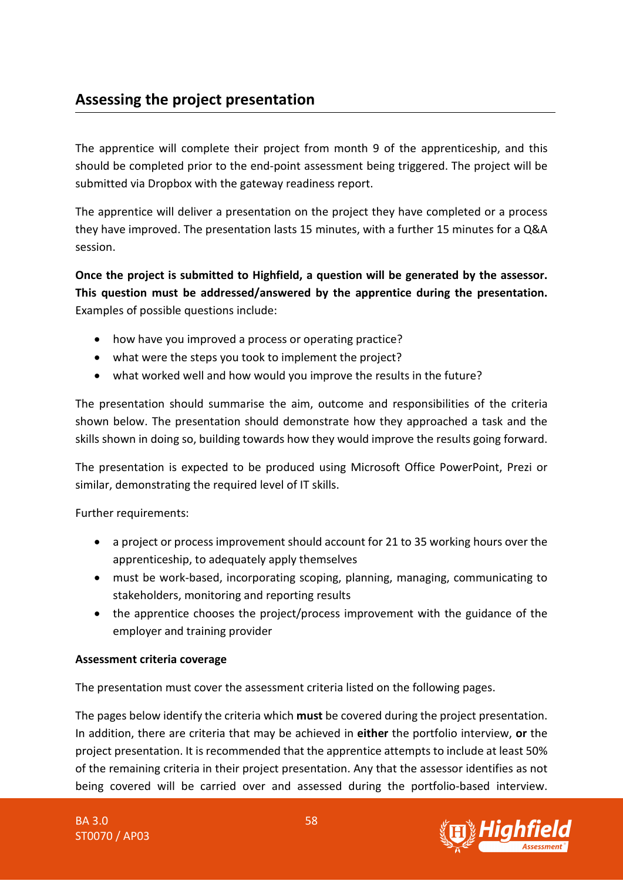## Assessing the project presentation

The apprentice will complete their project from month 9 of the apprenticeship, and this should be completed prior to the end-point assessment being triggered. The project will be submitted via Dropbox with the gateway readiness report.

The apprentice will deliver a presentation on the project they have completed or a process they have improved. The presentation lasts 15 minutes, with a further 15 minutes for a Q&A session.

**Once the project is submitted to Highfield, a question will be generated by the assessor. This question must be addressed/answered by the apprentice during the presentation.** Examples of possible questions include:

- how have you improved a process or operating practice?
- what were the steps you took to implement the project?
- what worked well and how would you improve the results in the future?

The presentation should summarise the aim, outcome and responsibilities of the criteria shown below. The presentation should demonstrate how they approached a task and the skills shown in doing so, building towards how they would improve the results going forward.

The presentation is expected to be produced using Microsoft Office PowerPoint, Prezi or similar, demonstrating the required level of IT skills.

Further requirements:

- a project or process improvement should account for 21 to 35 working hours over the apprenticeship, to adequately apply themselves
- must be work-based, incorporating scoping, planning, managing, communicating to stakeholders, monitoring and reporting results
- the apprentice chooses the project/process improvement with the guidance of the employer and training provider

**Assessment criteria coverage**

The presentation must cover the assessment criteria listed on the following pages.

The pages below identify the criteria which **must** be covered during the project presentation. In addition, there are criteria that may be achieved in **either** the portfolio interview, **or** the project presentation. It is recommended that the apprentice attempts to include at least 50% of the remaining criteria in their project presentation. Any that the assessor identifies as not being covered will be carried over and assessed during the portfolio-based interview.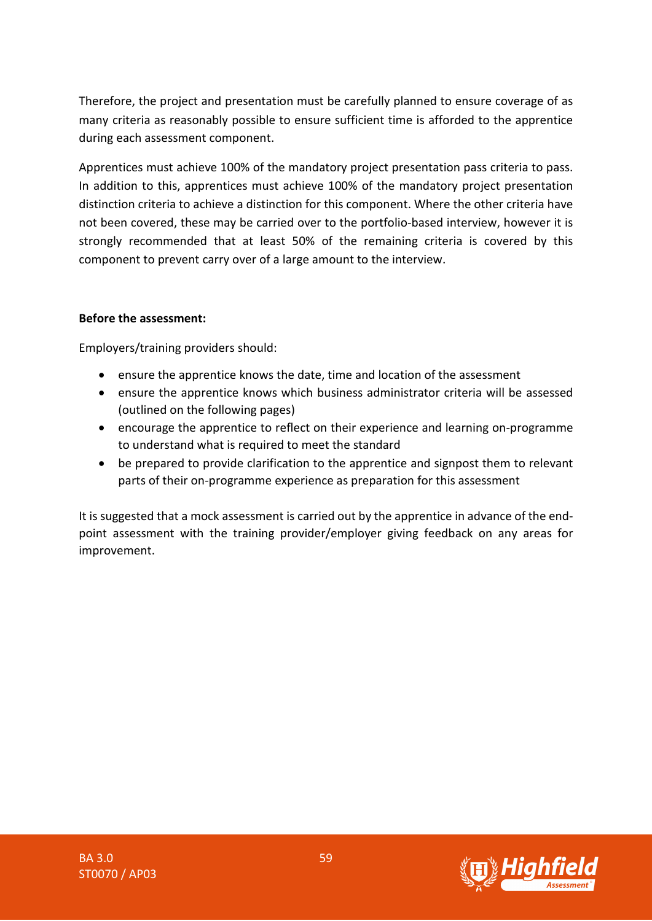Therefore, the project and presentation must be carefully planned to ensure coverage of as many criteria as reasonably possible to ensure sufficient time is afforded to the apprentice during each assessment component.

Apprentices must achieve 100% of the mandatory project presentation pass criteria to pass. In addition to this, apprentices must achieve 100% of the mandatory project presentation distinction criteria to achieve a distinction for this component. Where the other criteria have not been covered, these may be carried over to the portfolio-based interview, however it is strongly recommended that at least 50% of the remaining criteria is covered by this component to prevent carry over of a large amount to the interview.

**Before the assessment:**

Employers/training providers should:

- ensure the apprentice knows the date, time and location of the assessment
- ensure the apprentice knows which business administrator criteria will be assessed (outlined on the following pages)
- encourage the apprentice to reflect on their experience and learning on-programme to understand what is required to meet the standard
- be prepared to provide clarification to the apprentice and signpost them to relevant parts of their on-programme experience as preparation for this assessment

It is suggested that a mock assessment is carried out by the apprentice in advance of the end-point assessment with the training provider/employer giving feedback on any areas for improvement.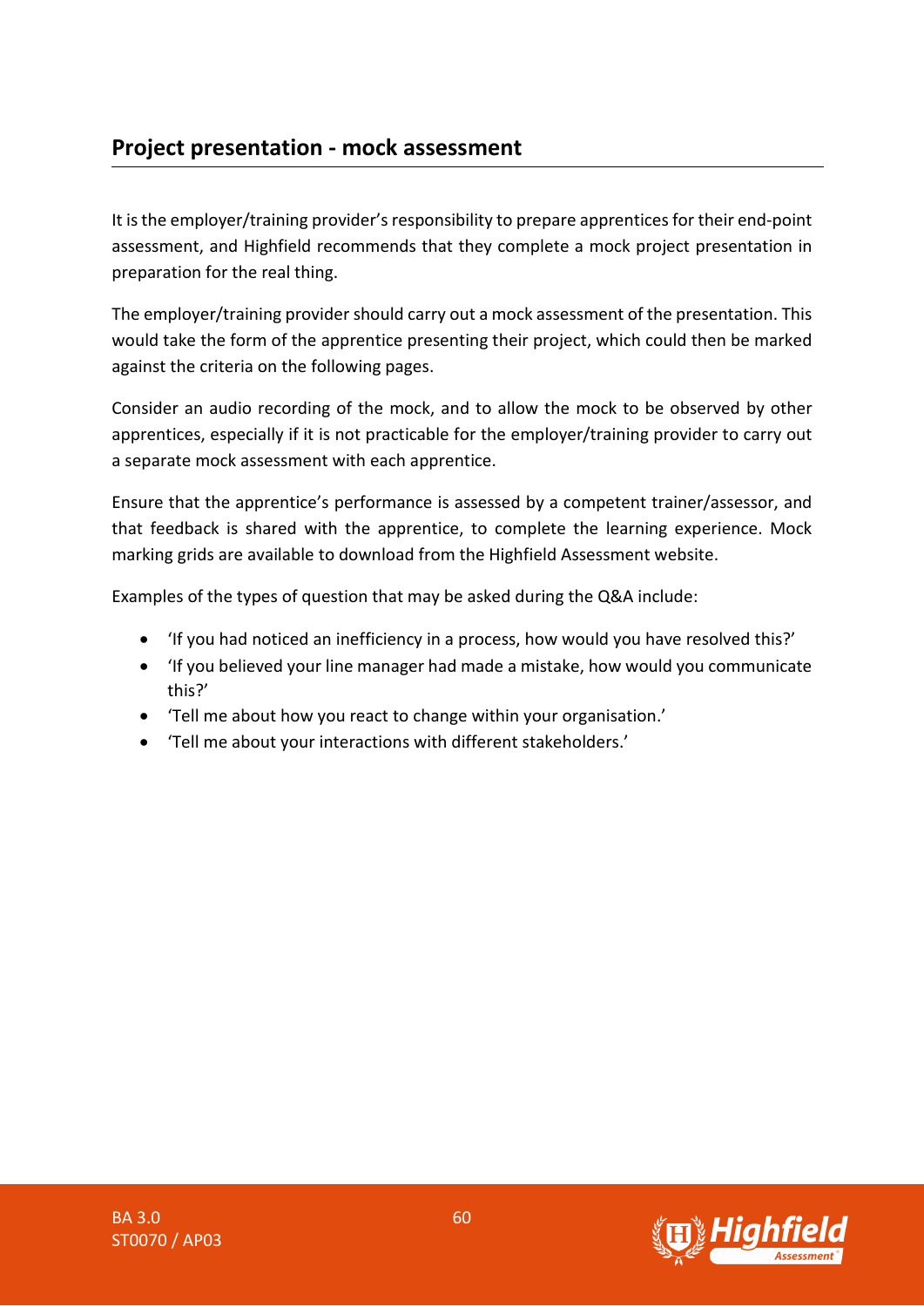## Project presentation - mock assessment

It is the employer/training provider's responsibility to prepare apprentices for their end-point assessment, and Highfield recommends that they complete a mock project presentation in preparation for the real thing.

The employer/training provider should carry out a mock assessment of the presentation. This would take the form of the apprentice presenting their project, which could then be marked against the criteria on the following pages.

Consider an audio recording of the mock, and to allow the mock to be observed by other apprentices, especially if it is not practicable for the employer/training provider to carry out a separate mock assessment with each apprentice.

Ensure that the apprentice's performance is assessed by a competent trainer/assessor, and that feedback is shared with the apprentice, to complete the learning experience. Mock marking grids are available to download from the Highfield Assessment website.

Examples of the types of question that may be asked during the Q&A include:

- 'If you had noticed an inefficiency in a process, how would you have resolved this?'
- 'If you believed your line manager had made a mistake, how would you communicate this?'
- 'Tell me about how you react to change within your organisation.'
- 'Tell me about your interactions with different stakeholders.'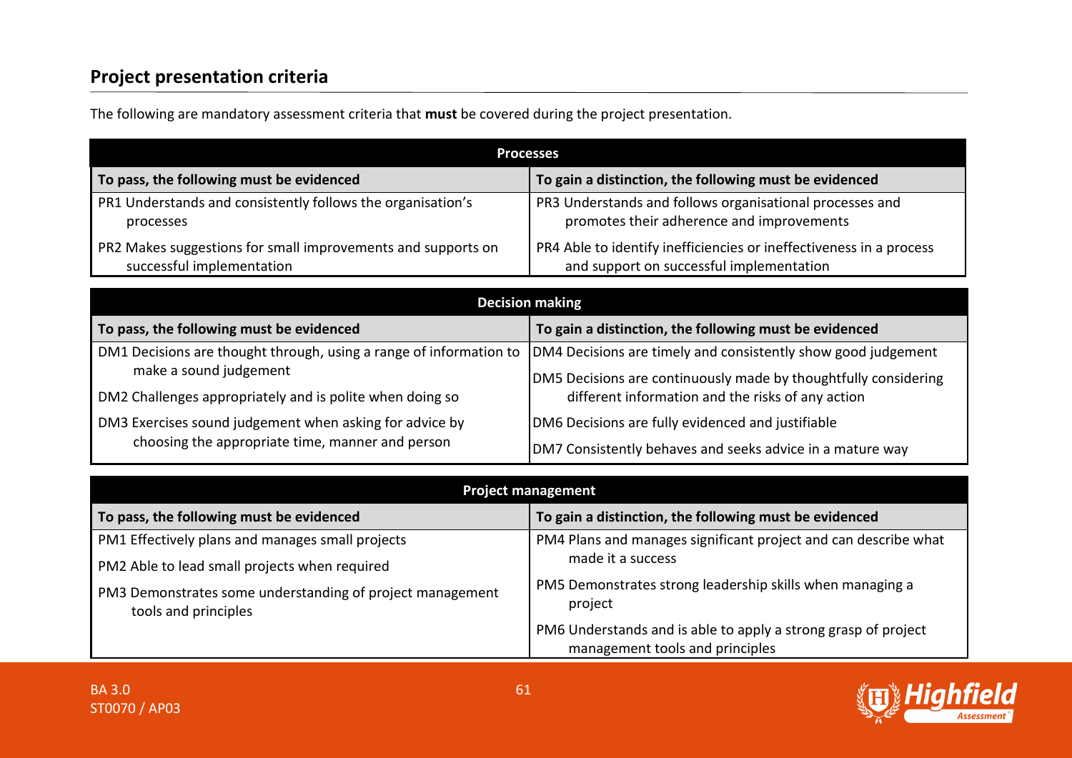## Project presentation criteria

The following are mandatory assessment criteria that **must** be covered during the project presentation.

| Processes | |
|---|---|
| **To pass, the following must be evidenced** | **To gain a distinction, the following must be evidenced** |
| PR1 Understands and consistently follows the organisation's processes | PR3 Understands and follows organisational processes and promotes their adherence and improvements |
| PR2 Makes suggestions for small improvements and supports on successful implementation | PR4 Able to identify inefficiencies or ineffectiveness in a process and support on successful implementation |

| Decision making | |
|---|---|
| **To pass, the following must be evidenced** | **To gain a distinction, the following must be evidenced** |
| DM1 Decisions are thought through, using a range of information to make a sound judgement | DM4 Decisions are timely and consistently show good judgement |
| DM2 Challenges appropriately and is polite when doing so | DM5 Decisions are continuously made by thoughtfully considering different information and the risks of any action |
| DM3 Exercises sound judgement when asking for advice by choosing the appropriate time, manner and person | DM6 Decisions are fully evidenced and justifiable |
| | DM7 Consistently behaves and seeks advice in a mature way |

| Project management | |
|---|---|
| **To pass, the following must be evidenced** | **To gain a distinction, the following must be evidenced** |
| PM1 Effectively plans and manages small projects | PM4 Plans and manages significant project and can describe what made it a success |
| PM2 Able to lead small projects when required | PM5 Demonstrates strong leadership skills when managing a project |
| PM3 Demonstrates some understanding of project management tools and principles | PM6 Understands and is able to apply a strong grasp of project management tools and principles |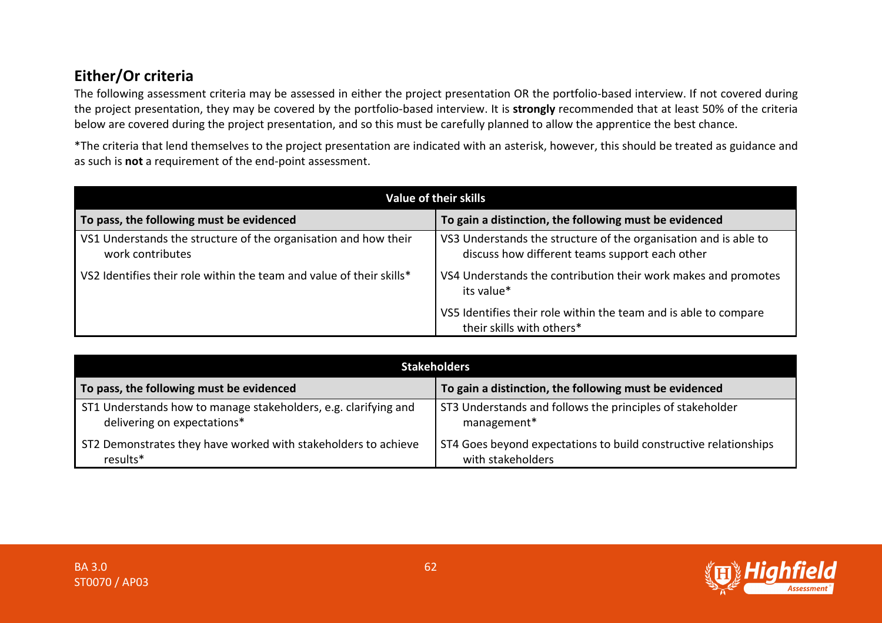## Either/Or criteria

The following assessment criteria may be assessed in either the project presentation OR the portfolio-based interview. If not covered during the project presentation, they may be covered by the portfolio-based interview. It is **strongly** recommended that at least 50% of the criteria below are covered during the project presentation, and so this must be carefully planned to allow the apprentice the best chance.

*The criteria that lend themselves to the project presentation are indicated with an asterisk, however, this should be treated as guidance and as such is **not** a requirement of the end-point assessment.

| Value of their skills | |
|---|---|
| **To pass, the following must be evidenced** | **To gain a distinction, the following must be evidenced** |
| VS1 Understands the structure of the organisation and how their work contributes | VS3 Understands the structure of the organisation and is able to discuss how different teams support each other |
| VS2 Identifies their role within the team and value of their skills* | VS4 Understands the contribution their work makes and promotes its value* |
| | VS5 Identifies their role within the team and is able to compare their skills with others* |

| Stakeholders | |
|---|---|
| **To pass, the following must be evidenced** | **To gain a distinction, the following must be evidenced** |
| ST1 Understands how to manage stakeholders, e.g. clarifying and delivering on expectations* | ST3 Understands and follows the principles of stakeholder management* |
| ST2 Demonstrates they have worked with stakeholders to achieve results* | ST4 Goes beyond expectations to build constructive relationships with stakeholders |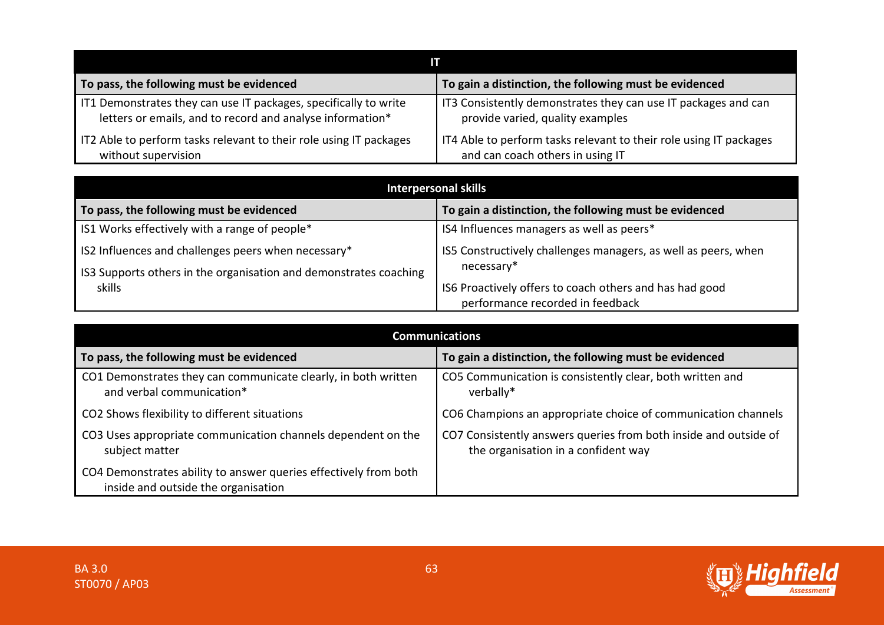| IT | |
|---|---|
| **To pass, the following must be evidenced** | **To gain a distinction, the following must be evidenced** |
| IT1 Demonstrates they can use IT packages, specifically to write letters or emails, and to record and analyse information* | IT3 Consistently demonstrates they can use IT packages and can provide varied, quality examples |
| IT2 Able to perform tasks relevant to their role using IT packages without supervision | IT4 Able to perform tasks relevant to their role using IT packages and can coach others in using IT |

| Interpersonal skills | |
|---|---|
| **To pass, the following must be evidenced** | **To gain a distinction, the following must be evidenced** |
| IS1 Works effectively with a range of people* | IS4 Influences managers as well as peers* |
| IS2 Influences and challenges peers when necessary* | IS5 Constructively challenges managers, as well as peers, when necessary* |
| IS3 Supports others in the organisation and demonstrates coaching skills | IS6 Proactively offers to coach others and has had good performance recorded in feedback |

| Communications | |
|---|---|
| **To pass, the following must be evidenced** | **To gain a distinction, the following must be evidenced** |
| CO1 Demonstrates they can communicate clearly, in both written and verbal communication* | CO5 Communication is consistently clear, both written and verbally* |
| CO2 Shows flexibility to different situations | CO6 Champions an appropriate choice of communication channels |
| CO3 Uses appropriate communication channels dependent on the subject matter | CO7 Consistently answers queries from both inside and outside of the organisation in a confident way |
| CO4 Demonstrates ability to answer queries effectively from both inside and outside the organisation | |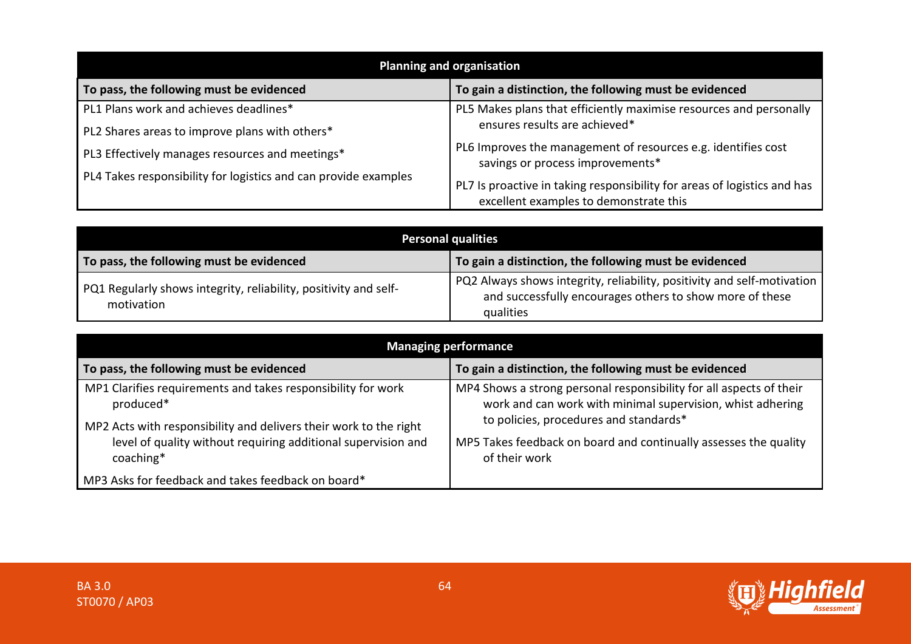| Planning and organisation | |
|---|---|
| **To pass, the following must be evidenced** | **To gain a distinction, the following must be evidenced** |
| PL1 Plans work and achieves deadlines*<br>PL2 Shares areas to improve plans with others*<br>PL3 Effectively manages resources and meetings*<br>PL4 Takes responsibility for logistics and can provide examples | PL5 Makes plans that efficiently maximise resources and personally ensures results are achieved*<br>PL6 Improves the management of resources e.g. identifies cost savings or process improvements*<br>PL7 Is proactive in taking responsibility for areas of logistics and has excellent examples to demonstrate this |

| Personal qualities | |
|---|---|
| **To pass, the following must be evidenced** | **To gain a distinction, the following must be evidenced** |
| PQ1 Regularly shows integrity, reliability, positivity and self-motivation | PQ2 Always shows integrity, reliability, positivity and self-motivation and successfully encourages others to show more of these qualities |

| Managing performance | |
|---|---|
| **To pass, the following must be evidenced** | **To gain a distinction, the following must be evidenced** |
| MP1 Clarifies requirements and takes responsibility for work produced*<br>MP2 Acts with responsibility and delivers their work to the right level of quality without requiring additional supervision and coaching*<br>MP3 Asks for feedback and takes feedback on board* | MP4 Shows a strong personal responsibility for all aspects of their work and can work with minimal supervision, whist adhering to policies, procedures and standards*<br>MP5 Takes feedback on board and continually assesses the quality of their work |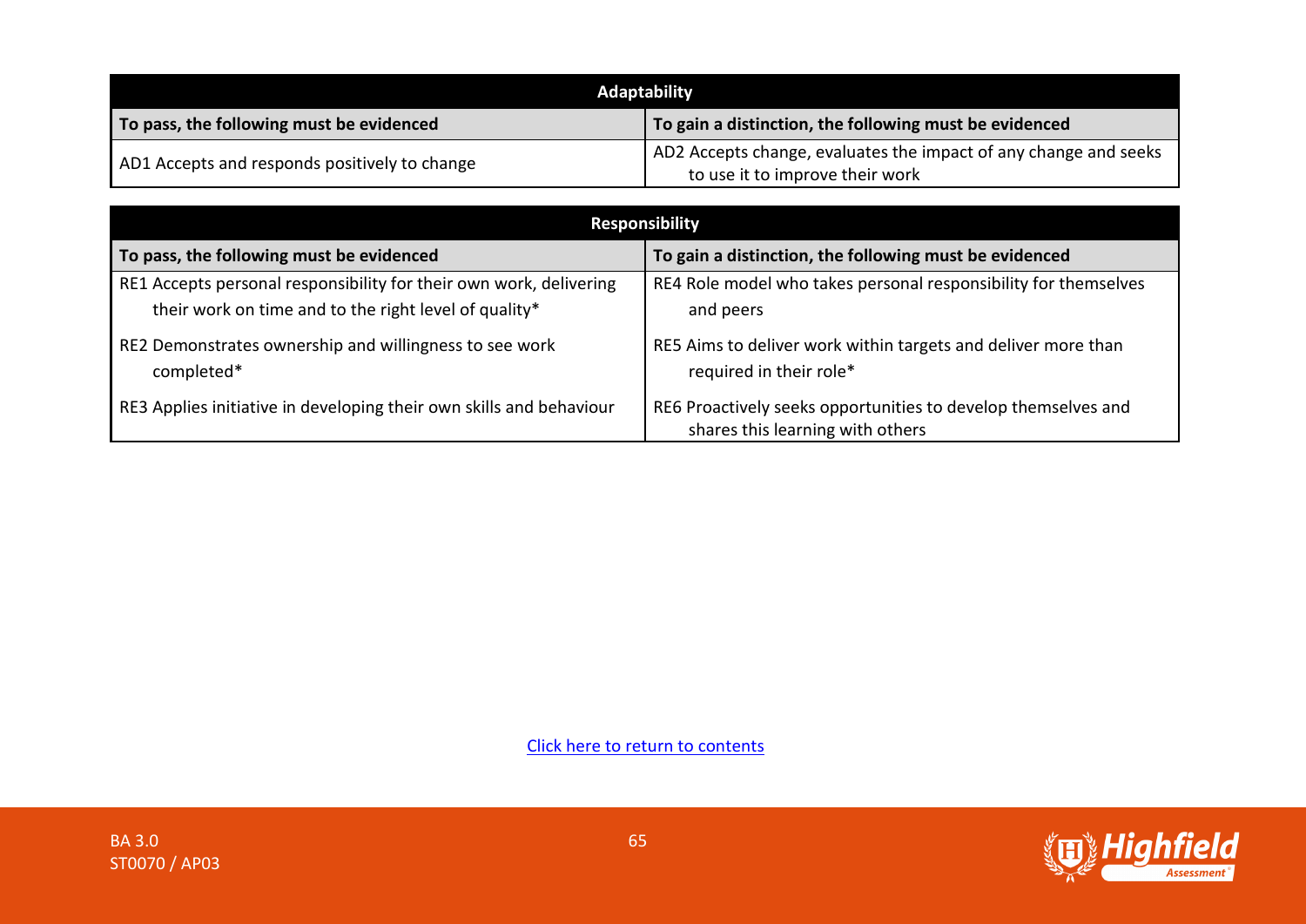| Adaptability | |
|---|---|
| **To pass, the following must be evidenced** | **To gain a distinction, the following must be evidenced** |
| AD1 Accepts and responds positively to change | AD2 Accepts change, evaluates the impact of any change and seeks to use it to improve their work |

| Responsibility | |
|---|---|
| **To pass, the following must be evidenced** | **To gain a distinction, the following must be evidenced** |
| RE1 Accepts personal responsibility for their own work, delivering their work on time and to the right level of quality* | RE4 Role model who takes personal responsibility for themselves and peers |
| RE2 Demonstrates ownership and willingness to see work completed* | RE5 Aims to deliver work within targets and deliver more than required in their role* |
| RE3 Applies initiative in developing their own skills and behaviour | RE6 Proactively seeks opportunities to develop themselves and shares this learning with others |

Click here to return to contents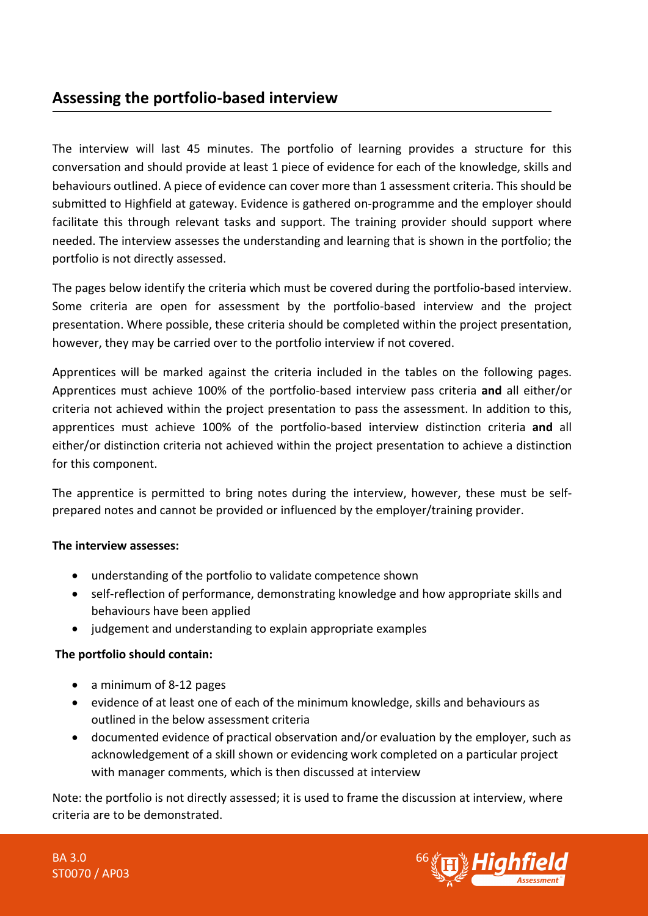## Assessing the portfolio-based interview

The interview will last 45 minutes. The portfolio of learning provides a structure for this conversation and should provide at least 1 piece of evidence for each of the knowledge, skills and behaviours outlined. A piece of evidence can cover more than 1 assessment criteria. This should be submitted to Highfield at gateway. Evidence is gathered on-programme and the employer should facilitate this through relevant tasks and support. The training provider should support where needed. The interview assesses the understanding and learning that is shown in the portfolio; the portfolio is not directly assessed.

The pages below identify the criteria which must be covered during the portfolio-based interview. Some criteria are open for assessment by the portfolio-based interview and the project presentation. Where possible, these criteria should be completed within the project presentation, however, they may be carried over to the portfolio interview if not covered.

Apprentices will be marked against the criteria included in the tables on the following pages. Apprentices must achieve 100% of the portfolio-based interview pass criteria **and** all either/or criteria not achieved within the project presentation to pass the assessment. In addition to this, apprentices must achieve 100% of the portfolio-based interview distinction criteria **and** all either/or distinction criteria not achieved within the project presentation to achieve a distinction for this component.

The apprentice is permitted to bring notes during the interview, however, these must be self-prepared notes and cannot be provided or influenced by the employer/training provider.

**The interview assesses:**

- understanding of the portfolio to validate competence shown
- self-reflection of performance, demonstrating knowledge and how appropriate skills and behaviours have been applied
- judgement and understanding to explain appropriate examples

**The portfolio should contain:**

- a minimum of 8-12 pages
- evidence of at least one of each of the minimum knowledge, skills and behaviours as outlined in the below assessment criteria
- documented evidence of practical observation and/or evaluation by the employer, such as acknowledgement of a skill shown or evidencing work completed on a particular project with manager comments, which is then discussed at interview

Note: the portfolio is not directly assessed; it is used to frame the discussion at interview, where criteria are to be demonstrated.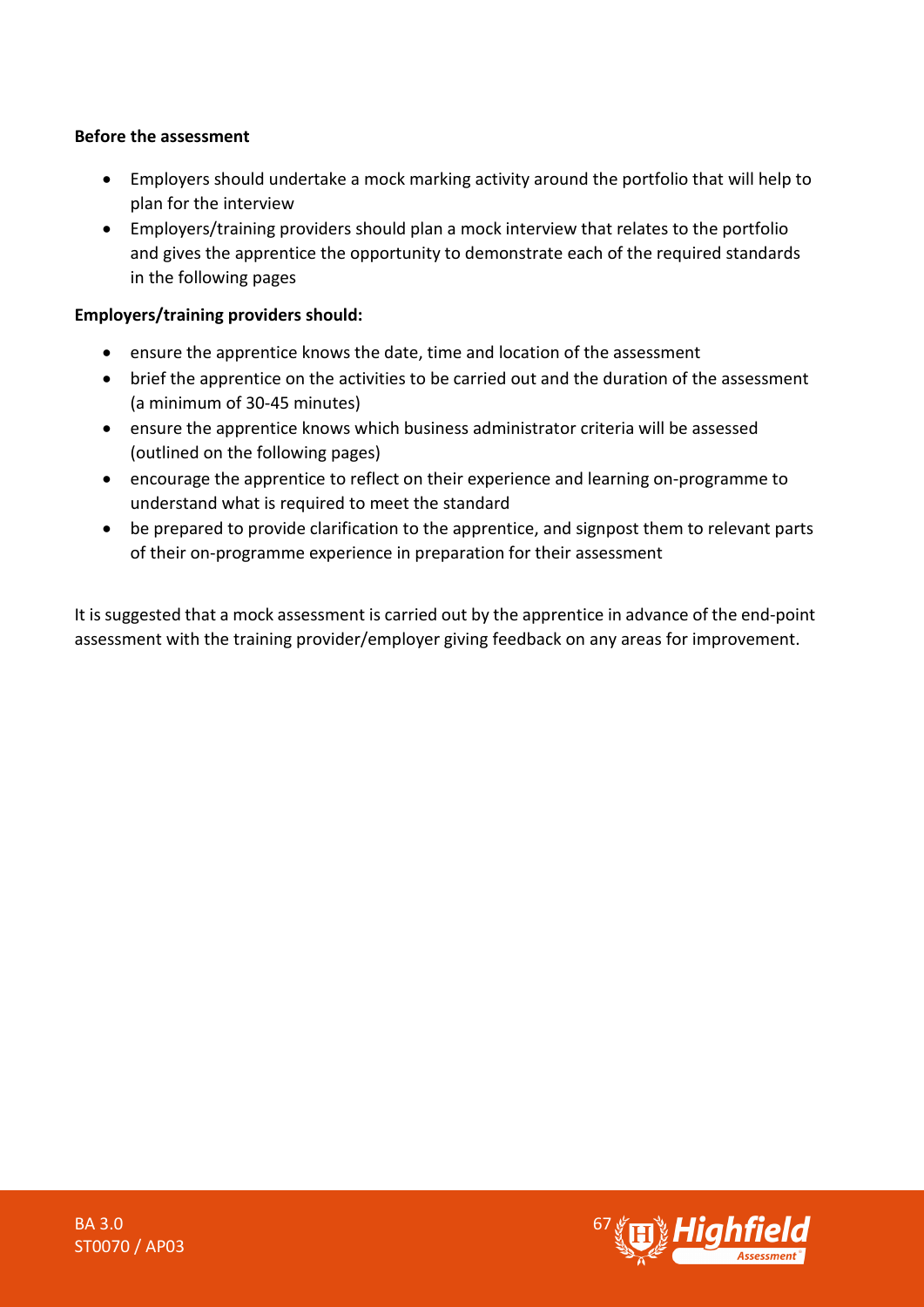**Before the assessment**

- Employers should undertake a mock marking activity around the portfolio that will help to plan for the interview
- Employers/training providers should plan a mock interview that relates to the portfolio and gives the apprentice the opportunity to demonstrate each of the required standards in the following pages

**Employers/training providers should:**

- ensure the apprentice knows the date, time and location of the assessment
- brief the apprentice on the activities to be carried out and the duration of the assessment (a minimum of 30-45 minutes)
- ensure the apprentice knows which business administrator criteria will be assessed (outlined on the following pages)
- encourage the apprentice to reflect on their experience and learning on-programme to understand what is required to meet the standard
- be prepared to provide clarification to the apprentice, and signpost them to relevant parts of their on-programme experience in preparation for their assessment

It is suggested that a mock assessment is carried out by the apprentice in advance of the end-point assessment with the training provider/employer giving feedback on any areas for improvement.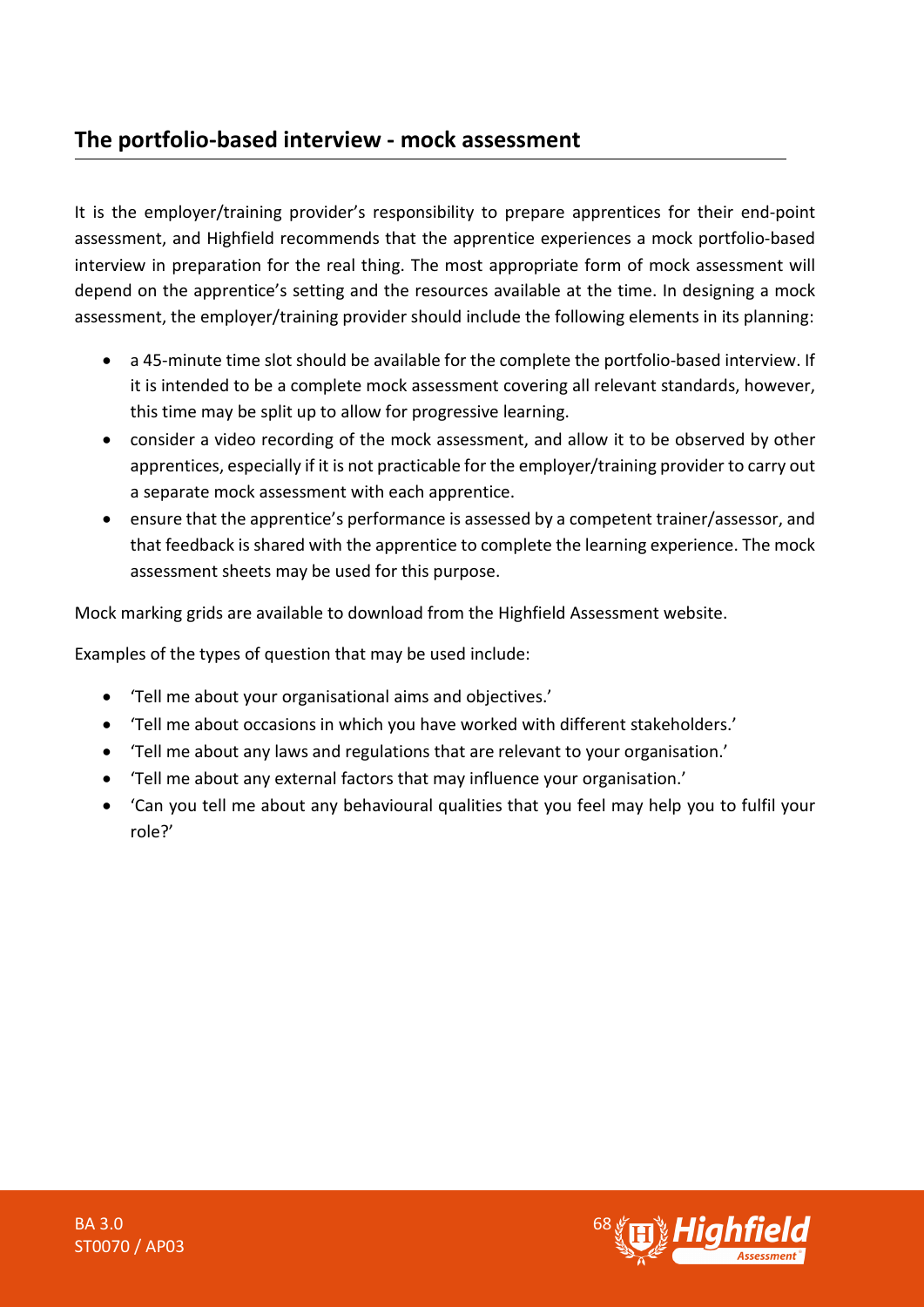## The portfolio-based interview - mock assessment

It is the employer/training provider's responsibility to prepare apprentices for their end-point assessment, and Highfield recommends that the apprentice experiences a mock portfolio-based interview in preparation for the real thing. The most appropriate form of mock assessment will depend on the apprentice's setting and the resources available at the time. In designing a mock assessment, the employer/training provider should include the following elements in its planning:

- a 45-minute time slot should be available for the complete the portfolio-based interview. If it is intended to be a complete mock assessment covering all relevant standards, however, this time may be split up to allow for progressive learning.
- consider a video recording of the mock assessment, and allow it to be observed by other apprentices, especially if it is not practicable for the employer/training provider to carry out a separate mock assessment with each apprentice.
- ensure that the apprentice's performance is assessed by a competent trainer/assessor, and that feedback is shared with the apprentice to complete the learning experience. The mock assessment sheets may be used for this purpose.

Mock marking grids are available to download from the Highfield Assessment website.

Examples of the types of question that may be used include:

- 'Tell me about your organisational aims and objectives.'
- 'Tell me about occasions in which you have worked with different stakeholders.'
- 'Tell me about any laws and regulations that are relevant to your organisation.'
- 'Tell me about any external factors that may influence your organisation.'
- 'Can you tell me about any behavioural qualities that you feel may help you to fulfil your role?'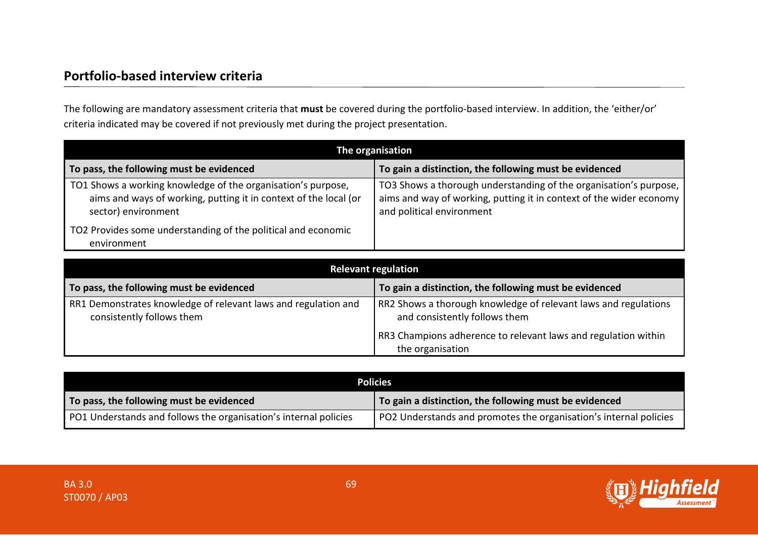## Portfolio-based interview criteria

The following are mandatory assessment criteria that **must** be covered during the portfolio-based interview. In addition, the 'either/or' criteria indicated may be covered if not previously met during the project presentation.

| The organisation | |
|---|---|
| **To pass, the following must be evidenced** | **To gain a distinction, the following must be evidenced** |
| TO1 Shows a working knowledge of the organisation's purpose, aims and ways of working, putting it in context of the local (or sector) environment | TO3 Shows a thorough understanding of the organisation's purpose, aims and way of working, putting it in context of the wider economy and political environment |
| TO2 Provides some understanding of the political and economic environment | |

| Relevant regulation | |
|---|---|
| **To pass, the following must be evidenced** | **To gain a distinction, the following must be evidenced** |
| RR1 Demonstrates knowledge of relevant laws and regulation and consistently follows them | RR2 Shows a thorough knowledge of relevant laws and regulations and consistently follows them |
| | RR3 Champions adherence to relevant laws and regulation within the organisation |

| Policies | |
|---|---|
| **To pass, the following must be evidenced** | **To gain a distinction, the following must be evidenced** |
| PO1 Understands and follows the organisation's internal policies | PO2 Understands and promotes the organisation's internal policies |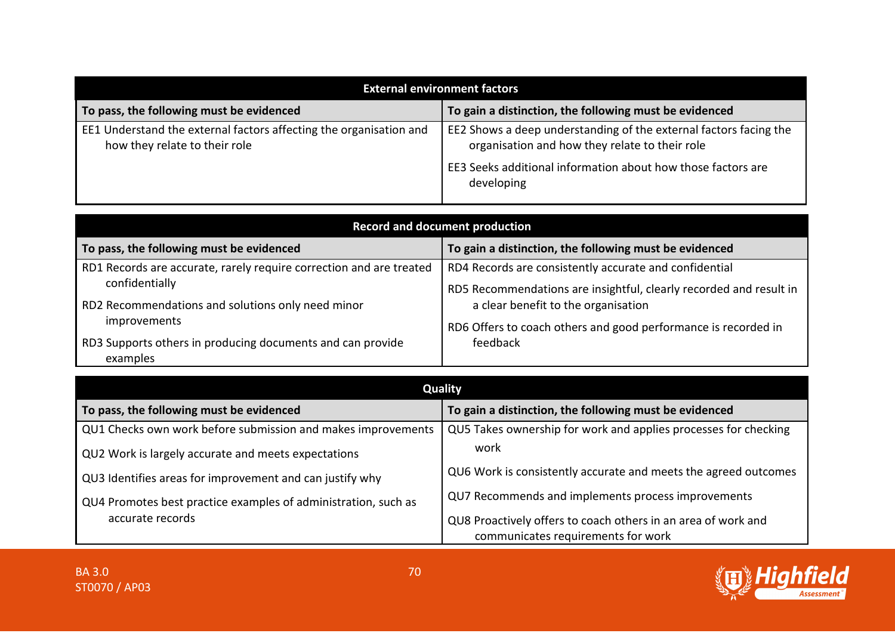| External environment factors | |
|---|---|
| **To pass, the following must be evidenced** | **To gain a distinction, the following must be evidenced** |
| EE1 Understand the external factors affecting the organisation and how they relate to their role | EE2 Shows a deep understanding of the external factors facing the organisation and how they relate to their role<br><br>EE3 Seeks additional information about how those factors are developing |

| Record and document production | |
|---|---|
| **To pass, the following must be evidenced** | **To gain a distinction, the following must be evidenced** |
| RD1 Records are accurate, rarely require correction and are treated confidentially<br><br>RD2 Recommendations and solutions only need minor improvements<br><br>RD3 Supports others in producing documents and can provide examples | RD4 Records are consistently accurate and confidential<br><br>RD5 Recommendations are insightful, clearly recorded and result in a clear benefit to the organisation<br><br>RD6 Offers to coach others and good performance is recorded in feedback |

| Quality | |
|---|---|
| **To pass, the following must be evidenced** | **To gain a distinction, the following must be evidenced** |
| QU1 Checks own work before submission and makes improvements<br><br>QU2 Work is largely accurate and meets expectations<br><br>QU3 Identifies areas for improvement and can justify why<br><br>QU4 Promotes best practice examples of administration, such as accurate records | QU5 Takes ownership for work and applies processes for checking work<br><br>QU6 Work is consistently accurate and meets the agreed outcomes<br><br>QU7 Recommends and implements process improvements<br><br>QU8 Proactively offers to coach others in an area of work and communicates requirements for work |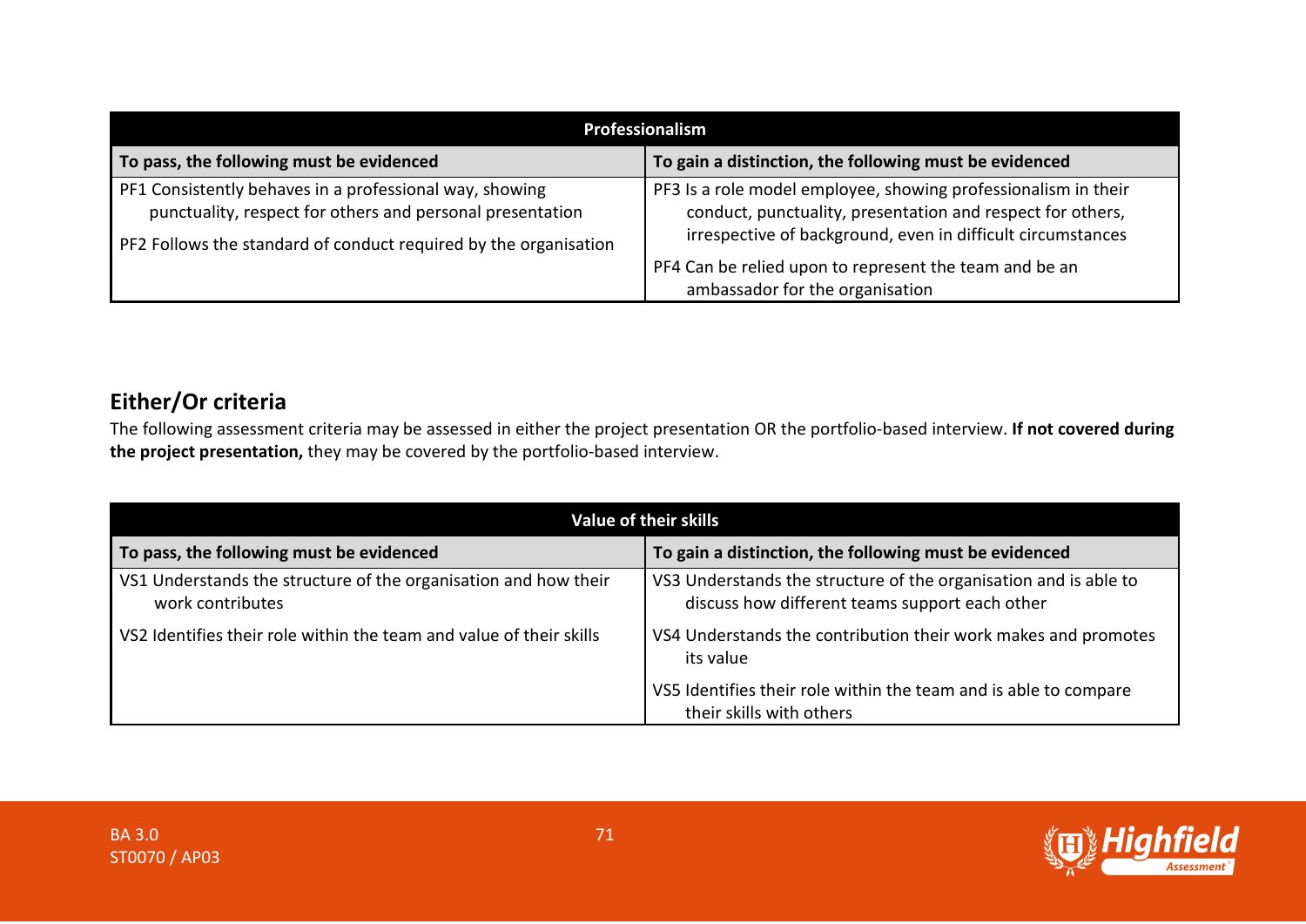| Professionalism | |
|---|---|
| **To pass, the following must be evidenced** | **To gain a distinction, the following must be evidenced** |
| PF1 Consistently behaves in a professional way, showing punctuality, respect for others and personal presentation<br><br>PF2 Follows the standard of conduct required by the organisation | PF3 Is a role model employee, showing professionalism in their conduct, punctuality, presentation and respect for others, irrespective of background, even in difficult circumstances<br><br>PF4 Can be relied upon to represent the team and be an ambassador for the organisation |

## Either/Or criteria

The following assessment criteria may be assessed in either the project presentation OR the portfolio-based interview. **If not covered during the project presentation,** they may be covered by the portfolio-based interview.

| Value of their skills | |
|---|---|
| **To pass, the following must be evidenced** | **To gain a distinction, the following must be evidenced** |
| VS1 Understands the structure of the organisation and how their work contributes<br><br>VS2 Identifies their role within the team and value of their skills | VS3 Understands the structure of the organisation and is able to discuss how different teams support each other<br><br>VS4 Understands the contribution their work makes and promotes its value<br><br>VS5 Identifies their role within the team and is able to compare their skills with others |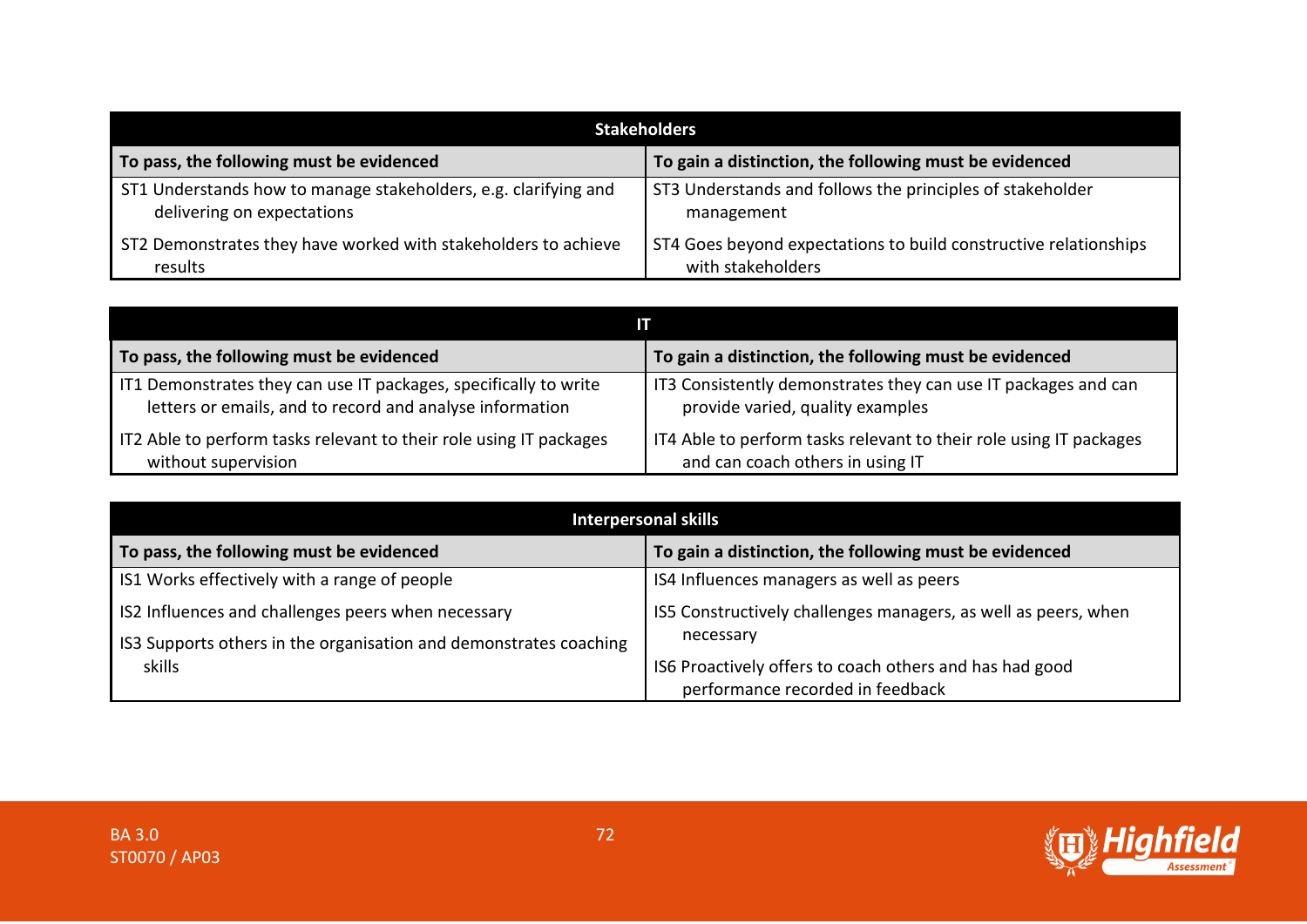| Stakeholders | |
|---|---|
| **To pass, the following must be evidenced** | **To gain a distinction, the following must be evidenced** |
| ST1 Understands how to manage stakeholders, e.g. clarifying and delivering on expectations | ST3 Understands and follows the principles of stakeholder management |
| ST2 Demonstrates they have worked with stakeholders to achieve results | ST4 Goes beyond expectations to build constructive relationships with stakeholders |

| IT | |
|---|---|
| **To pass, the following must be evidenced** | **To gain a distinction, the following must be evidenced** |
| IT1 Demonstrates they can use IT packages, specifically to write letters or emails, and to record and analyse information | IT3 Consistently demonstrates they can use IT packages and can provide varied, quality examples |
| IT2 Able to perform tasks relevant to their role using IT packages without supervision | IT4 Able to perform tasks relevant to their role using IT packages and can coach others in using IT |

| Interpersonal skills | |
|---|---|
| **To pass, the following must be evidenced** | **To gain a distinction, the following must be evidenced** |
| IS1 Works effectively with a range of people | IS4 Influences managers as well as peers |
| IS2 Influences and challenges peers when necessary | IS5 Constructively challenges managers, as well as peers, when necessary |
| IS3 Supports others in the organisation and demonstrates coaching skills | IS6 Proactively offers to coach others and has had good performance recorded in feedback |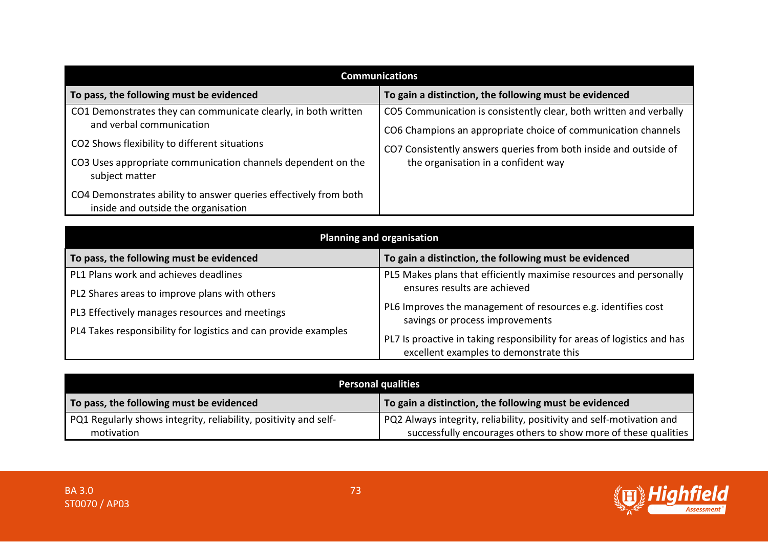| Communications | |
|---|---|
| **To pass, the following must be evidenced** | **To gain a distinction, the following must be evidenced** |
| CO1 Demonstrates they can communicate clearly, in both written and verbal communication<br><br>CO2 Shows flexibility to different situations<br><br>CO3 Uses appropriate communication channels dependent on the subject matter<br><br>CO4 Demonstrates ability to answer queries effectively from both inside and outside the organisation | CO5 Communication is consistently clear, both written and verbally<br><br>CO6 Champions an appropriate choice of communication channels<br><br>CO7 Consistently answers queries from both inside and outside of the organisation in a confident way |

| Planning and organisation | |
|---|---|
| **To pass, the following must be evidenced** | **To gain a distinction, the following must be evidenced** |
| PL1 Plans work and achieves deadlines<br><br>PL2 Shares areas to improve plans with others<br><br>PL3 Effectively manages resources and meetings<br><br>PL4 Takes responsibility for logistics and can provide examples | PL5 Makes plans that efficiently maximise resources and personally ensures results are achieved<br><br>PL6 Improves the management of resources e.g. identifies cost savings or process improvements<br><br>PL7 Is proactive in taking responsibility for areas of logistics and has excellent examples to demonstrate this |

| Personal qualities | |
|---|---|
| **To pass, the following must be evidenced** | **To gain a distinction, the following must be evidenced** |
| PQ1 Regularly shows integrity, reliability, positivity and self-motivation | PQ2 Always integrity, reliability, positivity and self-motivation and successfully encourages others to show more of these qualities |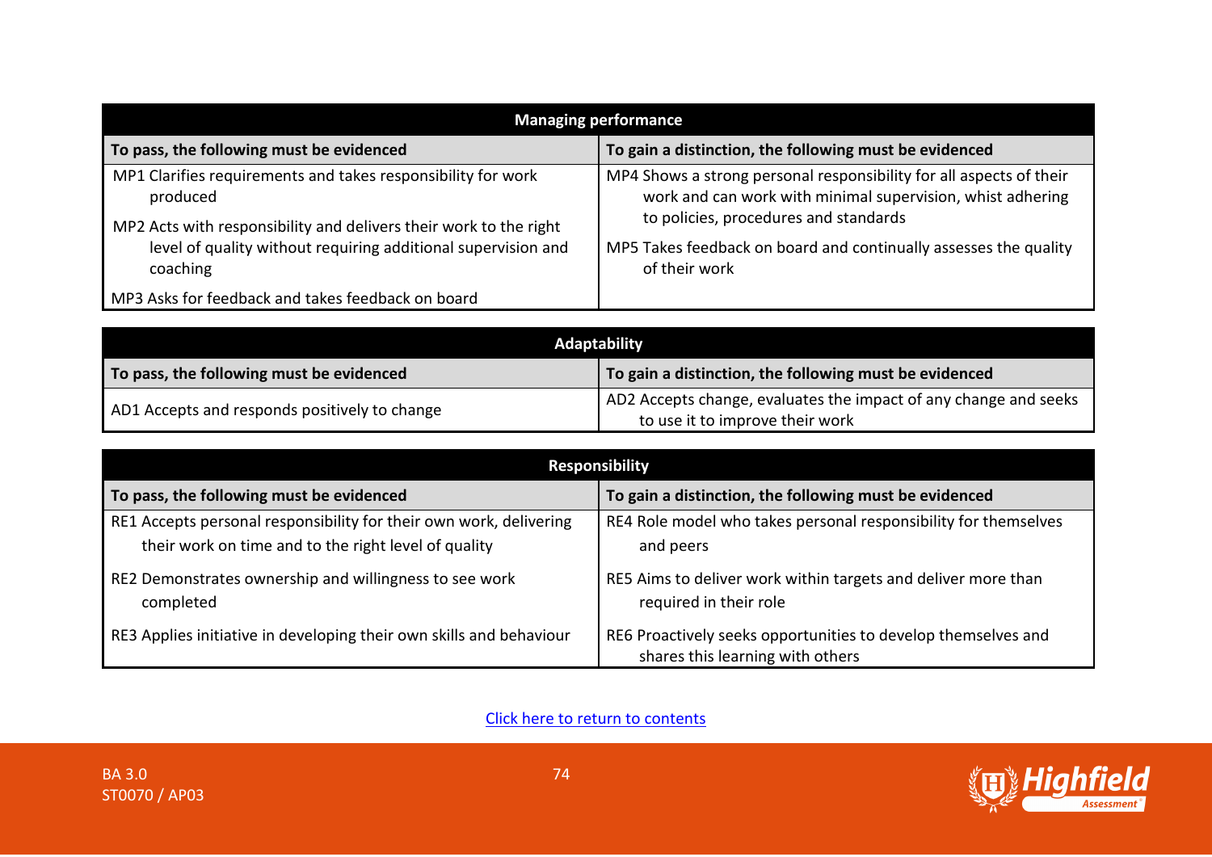| Managing performance | |
|---|---|
| **To pass, the following must be evidenced** | **To gain a distinction, the following must be evidenced** |
| MP1 Clarifies requirements and takes responsibility for work produced<br><br>MP2 Acts with responsibility and delivers their work to the right level of quality without requiring additional supervision and coaching<br><br>MP3 Asks for feedback and takes feedback on board | MP4 Shows a strong personal responsibility for all aspects of their work and can work with minimal supervision, whist adhering to policies, procedures and standards<br><br>MP5 Takes feedback on board and continually assesses the quality of their work |

| Adaptability | |
|---|---|
| **To pass, the following must be evidenced** | **To gain a distinction, the following must be evidenced** |
| AD1 Accepts and responds positively to change | AD2 Accepts change, evaluates the impact of any change and seeks to use it to improve their work |

| Responsibility | |
|---|---|
| **To pass, the following must be evidenced** | **To gain a distinction, the following must be evidenced** |
| RE1 Accepts personal responsibility for their own work, delivering their work on time and to the right level of quality | RE4 Role model who takes personal responsibility for themselves and peers |
| RE2 Demonstrates ownership and willingness to see work completed | RE5 Aims to deliver work within targets and deliver more than required in their role |
| RE3 Applies initiative in developing their own skills and behaviour | RE6 Proactively seeks opportunities to develop themselves and shares this learning with others |

Click here to return to contents